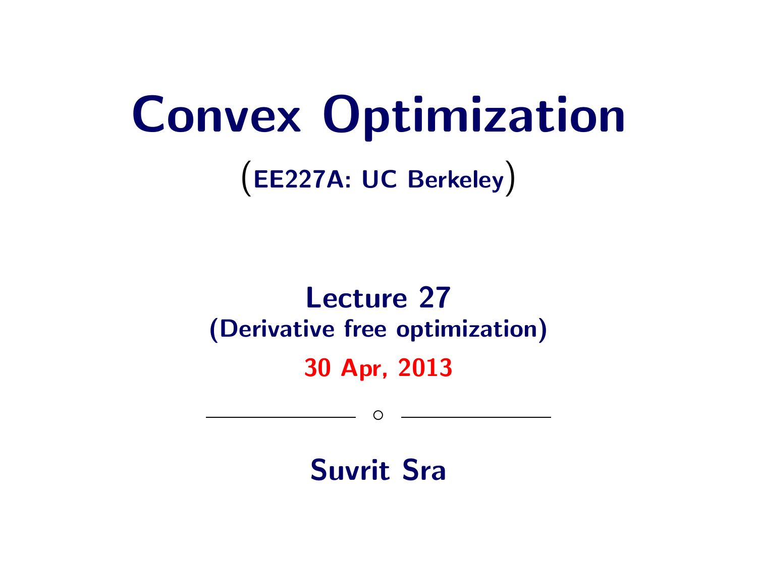# Convex Optimization

(EE227A: UC Berkeley)

## Lecture 27
### (Derivative free optimization)

**30 Apr, 2013**

—————— ○ ——————

**Suvrit Sra**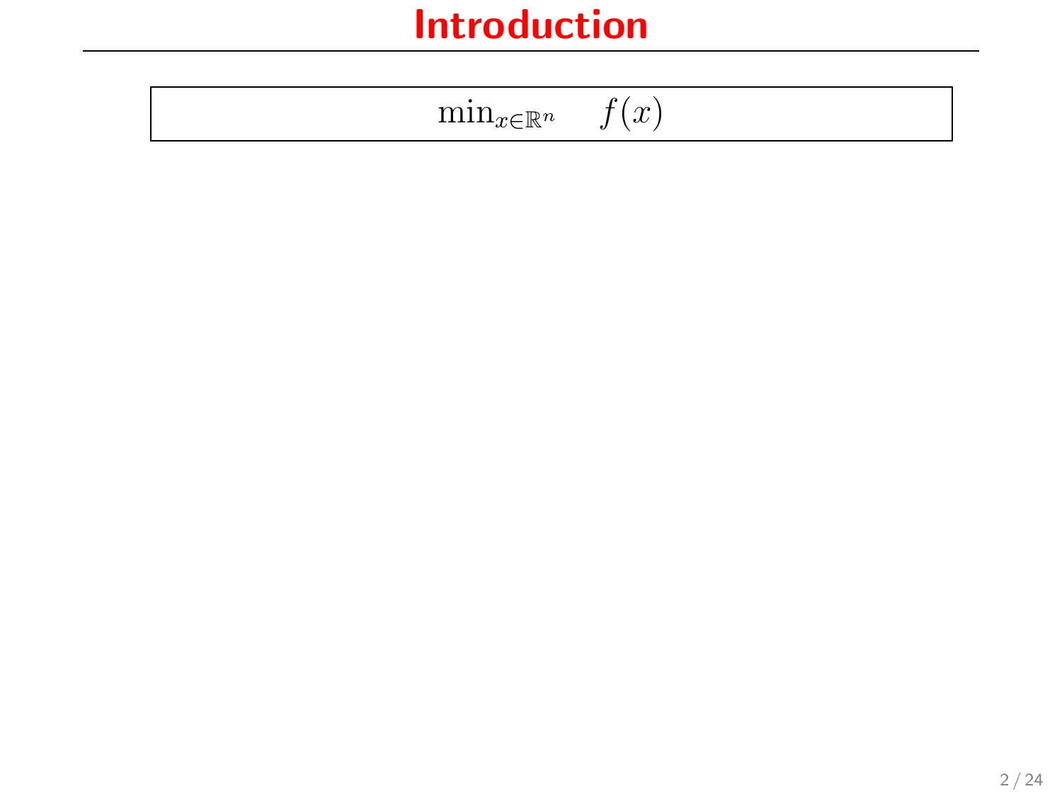# Introduction

$$\min_{x \in \mathbb{R}^n} \quad f(x)$$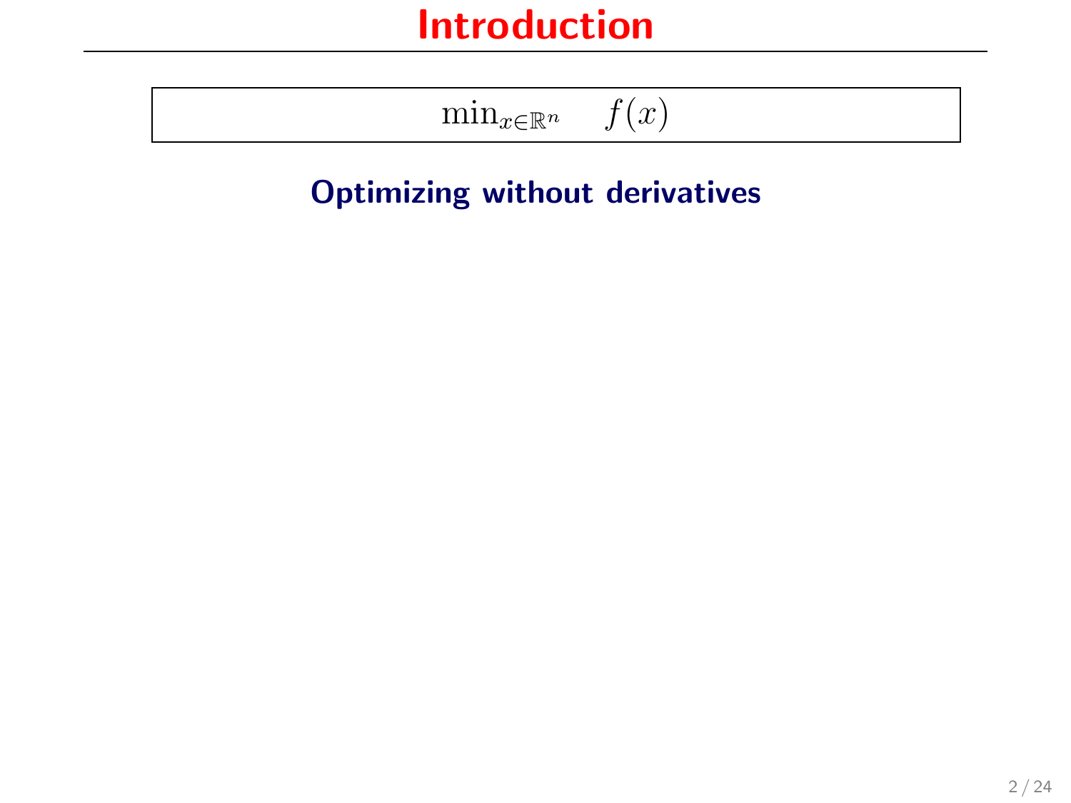# Introduction

$$\min_{x \in \mathbb{R}^n} \quad f(x)$$

**Optimizing without derivatives**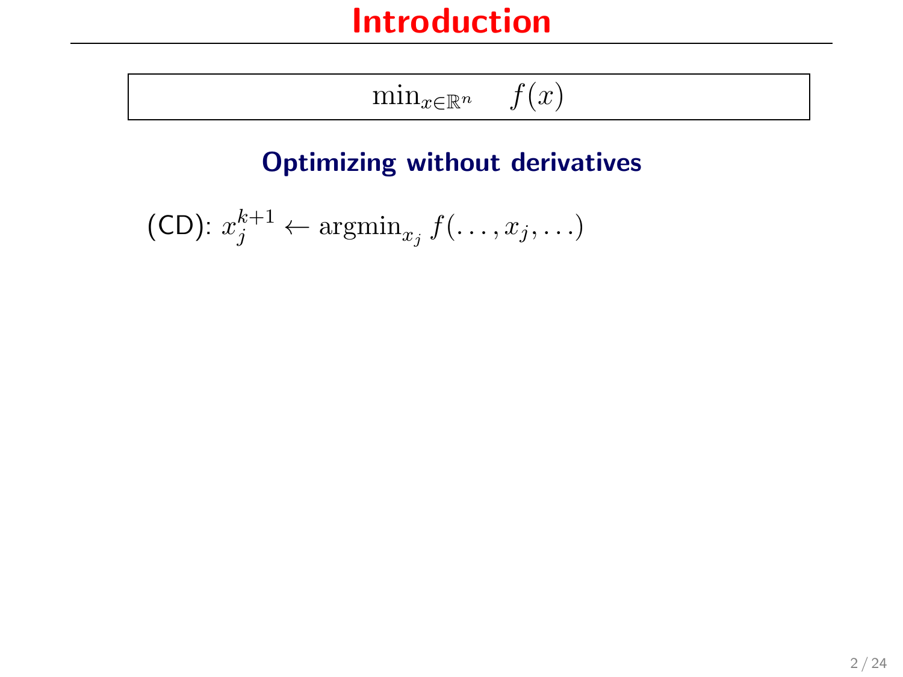# Introduction

$$\min_{x \in \mathbb{R}^n} \quad f(x)$$

**Optimizing without derivatives**

(CD): $x_j^{k+1} \leftarrow \operatorname{argmin}_{x_j} f(\ldots, x_j, \ldots)$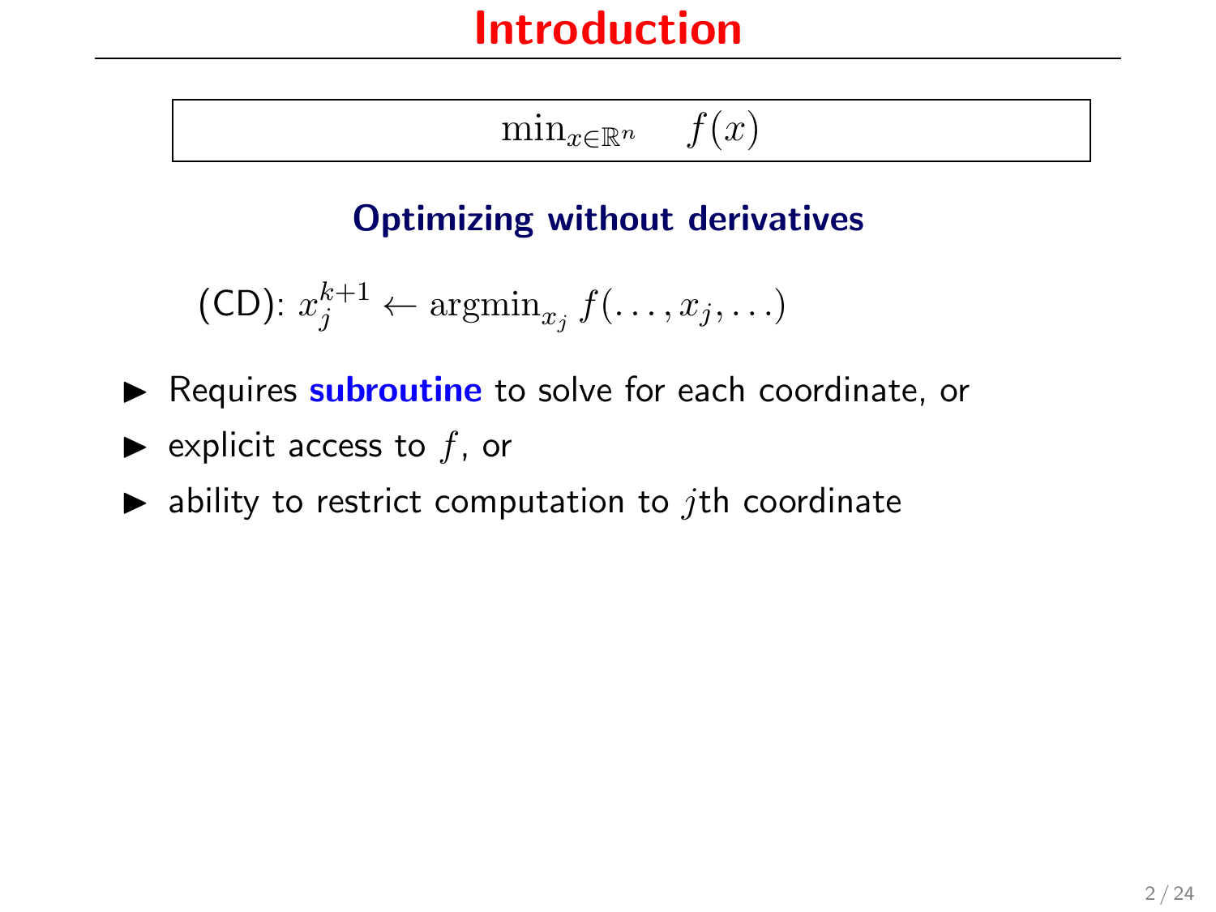# Introduction

$$\min_{x\in\mathbb{R}^n} \quad f(x)$$

**Optimizing without derivatives**

(CD): $x_j^{k+1} \leftarrow \operatorname{argmin}_{x_j} f(\ldots, x_j, \ldots)$

- Requires **subroutine** to solve for each coordinate, or
- explicit access to $f$, or
- ability to restrict computation to $j$th coordinate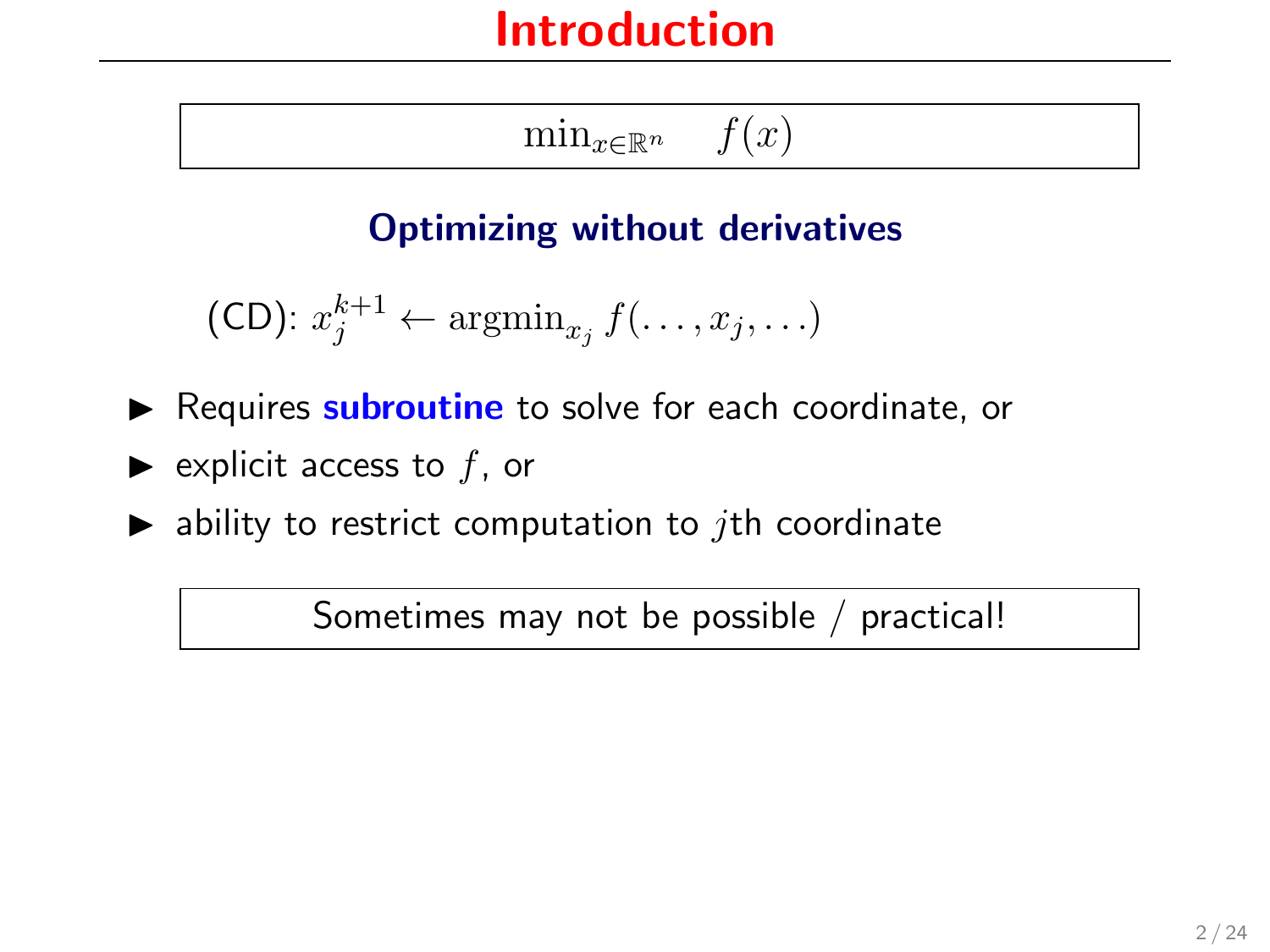# Introduction

$$\min_{x \in \mathbb{R}^n} \quad f(x)$$

**Optimizing without derivatives**

(CD): $x_j^{k+1} \leftarrow \operatorname{argmin}_{x_j} f(\ldots, x_j, \ldots)$

- Requires **subroutine** to solve for each coordinate, or
- explicit access to $f$, or
- ability to restrict computation to $j$th coordinate

Sometimes may not be possible / practical!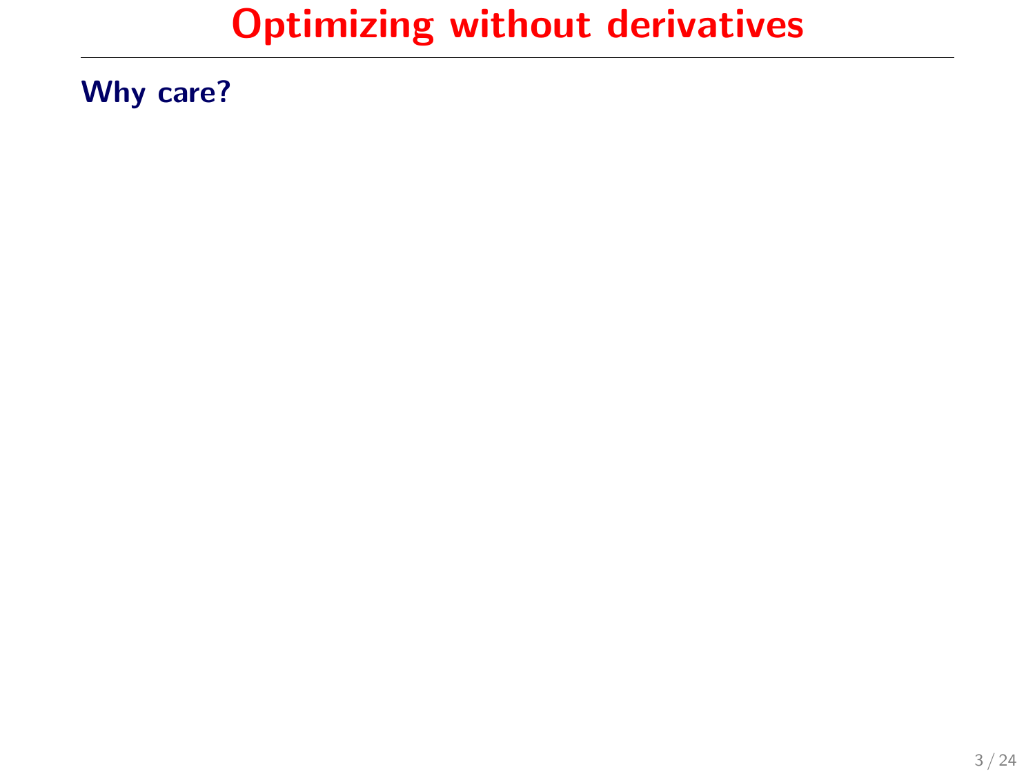# Optimizing without derivatives

**Why care?**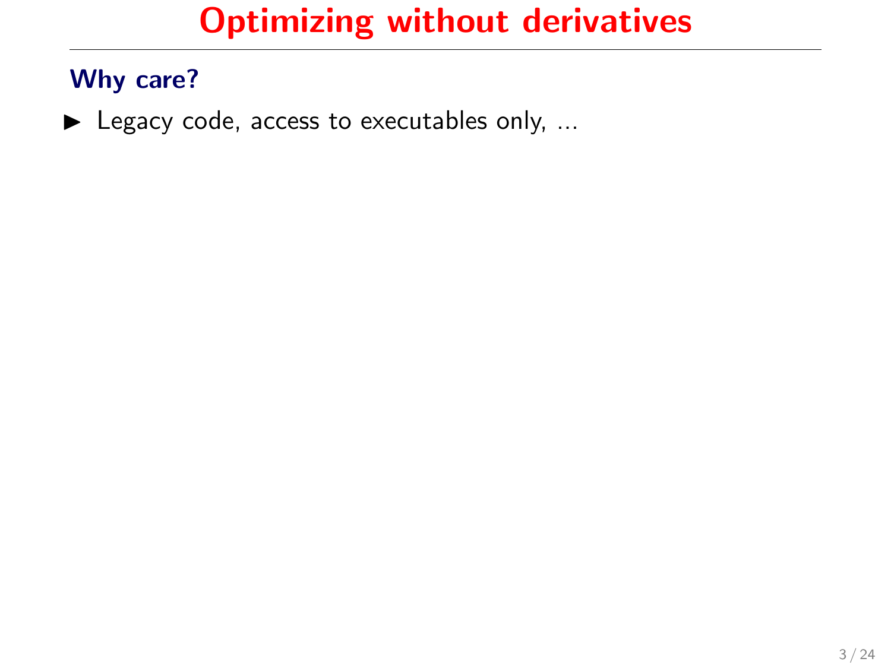# Optimizing without derivatives

## Why care?

- Legacy code, access to executables only, ...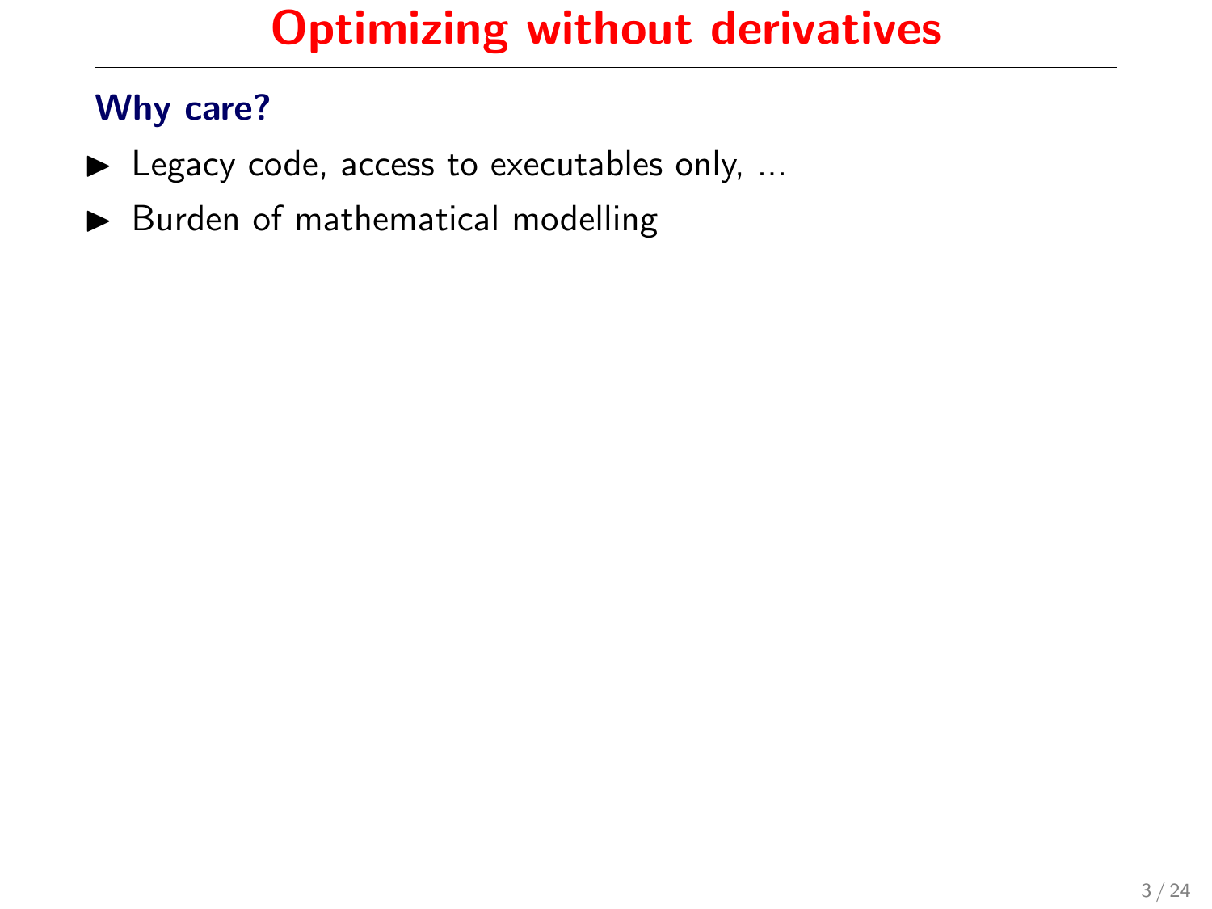# Optimizing without derivatives

## Why care?

- Legacy code, access to executables only, ...
- Burden of mathematical modelling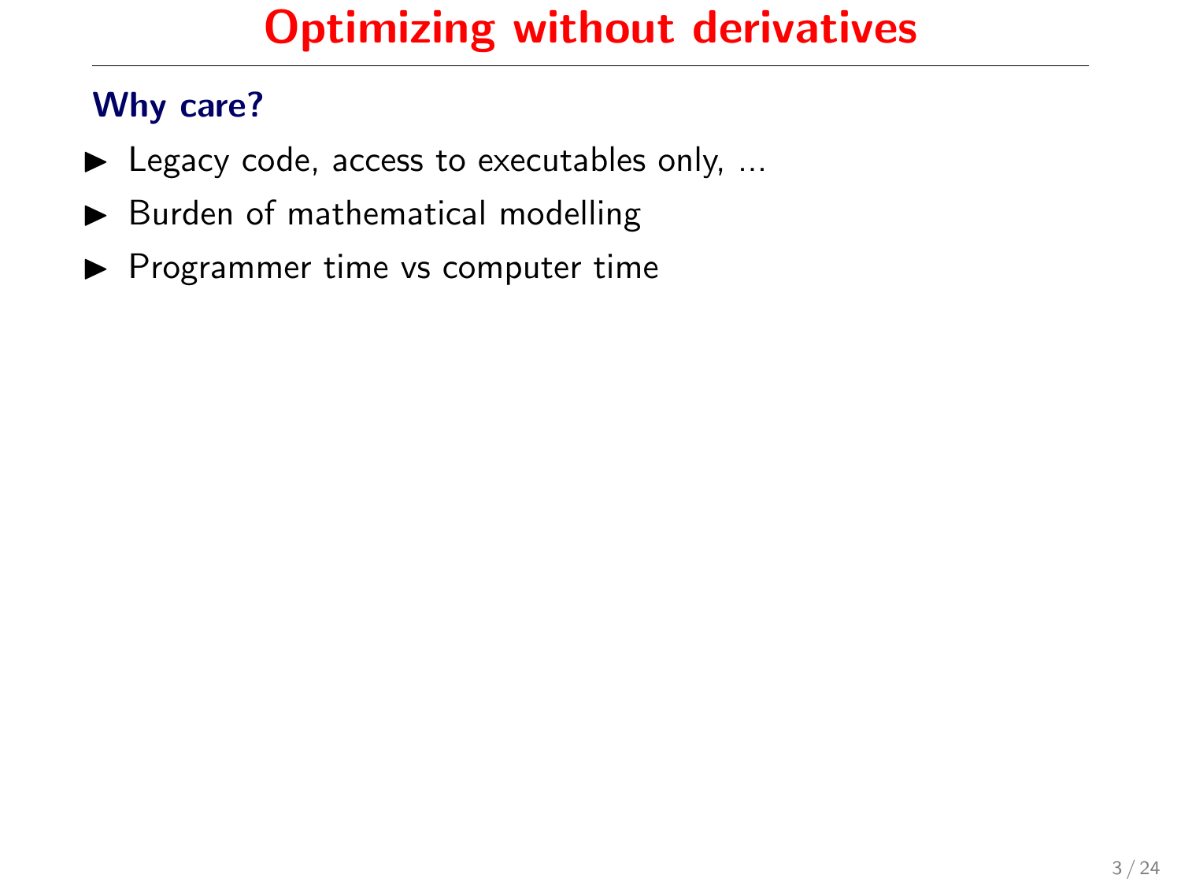# Optimizing without derivatives

### Why care?

- Legacy code, access to executables only, ...
- Burden of mathematical modelling
- Programmer time vs computer time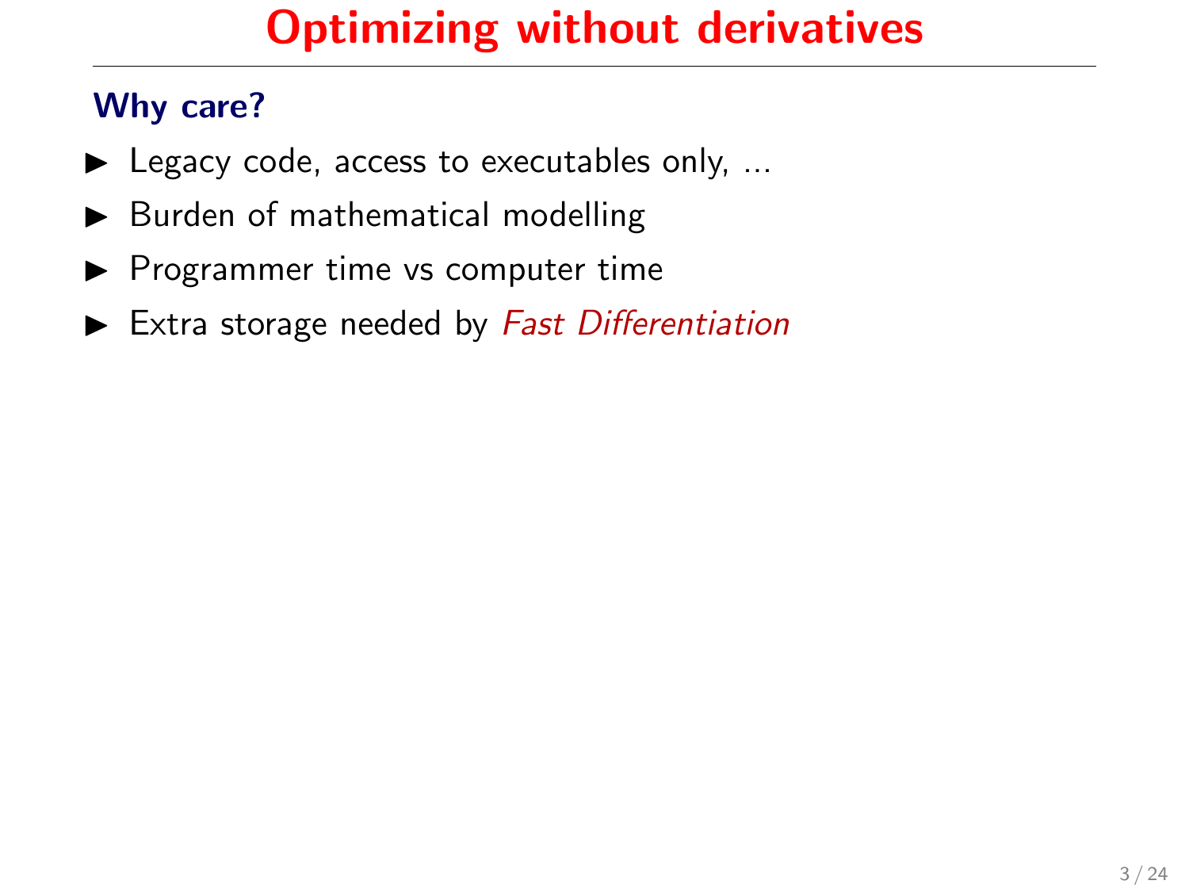# Optimizing without derivatives

## Why care?

- Legacy code, access to executables only, ...
- Burden of mathematical modelling
- Programmer time vs computer time
- Extra storage needed by *Fast Differentiation*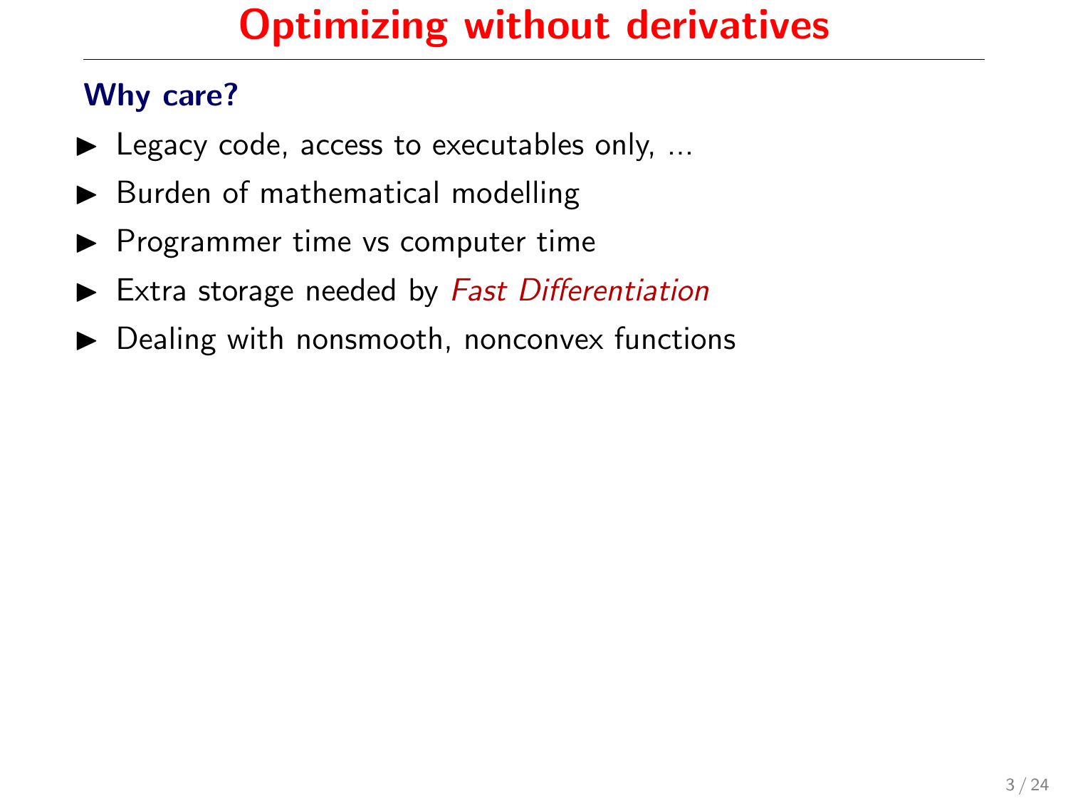# Optimizing without derivatives

### Why care?

- Legacy code, access to executables only, ...
- Burden of mathematical modelling
- Programmer time vs computer time
- Extra storage needed by *Fast Differentiation*
- Dealing with nonsmooth, nonconvex functions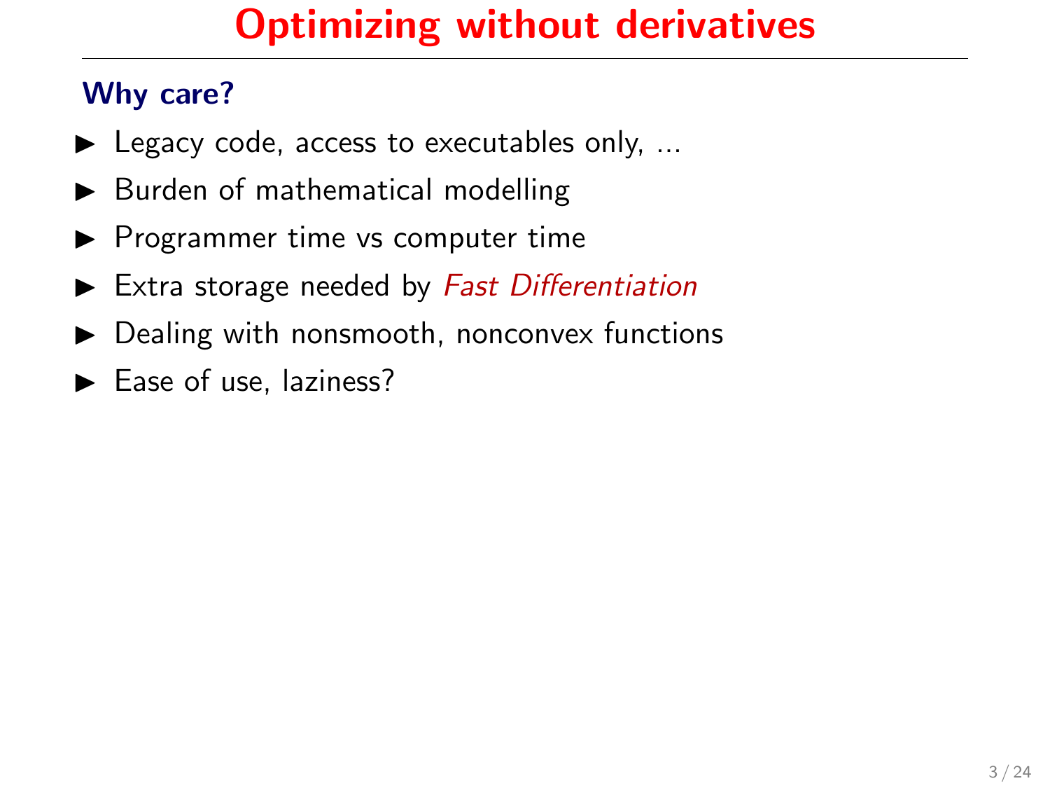# Optimizing without derivatives

### Why care?

- Legacy code, access to executables only, ...
- Burden of mathematical modelling
- Programmer time vs computer time
- Extra storage needed by *Fast Differentiation*
- Dealing with nonsmooth, nonconvex functions
- Ease of use, laziness?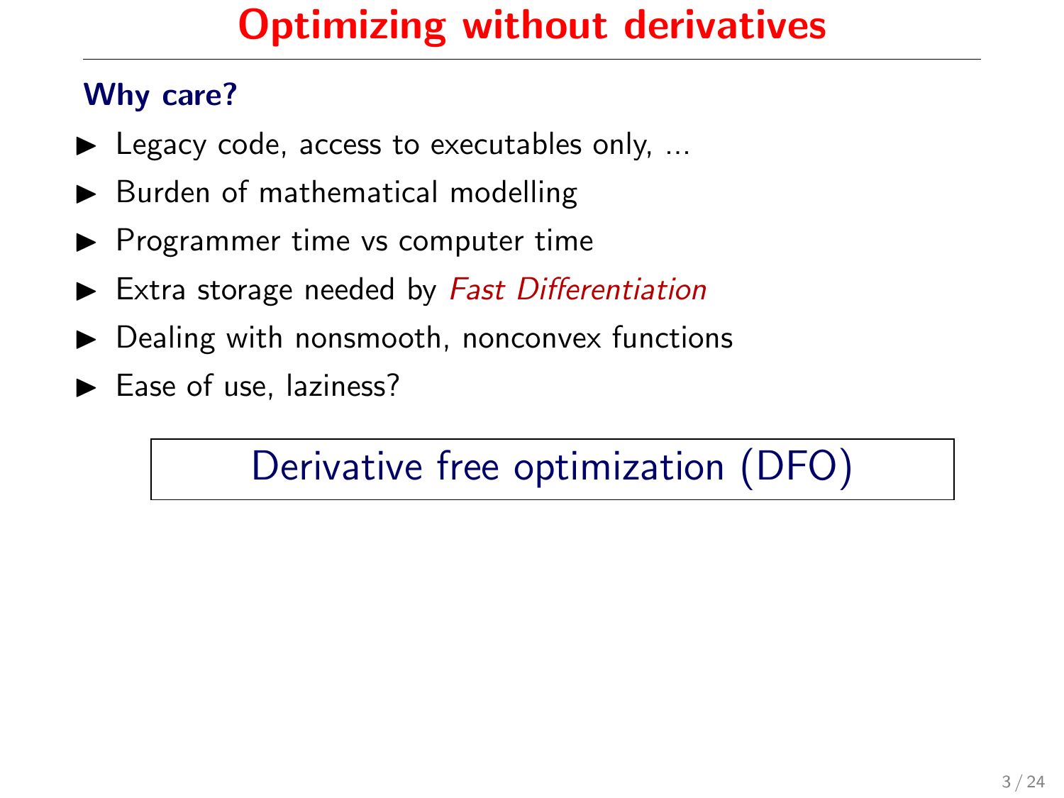# Optimizing without derivatives

### Why care?

- Legacy code, access to executables only, ...
- Burden of mathematical modelling
- Programmer time vs computer time
- Extra storage needed by *Fast Differentiation*
- Dealing with nonsmooth, nonconvex functions
- Ease of use, laziness?

**Derivative free optimization (DFO)**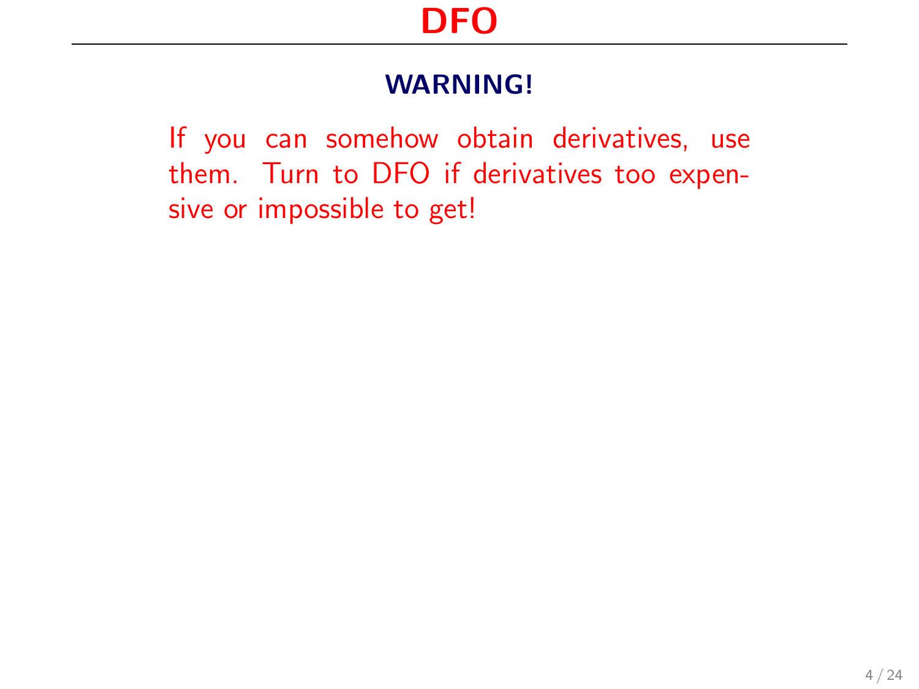# DFO

### WARNING!

If you can somehow obtain derivatives, use them. Turn to DFO if derivatives too expensive or impossible to get!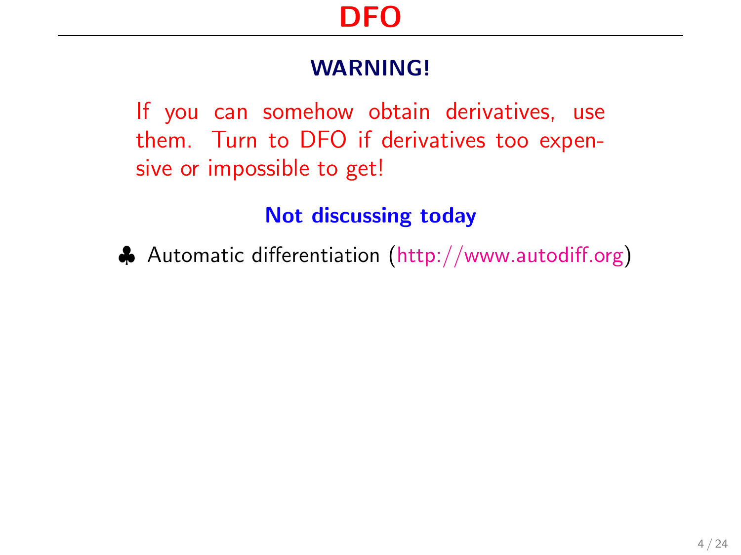# DFO

## WARNING!

If you can somehow obtain derivatives, use them. Turn to DFO if derivatives too expensive or impossible to get!

### Not discussing today

♣ Automatic differentiation (http://www.autodiff.org)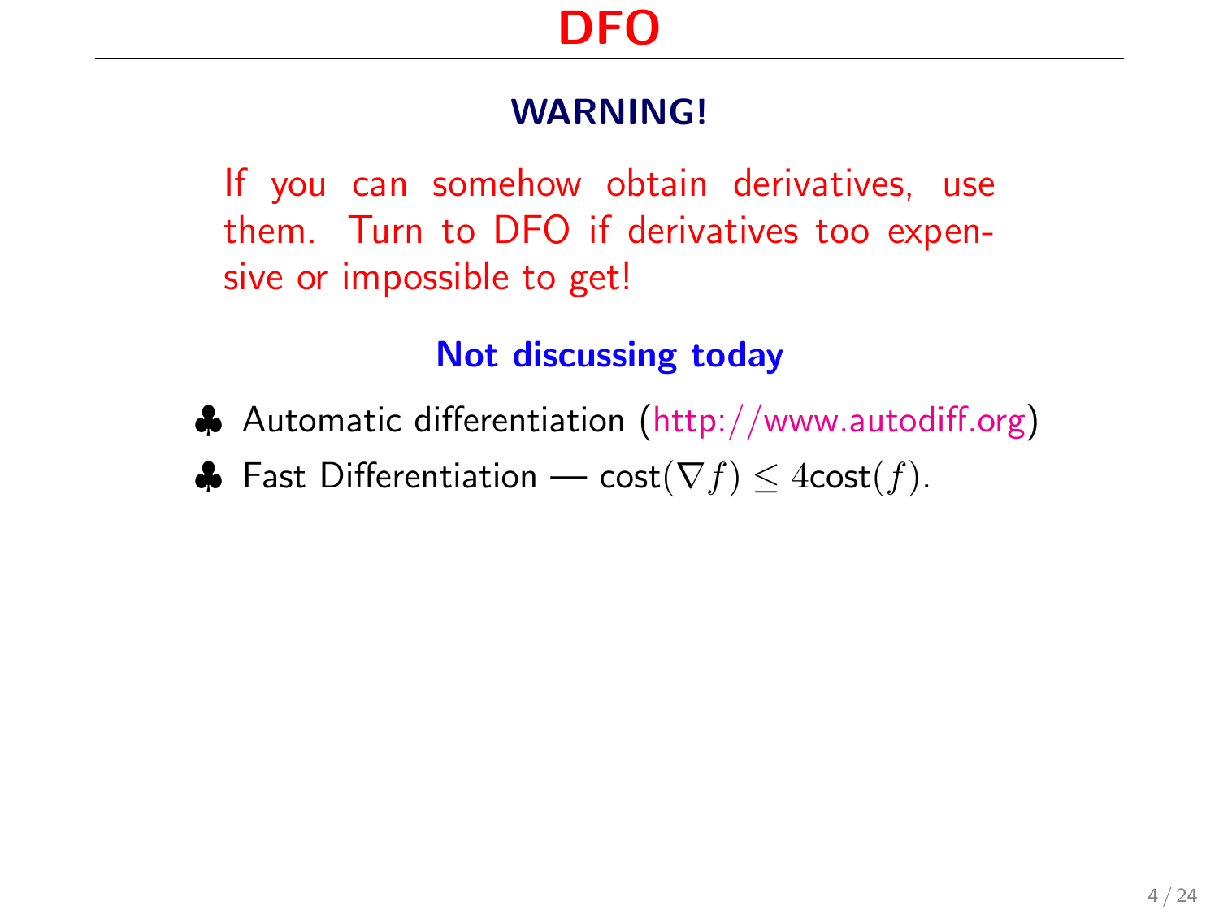# DFO

## WARNING!

If you can somehow obtain derivatives, use them. Turn to DFO if derivatives too expensive or impossible to get!

### Not discussing today

- ♣ Automatic differentiation (http://www.autodiff.org)
- ♣ Fast Differentiation — $\text{cost}(\nabla f) \leq 4\text{cost}(f)$.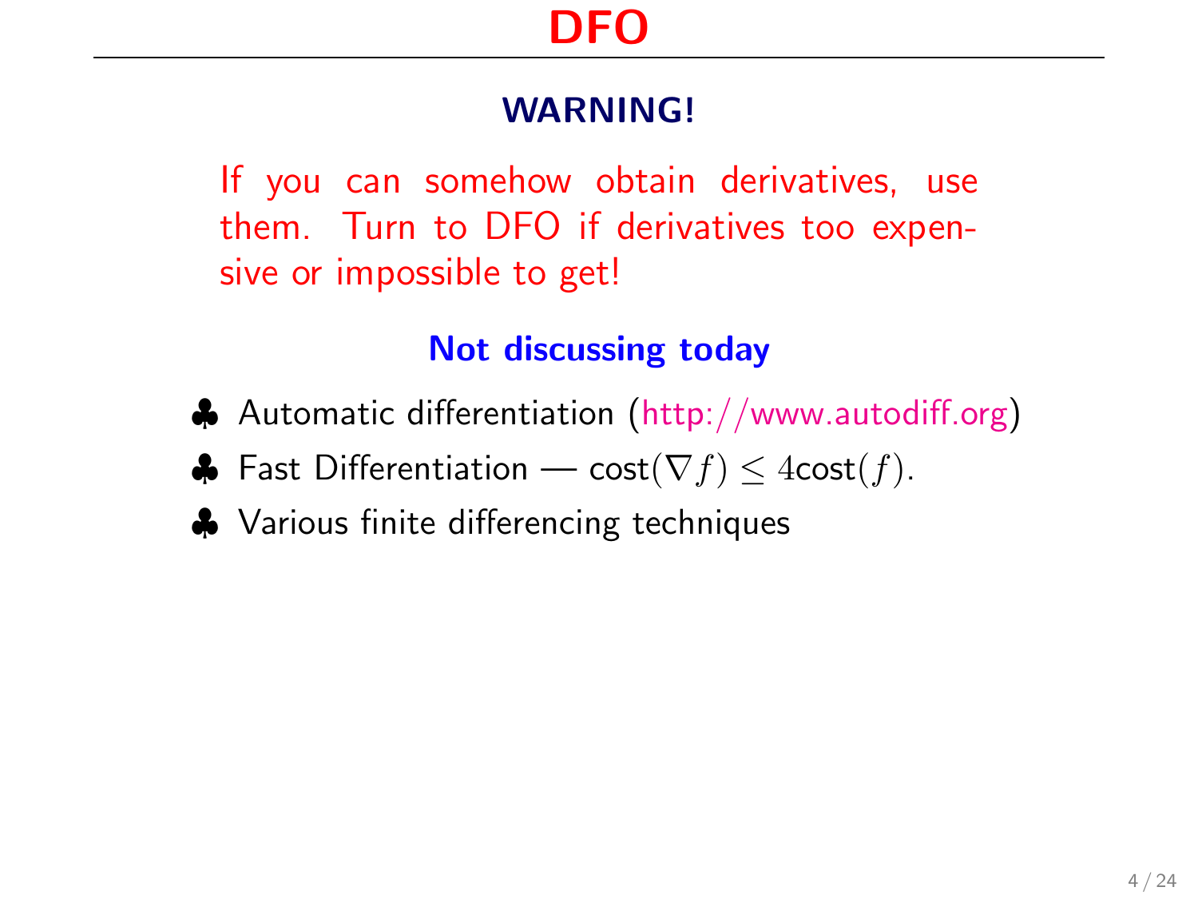# DFO

### WARNING!

If you can somehow obtain derivatives, use them. Turn to DFO if derivatives too expensive or impossible to get!

### Not discussing today

- Automatic differentiation (http://www.autodiff.org)
- Fast Differentiation — cost$(\nabla f) \leq 4$cost$(f)$.
- Various finite differencing techniques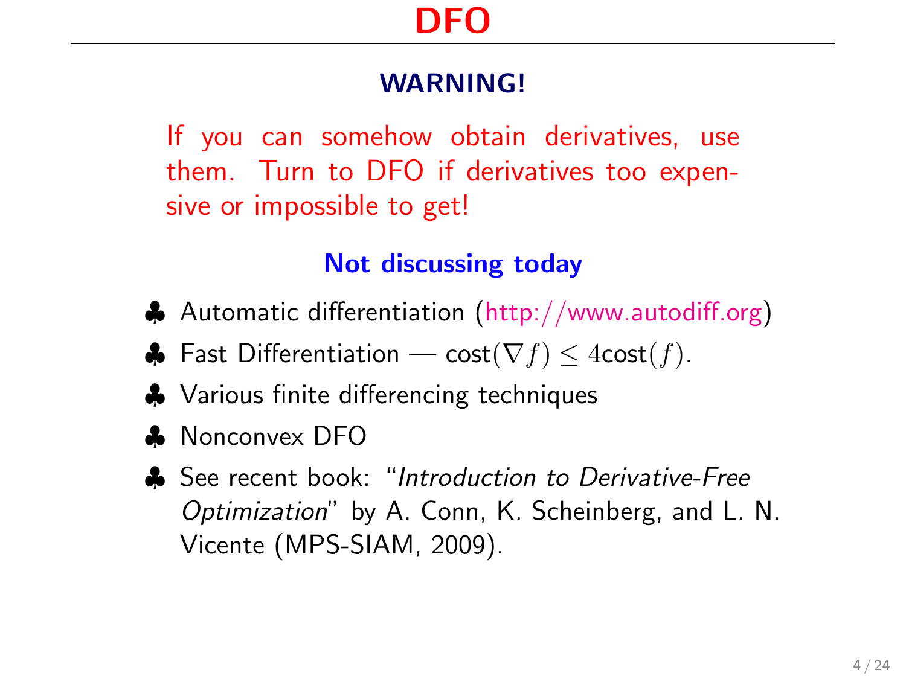# DFO

## WARNING!

If you can somehow obtain derivatives, use them. Turn to DFO if derivatives too expensive or impossible to get!

### Not discussing today

- Automatic differentiation (http://www.autodiff.org)
- Fast Differentiation — cost$(\nabla f) \leq 4$cost$(f)$.
- Various finite differencing techniques
- Nonconvex DFO
- See recent book: "*Introduction to Derivative-Free Optimization*" by A. Conn, K. Scheinberg, and L. N. Vicente (MPS-SIAM, 2009).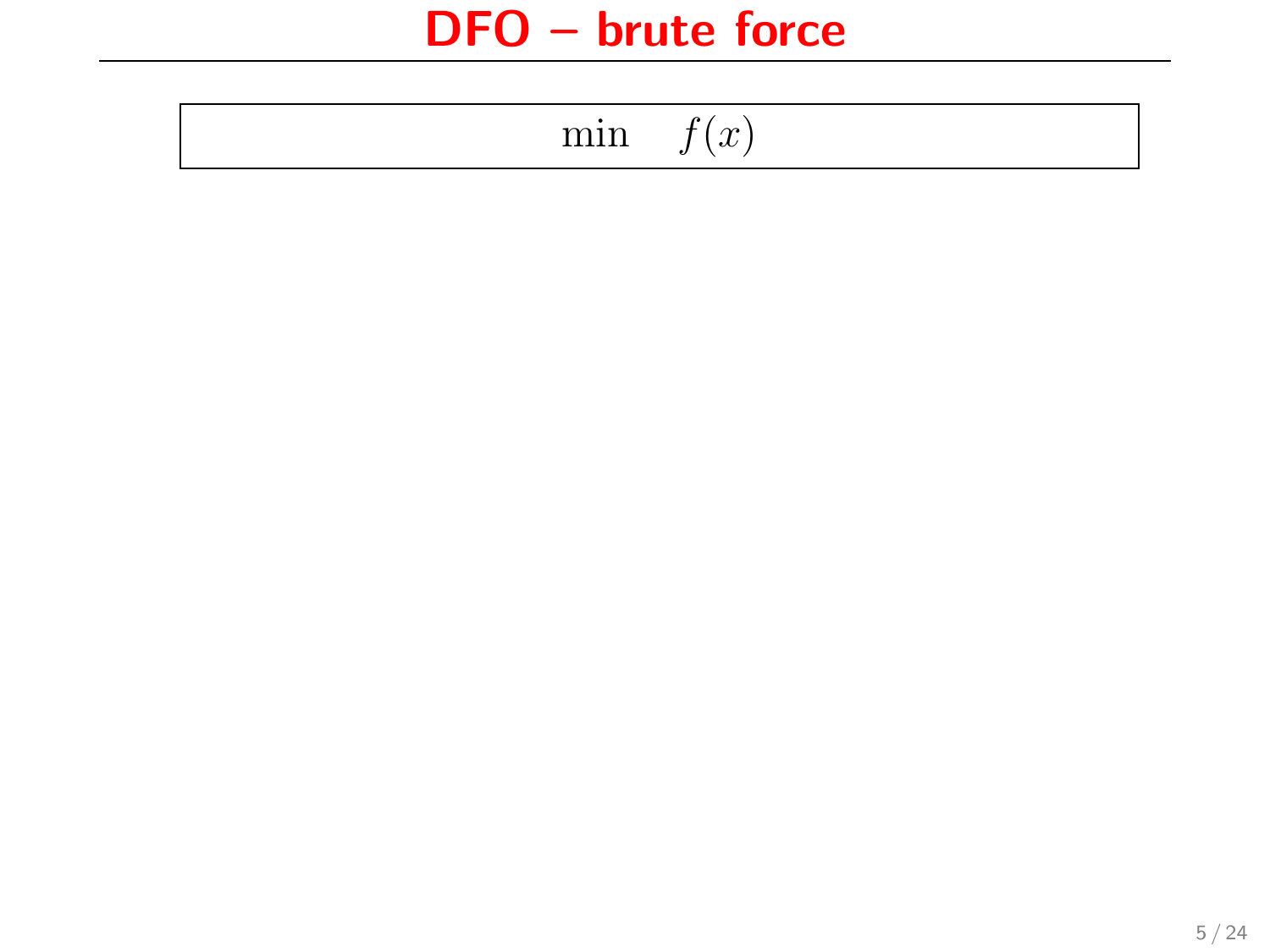# DFO – brute force

$$\min \quad f(x)$$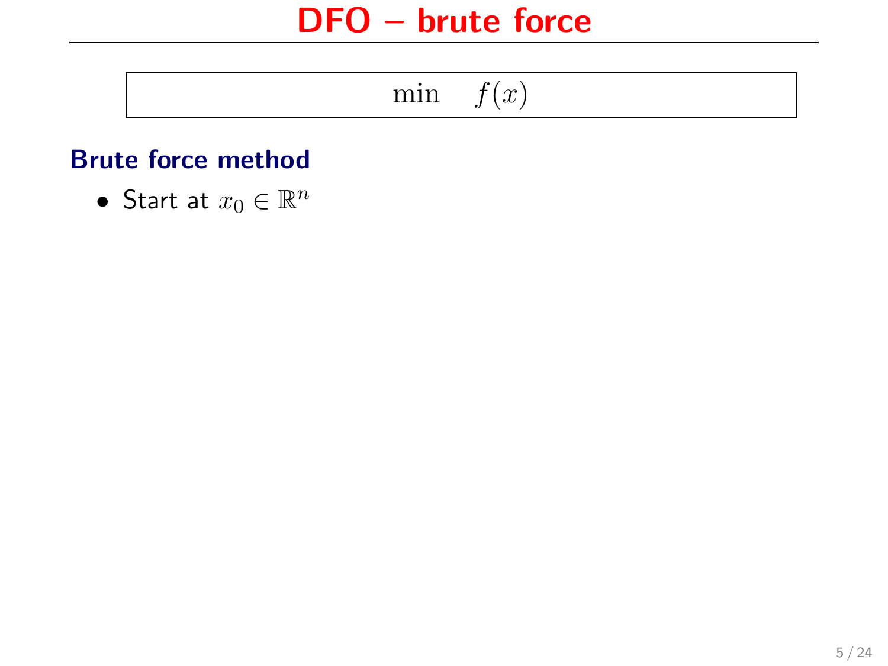# DFO – brute force

$$\min \quad f(x)$$

**Brute force method**

- Start at $x_0 \in \mathbb{R}^n$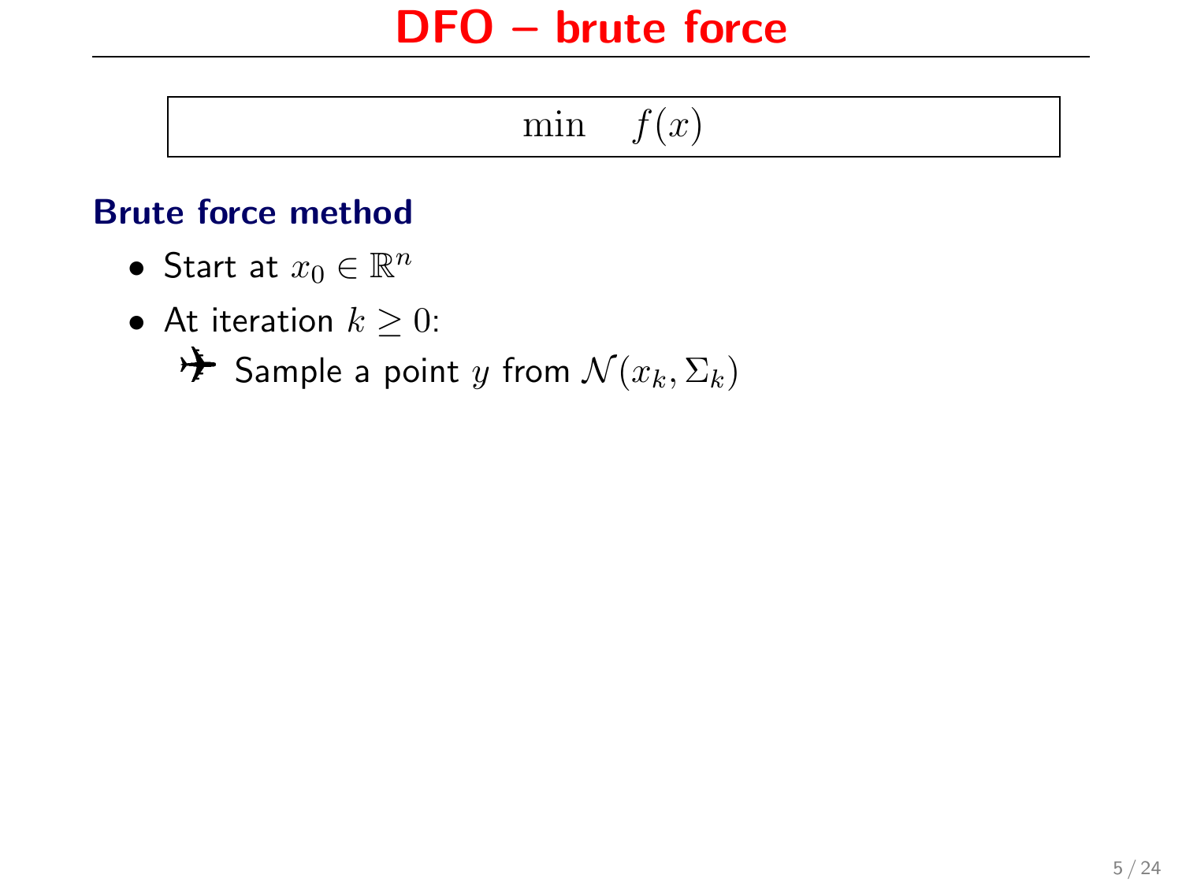# DFO – brute force

$$\min \quad f(x)$$

## Brute force method

- Start at $x_0 \in \mathbb{R}^n$
- At iteration $k \geq 0$:
  - ✈ Sample a point $y$ from $\mathcal{N}(x_k, \Sigma_k)$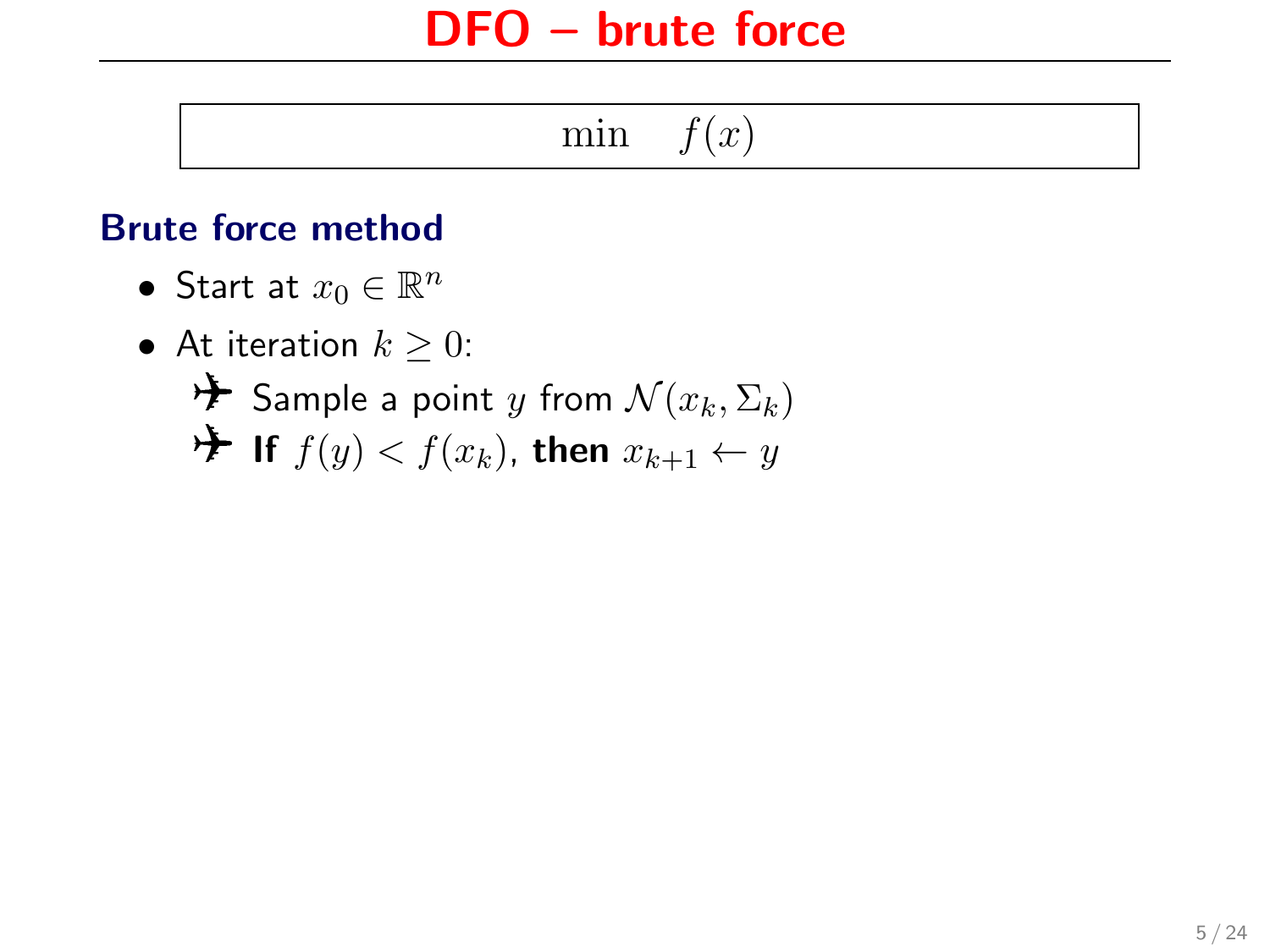# DFO – brute force

$$\min \quad f(x)$$

### Brute force method

- Start at $x_0 \in \mathbb{R}^n$
- At iteration $k \geq 0$:
  - ✈ Sample a point $y$ from $\mathcal{N}(x_k, \Sigma_k)$
  - ✈ **If** $f(y) < f(x_k)$, **then** $x_{k+1} \leftarrow y$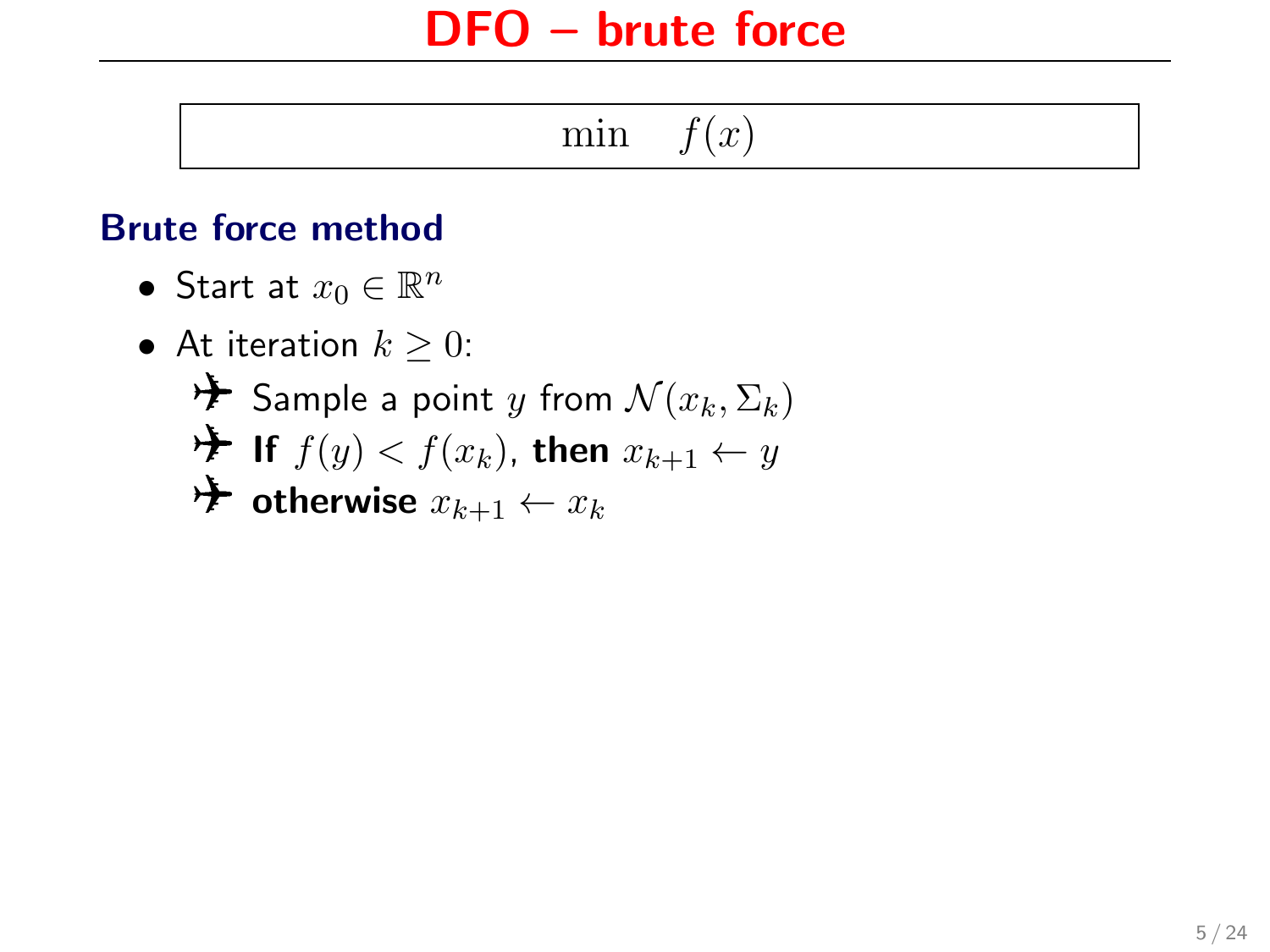# DFO – brute force

$$\min \quad f(x)$$

### Brute force method

- Start at $x_0 \in \mathbb{R}^n$
- At iteration $k \geq 0$:
  - Sample a point $y$ from $\mathcal{N}(x_k, \Sigma_k)$
  - **If** $f(y) < f(x_k)$, **then** $x_{k+1} \leftarrow y$
  - **otherwise** $x_{k+1} \leftarrow x_k$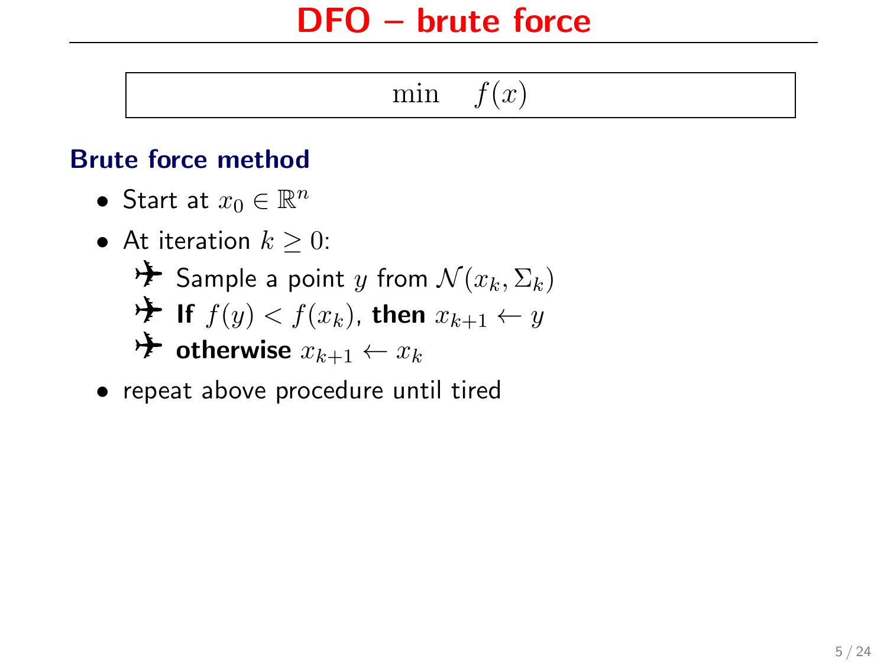# DFO – brute force

$$\min \quad f(x)$$

## Brute force method

- Start at $x_0 \in \mathbb{R}^n$
- At iteration $k \geq 0$:
  - Sample a point $y$ from $\mathcal{N}(x_k, \Sigma_k)$
  - **If** $f(y) < f(x_k)$, **then** $x_{k+1} \leftarrow y$
  - **otherwise** $x_{k+1} \leftarrow x_k$
- repeat above procedure until tired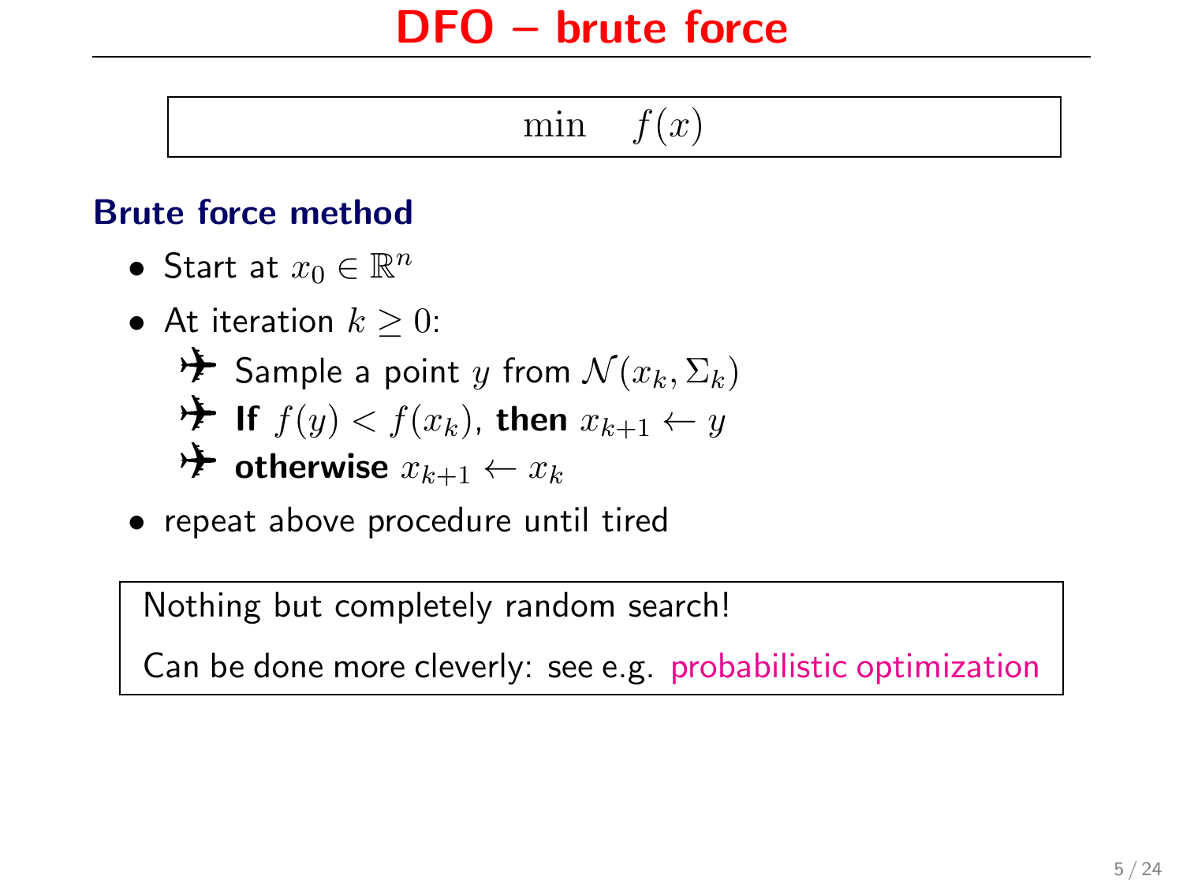# DFO – brute force

$$\min \quad f(x)$$

### Brute force method

- Start at $x_0 \in \mathbb{R}^n$
- At iteration $k \geq 0$:
  - Sample a point $y$ from $\mathcal{N}(x_k, \Sigma_k)$
  - **If** $f(y) < f(x_k)$, **then** $x_{k+1} \leftarrow y$
  - **otherwise** $x_{k+1} \leftarrow x_k$
- repeat above procedure until tired

Nothing but completely random search!

Can be done more cleverly: see e.g. probabilistic optimization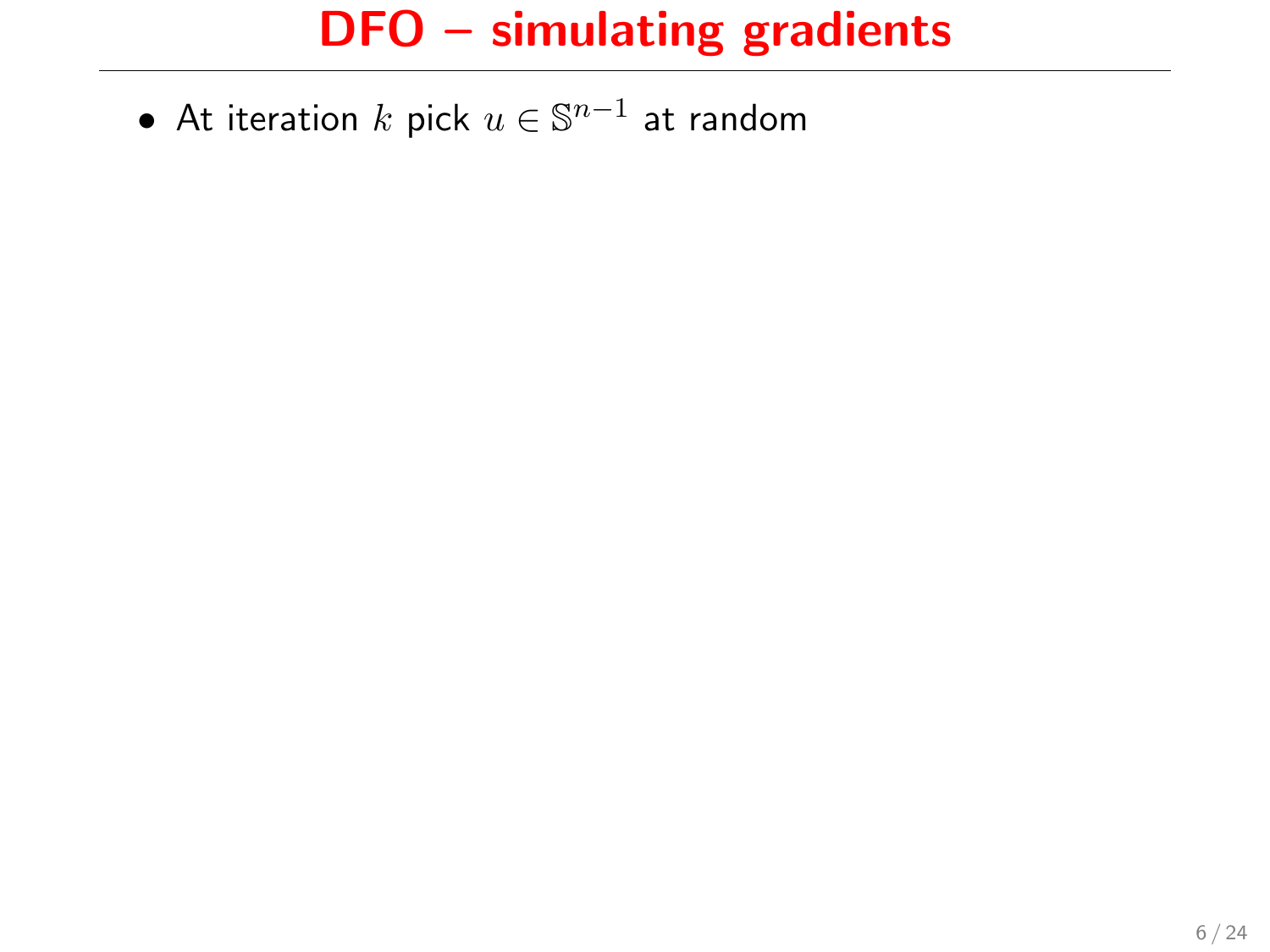# DFO – simulating gradients

- At iteration $k$ pick $u \in \mathbb{S}^{n-1}$ at random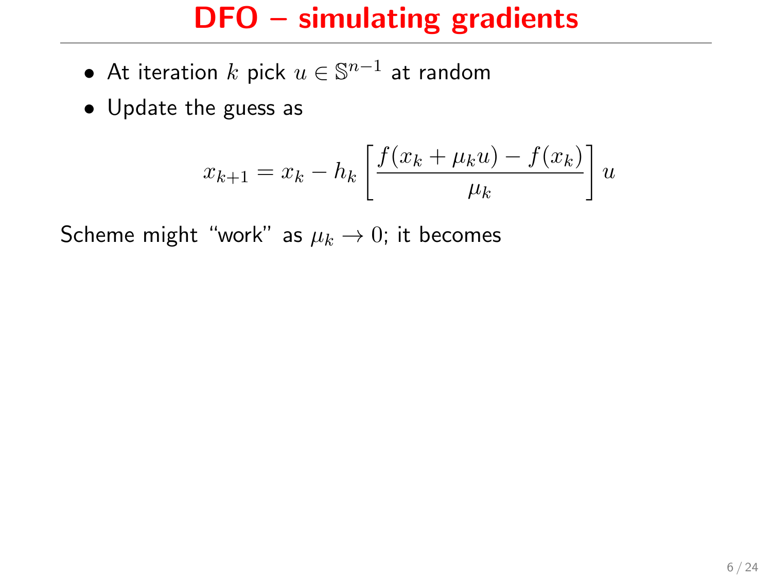# DFO – simulating gradients

- At iteration $k$ pick $u \in \mathbb{S}^{n-1}$ at random
- Update the guess as

$$x_{k+1} = x_k - h_k \left[ \frac{f(x_k + \mu_k u) - f(x_k)}{\mu_k} \right] u$$

Scheme might "work" as $\mu_k \to 0$; it becomes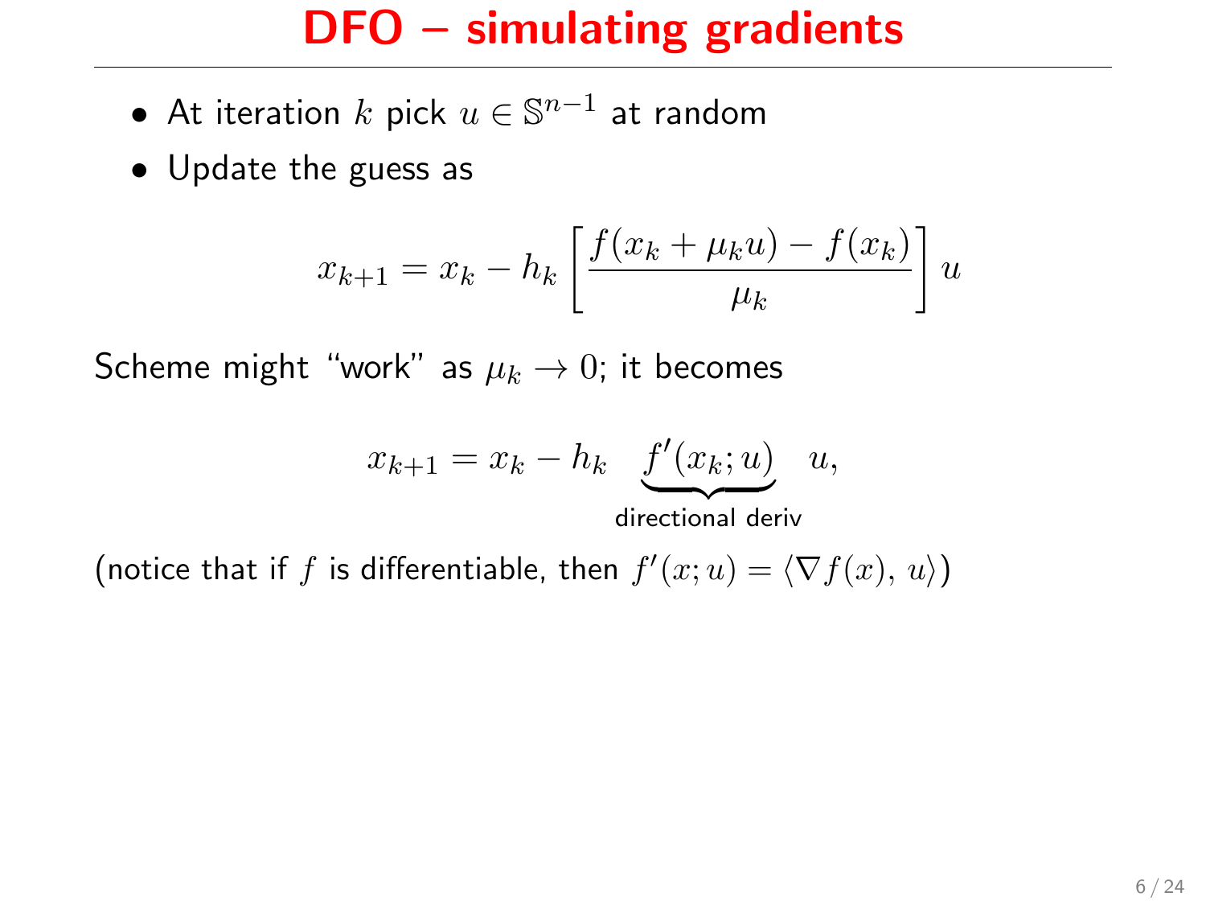# DFO – simulating gradients

- At iteration $k$ pick $u \in \mathbb{S}^{n-1}$ at random
- Update the guess as

$$x_{k+1} = x_k - h_k \left[ \frac{f(x_k + \mu_k u) - f(x_k)}{\mu_k} \right] u$$

Scheme might "work" as $\mu_k \to 0$; it becomes

$$x_{k+1} = x_k - h_k \underbrace{f'(x_k; u)}_{\text{directional deriv}} u,$$

(notice that if $f$ is differentiable, then $f'(x; u) = \langle \nabla f(x), u \rangle$)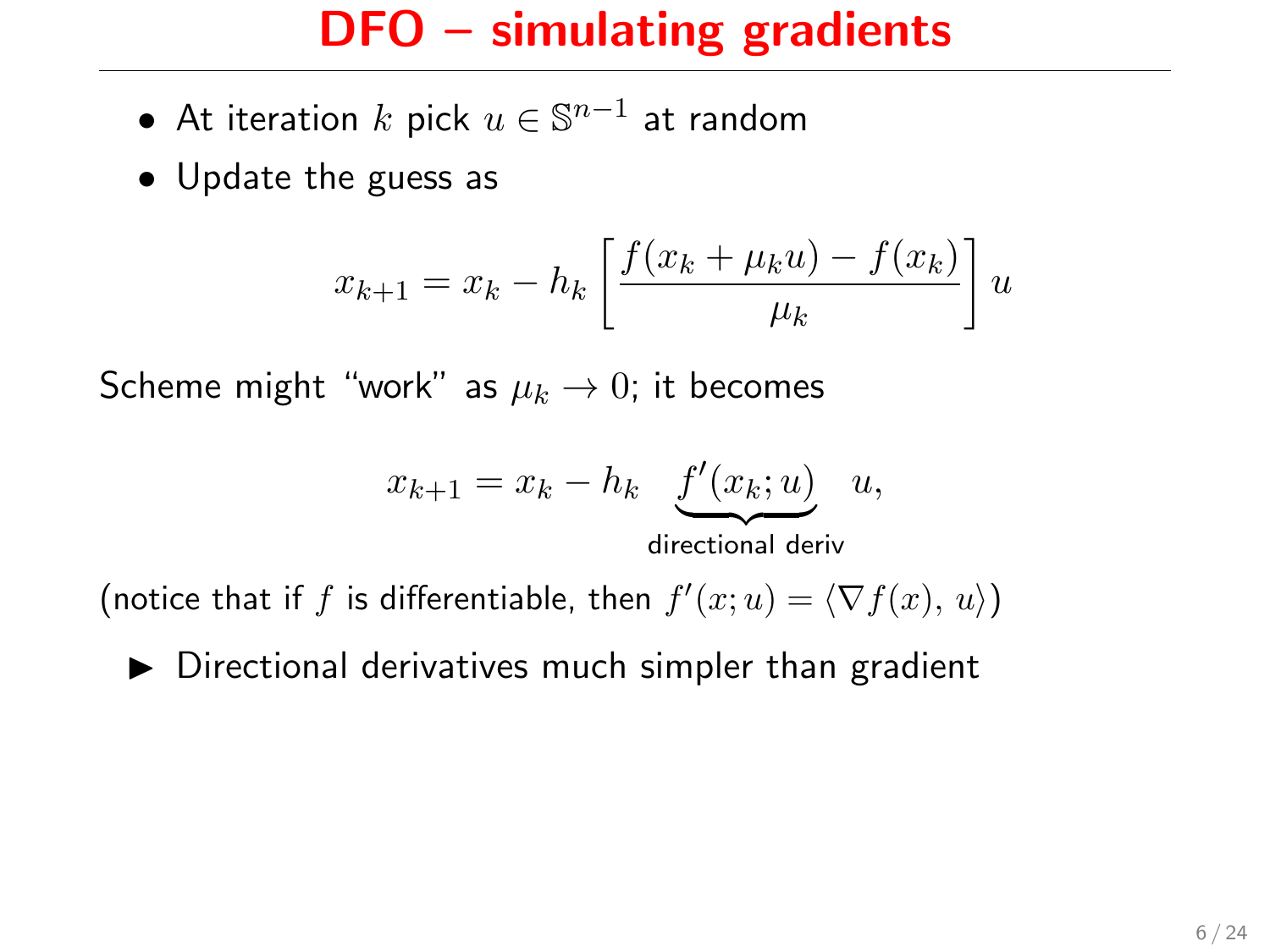# DFO – simulating gradients

- At iteration $k$ pick $u \in \mathbb{S}^{n-1}$ at random
- Update the guess as

$$x_{k+1} = x_k - h_k \left[ \frac{f(x_k + \mu_k u) - f(x_k)}{\mu_k} \right] u$$

Scheme might "work" as $\mu_k \to 0$; it becomes

$$x_{k+1} = x_k - h_k \underbrace{f'(x_k; u)}_{\text{directional deriv}} u,$$

(notice that if $f$ is differentiable, then $f'(x; u) = \langle \nabla f(x), u \rangle$)

- ▶ Directional derivatives much simpler than gradient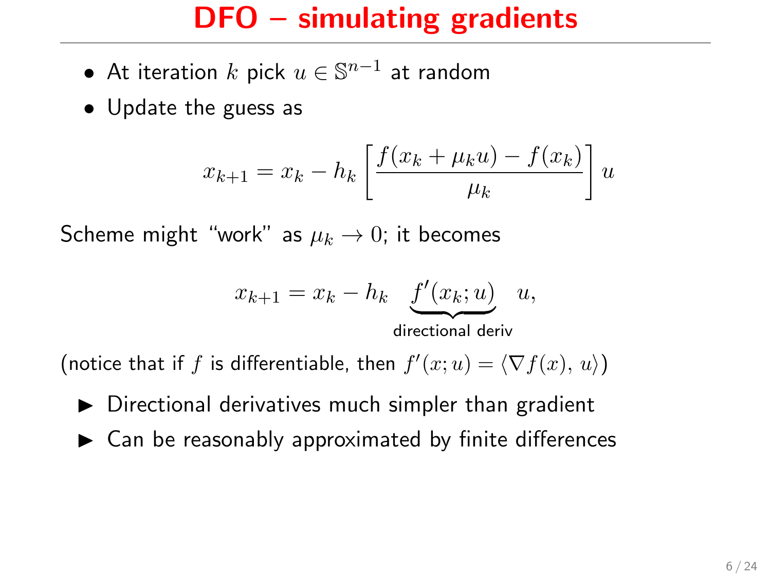# DFO – simulating gradients

- At iteration $k$ pick $u \in \mathbb{S}^{n-1}$ at random
- Update the guess as

$$x_{k+1} = x_k - h_k \left[ \frac{f(x_k + \mu_k u) - f(x_k)}{\mu_k} \right] u$$

Scheme might "work" as $\mu_k \to 0$; it becomes

$$x_{k+1} = x_k - h_k \underbrace{f'(x_k; u)}_{\text{directional deriv}} u,$$

(notice that if $f$ is differentiable, then $f'(x; u) = \langle \nabla f(x), u \rangle$)

- Directional derivatives much simpler than gradient
- Can be reasonably approximated by finite differences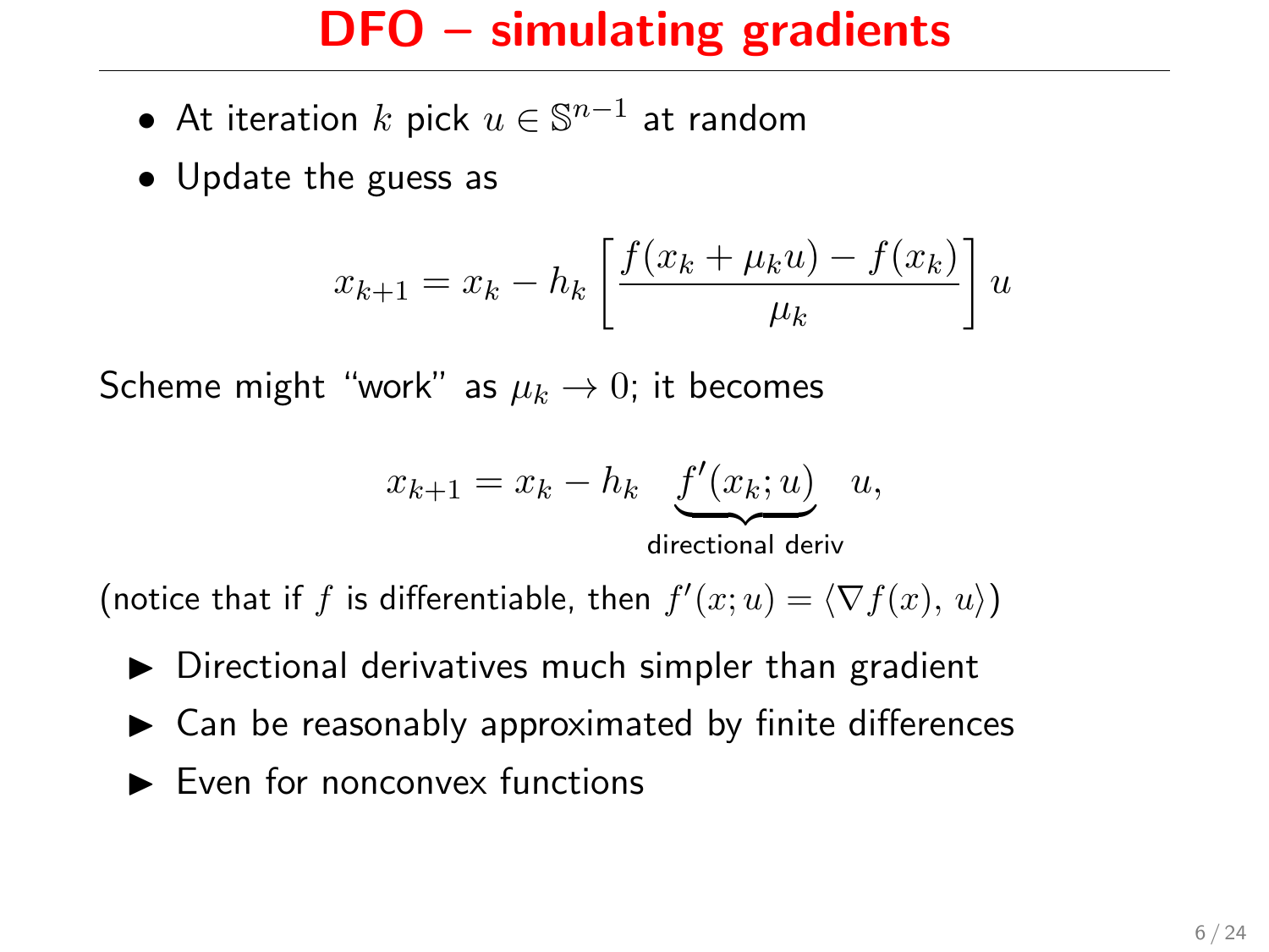# DFO – simulating gradients

- At iteration $k$ pick $u \in \mathbb{S}^{n-1}$ at random
- Update the guess as

$$x_{k+1} = x_k - h_k \left[ \frac{f(x_k + \mu_k u) - f(x_k)}{\mu_k} \right] u$$

Scheme might "work" as $\mu_k \to 0$; it becomes

$$x_{k+1} = x_k - h_k \underbrace{f'(x_k; u)}_{\text{directional deriv}} u,$$

(notice that if $f$ is differentiable, then $f'(x; u) = \langle \nabla f(x), u \rangle$)

- ▶ Directional derivatives much simpler than gradient
- ▶ Can be reasonably approximated by finite differences
- ▶ Even for nonconvex functions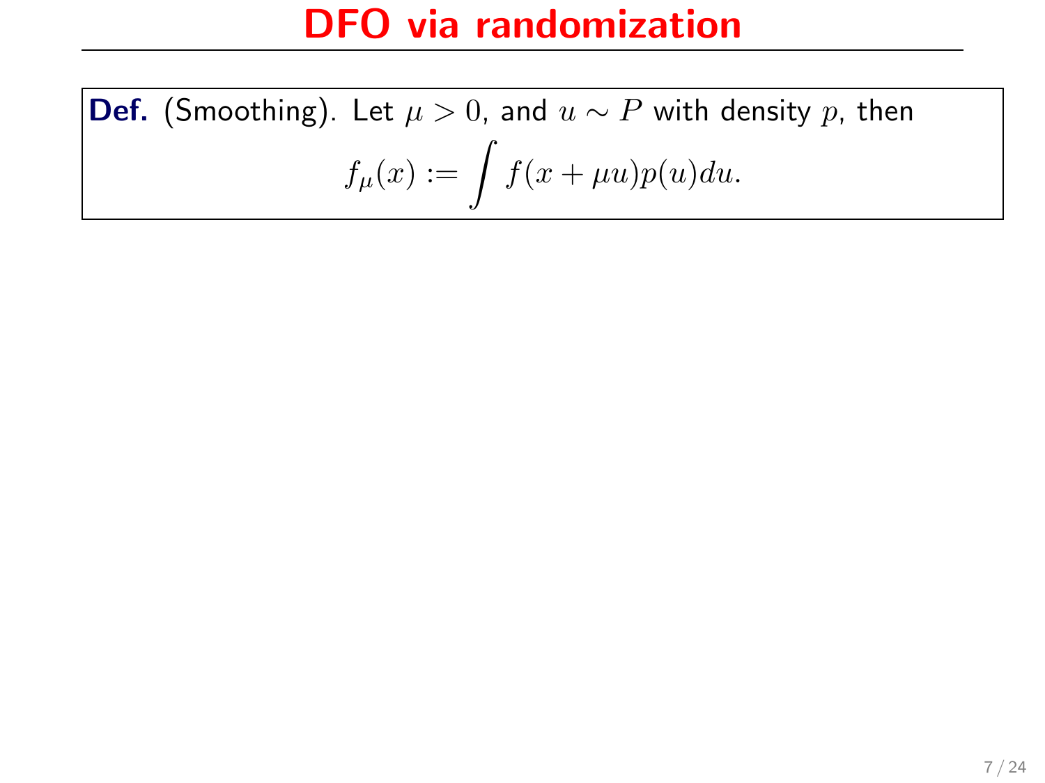# DFO via randomization

**Def.** (Smoothing). Let $\mu > 0$, and $u \sim P$ with density $p$, then

$$f_\mu(x) := \int f(x + \mu u) p(u) du.$$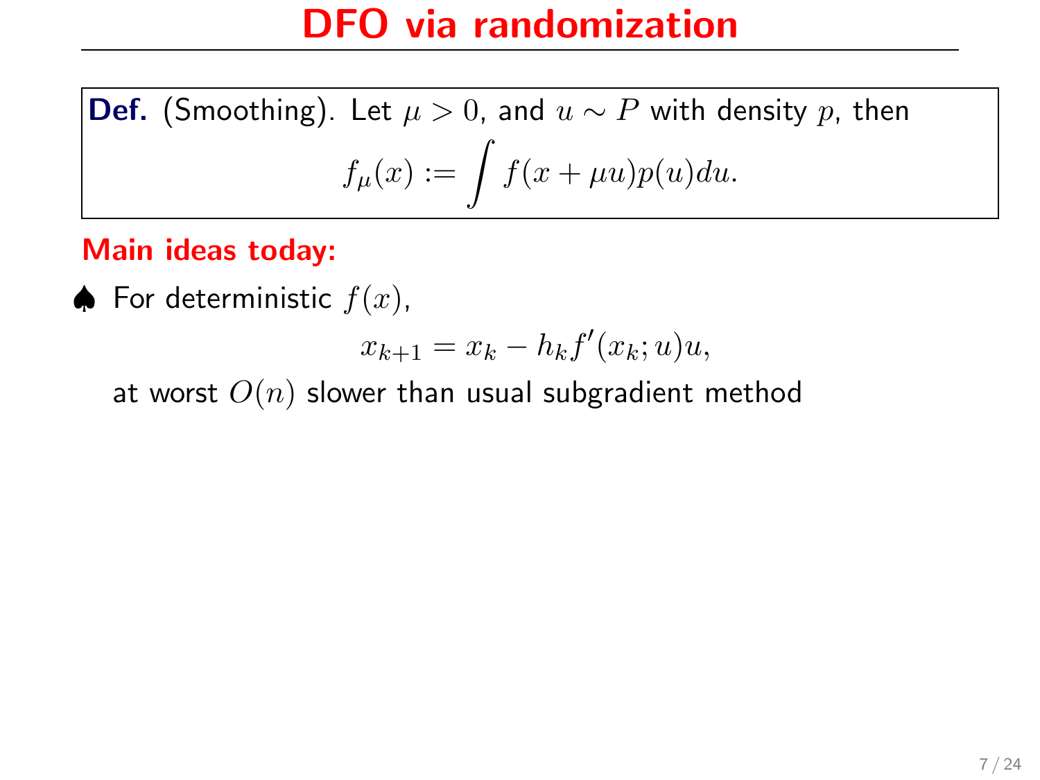# DFO via randomization

**Def.** (Smoothing). Let $\mu > 0$, and $u \sim P$ with density $p$, then

$$f_\mu(x) := \int f(x + \mu u) p(u) du.$$

**Main ideas today:**

♠ For deterministic $f(x)$,

$$x_{k+1} = x_k - h_k f'(x_k; u) u,$$

at worst $O(n)$ slower than usual subgradient method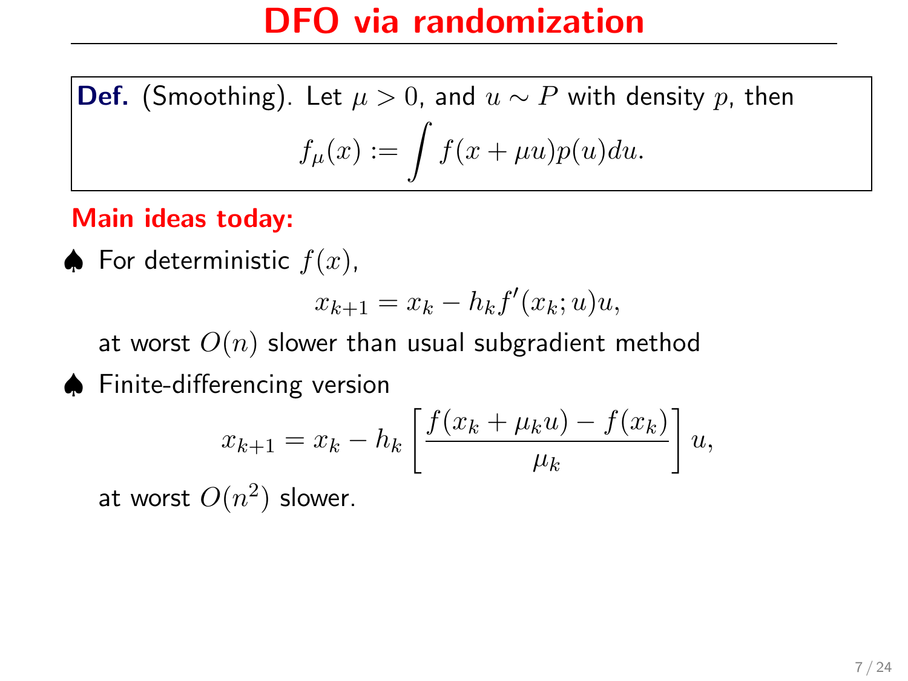# DFO via randomization

**Def.** (Smoothing). Let $\mu > 0$, and $u \sim P$ with density $p$, then

$$f_\mu(x) := \int f(x + \mu u) p(u) du.$$

**Main ideas today:**

♠ For deterministic $f(x)$,

$$x_{k+1} = x_k - h_k f'(x_k; u) u,$$

at worst $O(n)$ slower than usual subgradient method

♠ Finite-differencing version

$$x_{k+1} = x_k - h_k \left[ \frac{f(x_k + \mu_k u) - f(x_k)}{\mu_k} \right] u,$$

at worst $O(n^2)$ slower.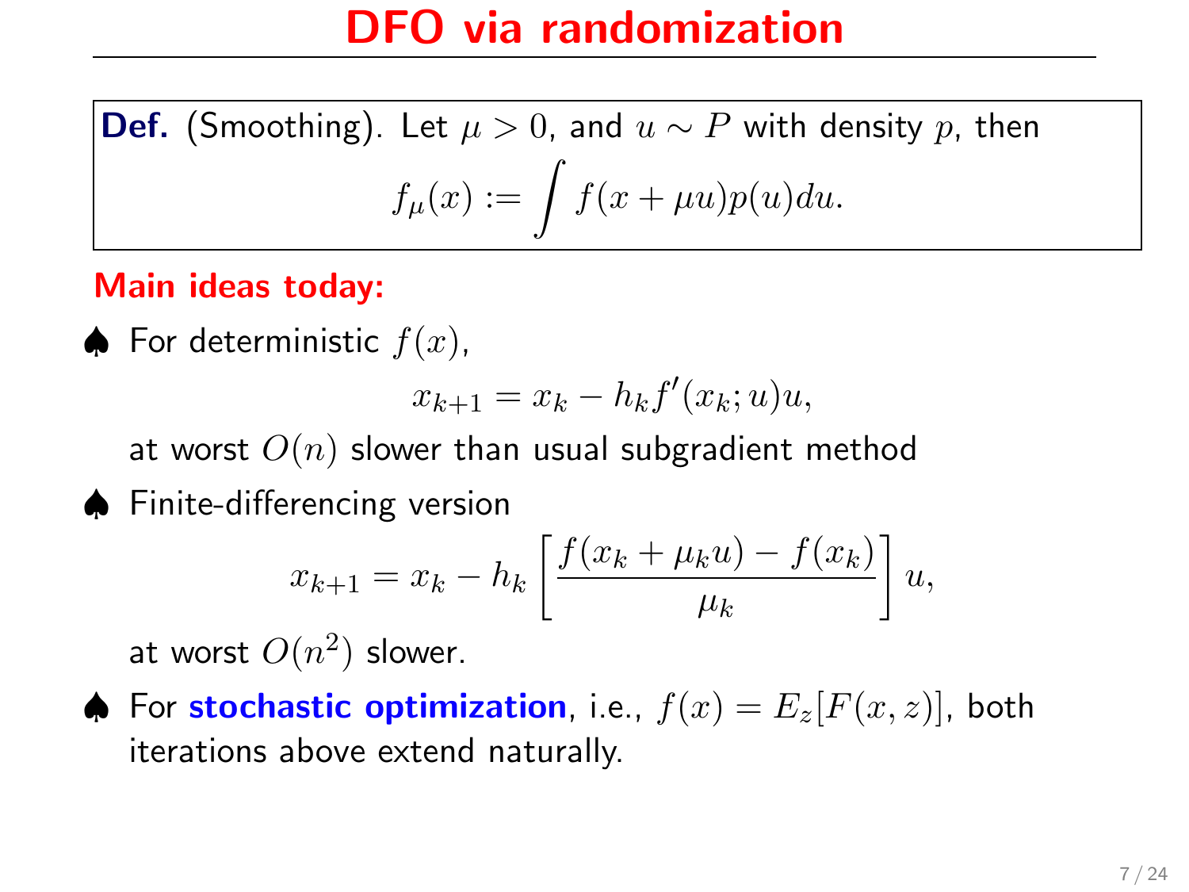# DFO via randomization

**Def.** (Smoothing). Let $\mu > 0$, and $u \sim P$ with density $p$, then

$$f_\mu(x) := \int f(x + \mu u) p(u) du.$$

**Main ideas today:**

♠ For deterministic $f(x)$,

$$x_{k+1} = x_k - h_k f'(x_k; u) u,$$

at worst $O(n)$ slower than usual subgradient method

♠ Finite-differencing version

$$x_{k+1} = x_k - h_k \left[ \frac{f(x_k + \mu_k u) - f(x_k)}{\mu_k} \right] u,$$

at worst $O(n^2)$ slower.

♠ For **stochastic optimization**, i.e., $f(x) = E_z[F(x, z)]$, both iterations above extend naturally.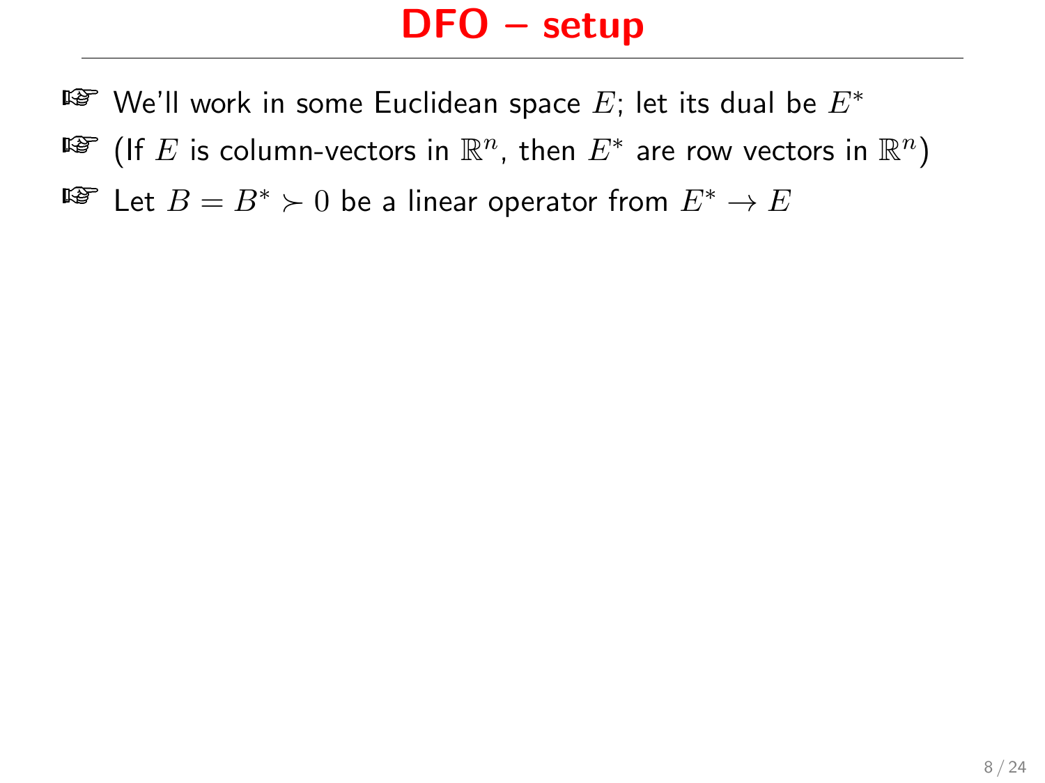# DFO – setup

- We'll work in some Euclidean space $E$; let its dual be $E^*$
- (If $E$ is column-vectors in $\mathbb{R}^n$, then $E^*$ are row vectors in $\mathbb{R}^n$)
- Let $B = B^* \succ 0$ be a linear operator from $E^* \to E$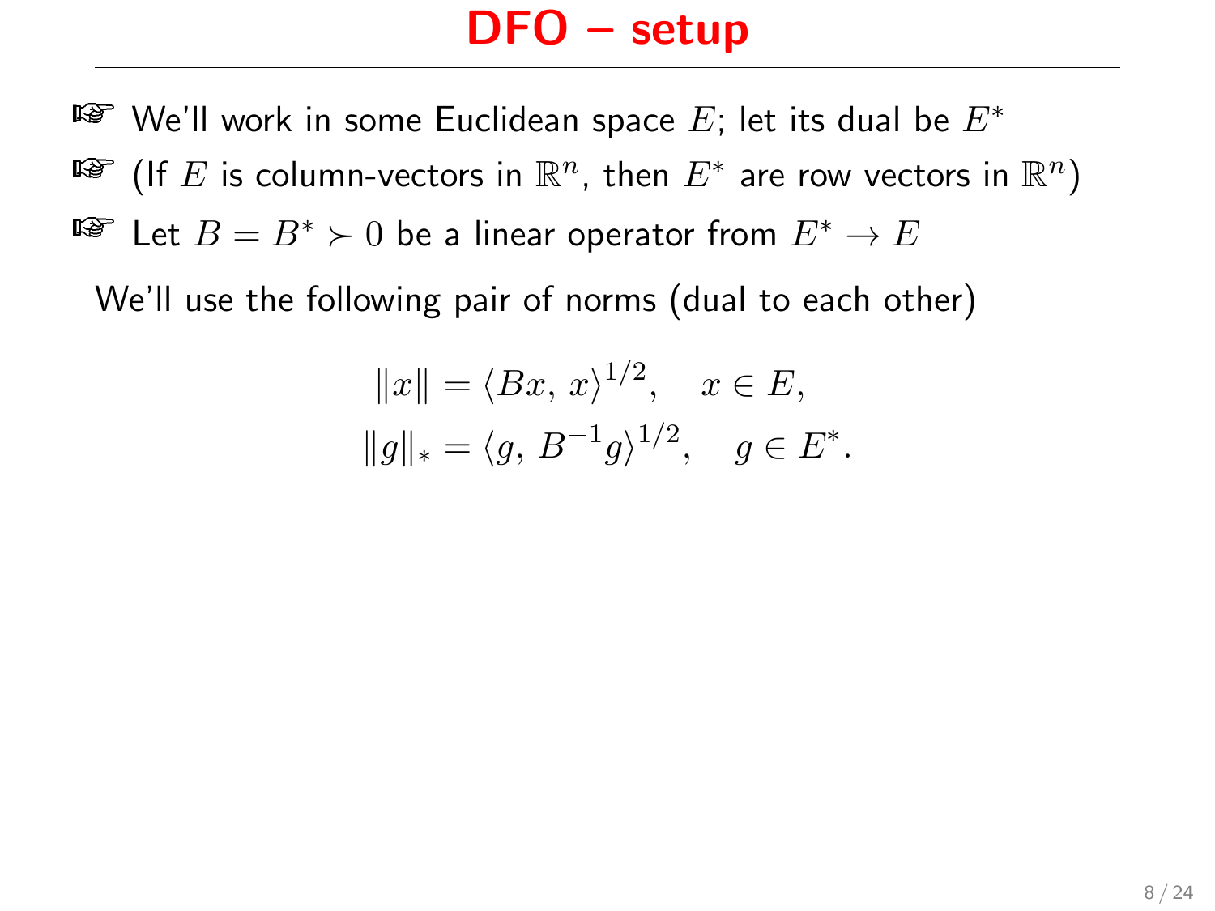# DFO – setup

- We'll work in some Euclidean space $E$; let its dual be $E^*$
- (If $E$ is column-vectors in $\mathbb{R}^n$, then $E^*$ are row vectors in $\mathbb{R}^n$)
- Let $B = B^* \succ 0$ be a linear operator from $E^* \to E$

We'll use the following pair of norms (dual to each other)

$$\|x\| = \langle Bx, x\rangle^{1/2}, \quad x \in E,$$
$$\|g\|_* = \langle g, B^{-1}g\rangle^{1/2}, \quad g \in E^*.$$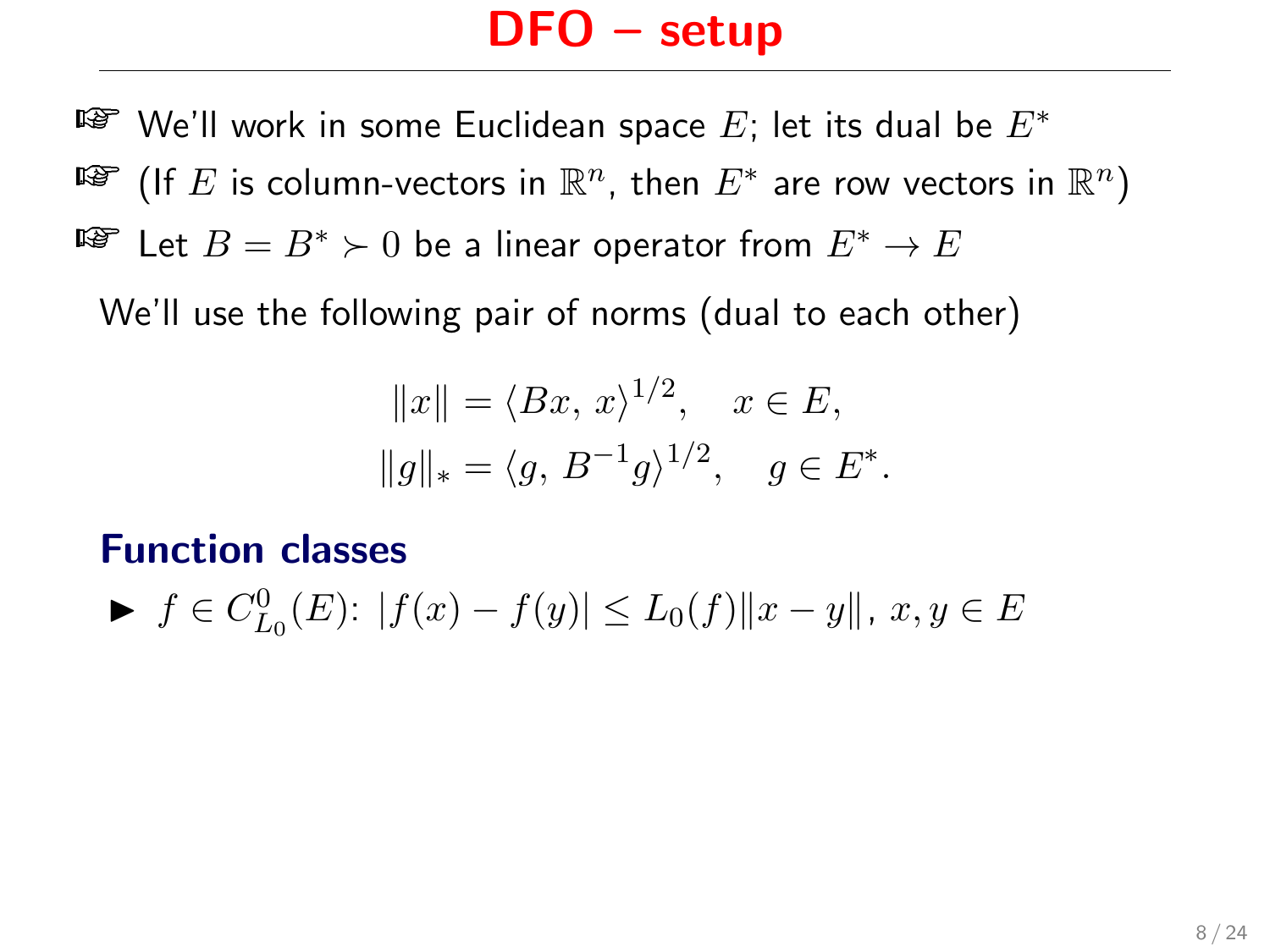# DFO – setup

- ☞ We'll work in some Euclidean space $E$; let its dual be $E^*$
- ☞ (If $E$ is column-vectors in $\mathbb{R}^n$, then $E^*$ are row vectors in $\mathbb{R}^n$)
- ☞ Let $B = B^* \succ 0$ be a linear operator from $E^* \to E$

We'll use the following pair of norms (dual to each other)

$$\|x\| = \langle Bx, x \rangle^{1/2}, \quad x \in E,$$
$$\|g\|_* = \langle g, B^{-1}g \rangle^{1/2}, \quad g \in E^*.$$

## Function classes

- $f \in C^0_{L_0}(E)$: $|f(x) - f(y)| \leq L_0(f)\|x - y\|$, $x, y \in E$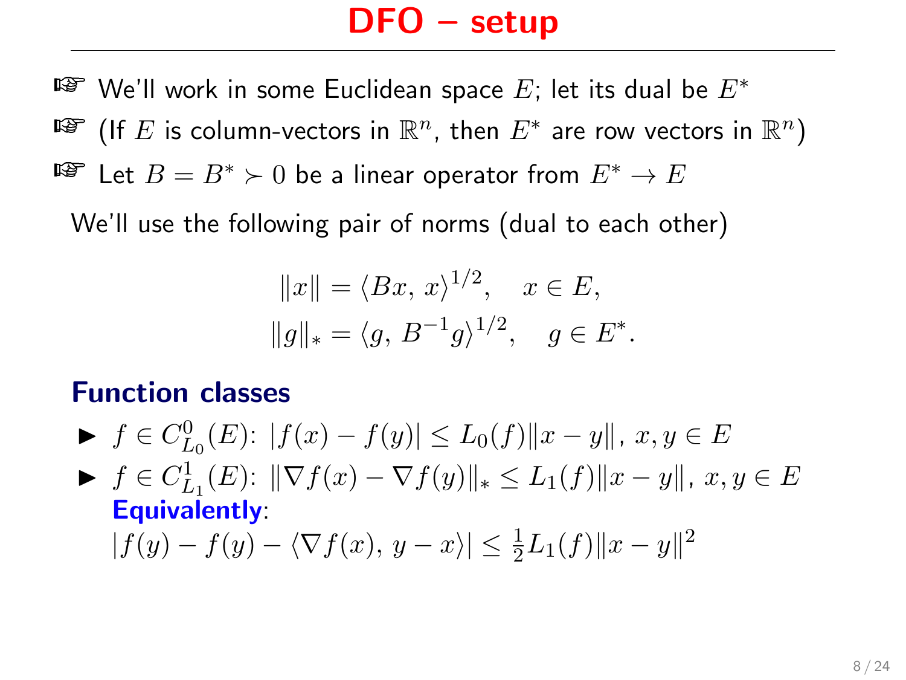# DFO – setup

- We'll work in some Euclidean space $E$; let its dual be $E^*$
- (If $E$ is column-vectors in $\mathbb{R}^n$, then $E^*$ are row vectors in $\mathbb{R}^n$)
- Let $B = B^* \succ 0$ be a linear operator from $E^* \to E$

We'll use the following pair of norms (dual to each other)

$$
\begin{aligned}
\|x\| &= \langle Bx,\, x\rangle^{1/2}, \quad x \in E, \\
\|g\|_* &= \langle g,\, B^{-1}g\rangle^{1/2}, \quad g \in E^*.
\end{aligned}
$$

## Function classes

- $f \in C^0_{L_0}(E)$: $|f(x) - f(y)| \leq L_0(f)\|x - y\|$, $x, y \in E$
- $f \in C^1_{L_1}(E)$: $\|\nabla f(x) - \nabla f(y)\|_* \leq L_1(f)\|x - y\|$, $x, y \in E$
  **Equivalently**:
  $|f(y) - f(y) - \langle \nabla f(x),\, y - x\rangle| \leq \frac{1}{2}L_1(f)\|x - y\|^2$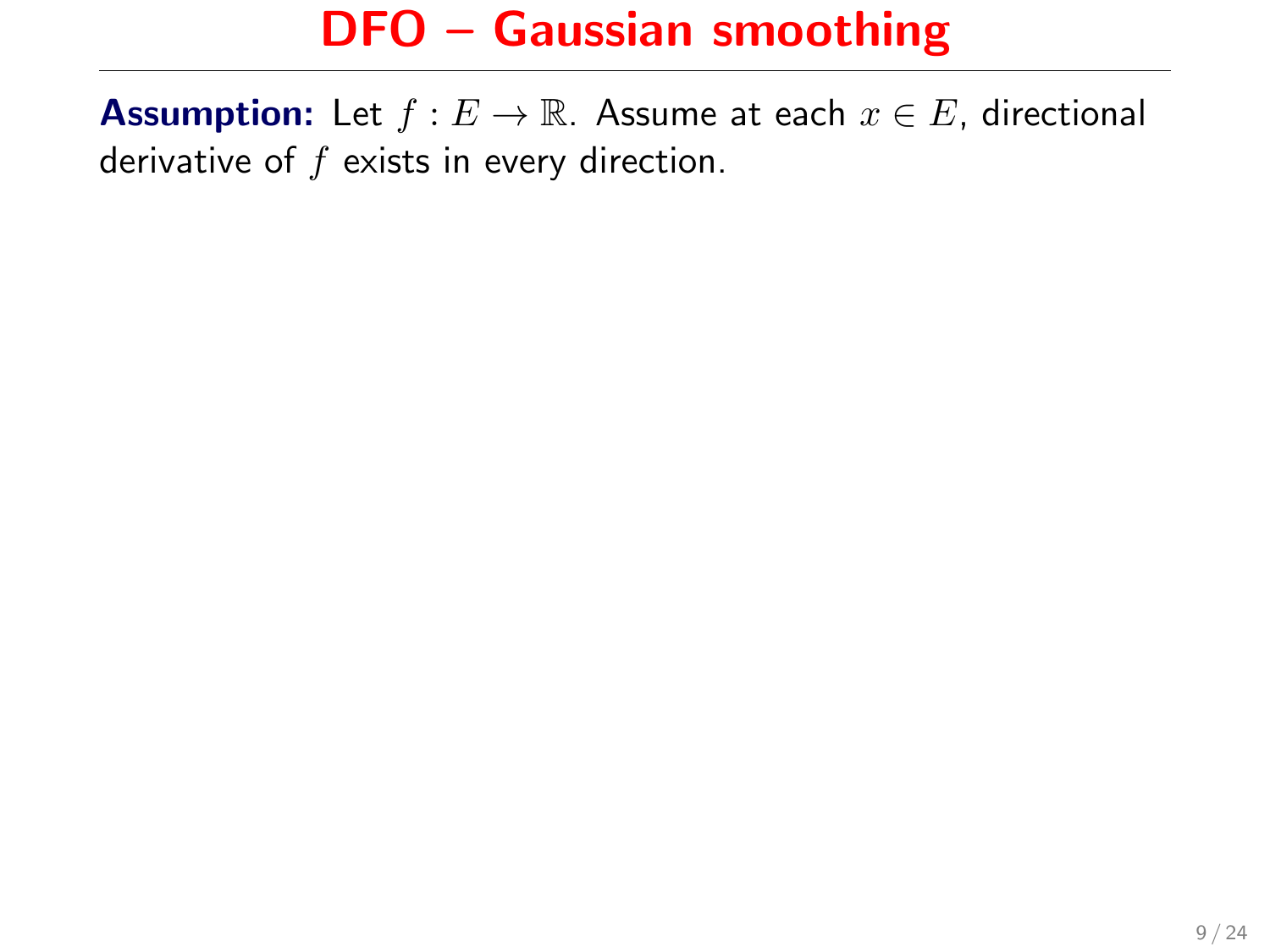# DFO – Gaussian smoothing

**Assumption:** Let $f : E \to \mathbb{R}$. Assume at each $x \in E$, directional derivative of $f$ exists in every direction.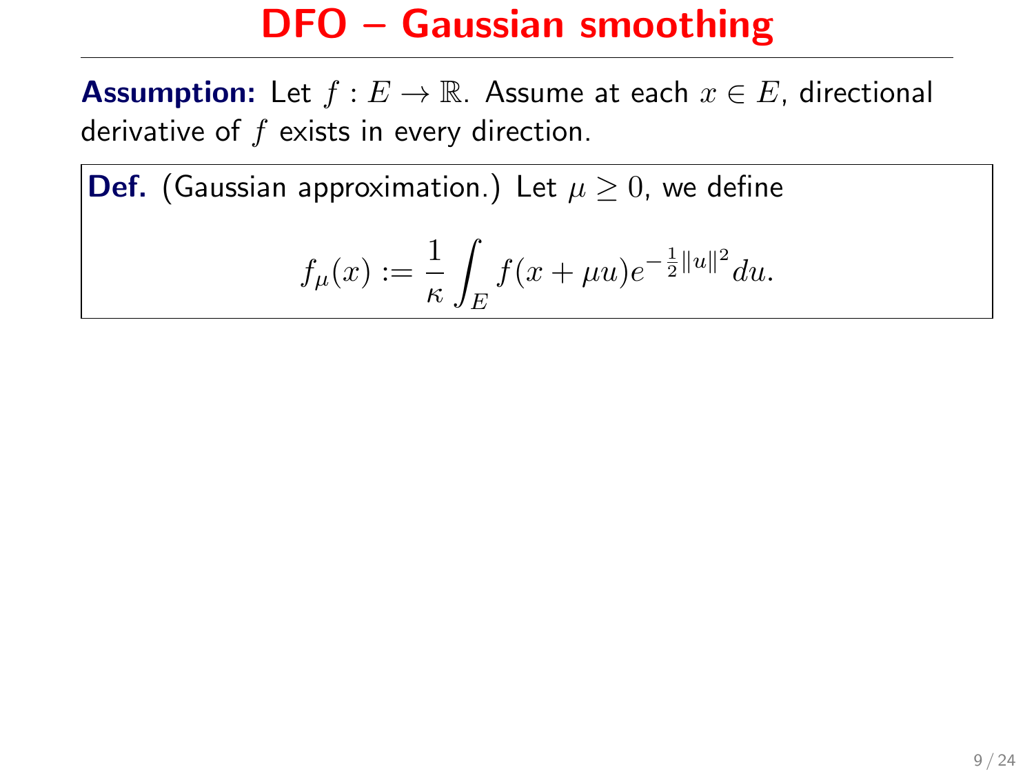# DFO – Gaussian smoothing

**Assumption:** Let $f : E \to \mathbb{R}$. Assume at each $x \in E$, directional derivative of $f$ exists in every direction.

**Def.** (Gaussian approximation.) Let $\mu \geq 0$, we define

$$f_\mu(x) := \frac{1}{\kappa} \int_E f(x + \mu u) e^{-\frac{1}{2}\|u\|^2} du.$$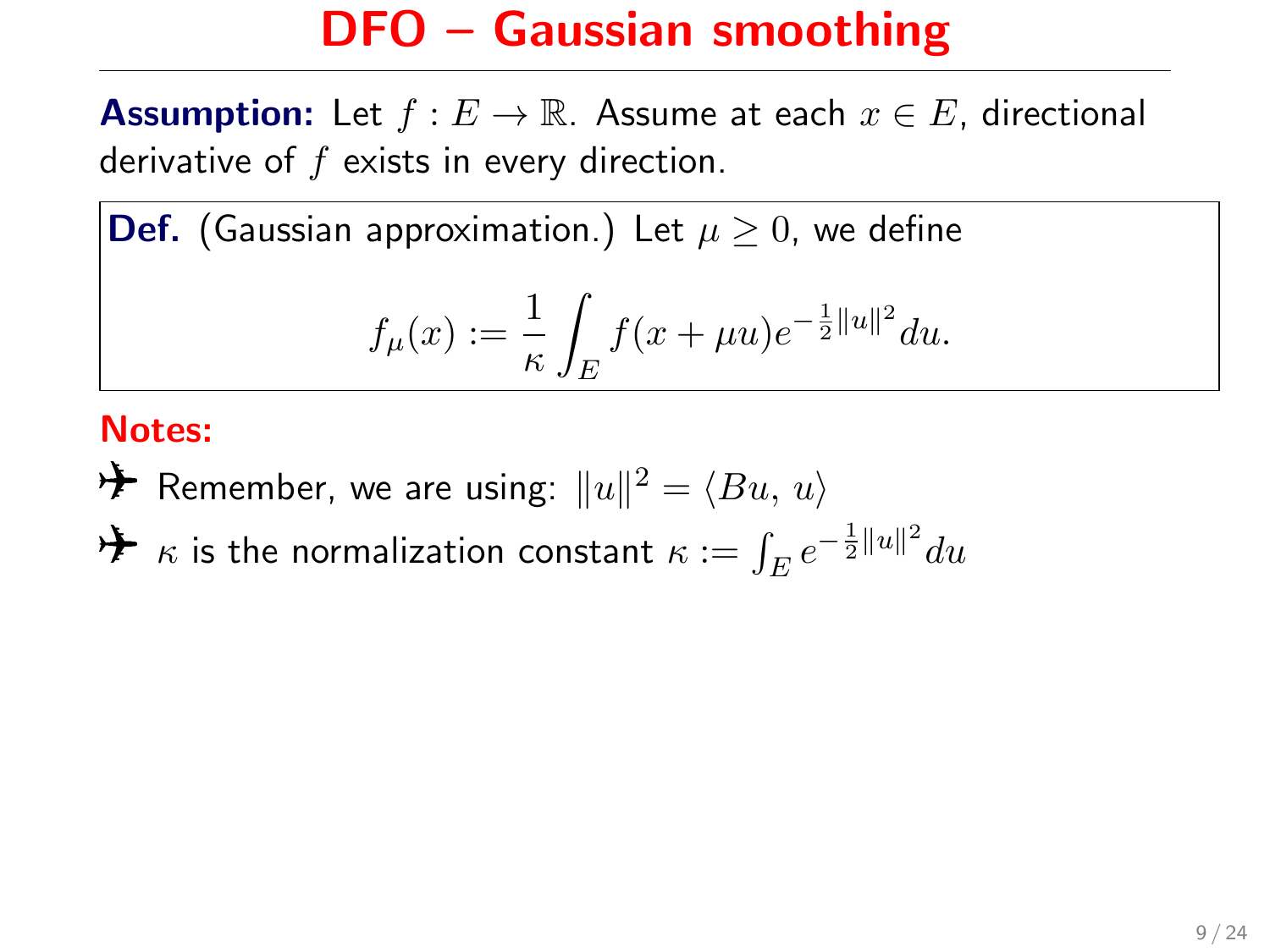# DFO – Gaussian smoothing

**Assumption:** Let $f : E \to \mathbb{R}$. Assume at each $x \in E$, directional derivative of $f$ exists in every direction.

**Def.** (Gaussian approximation.) Let $\mu \geq 0$, we define

$$f_\mu(x) := \frac{1}{\kappa} \int_E f(x + \mu u) e^{-\frac{1}{2}\|u\|^2} du.$$

**Notes:**

- Remember, we are using: $\|u\|^2 = \langle Bu, u \rangle$
- $\kappa$ is the normalization constant $\kappa := \int_E e^{-\frac{1}{2}\|u\|^2} du$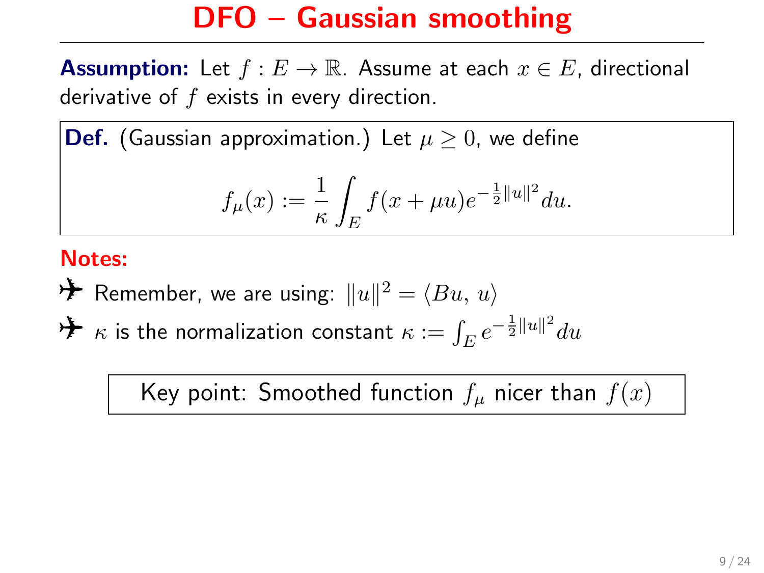# DFO – Gaussian smoothing

**Assumption:** Let $f : E \to \mathbb{R}$. Assume at each $x \in E$, directional derivative of $f$ exists in every direction.

**Def.** (Gaussian approximation.) Let $\mu \geq 0$, we define

$$f_\mu(x) := \frac{1}{\kappa} \int_E f(x + \mu u) e^{-\frac{1}{2}\|u\|^2} du.$$

**Notes:**

- Remember, we are using: $\|u\|^2 = \langle Bu, u \rangle$
- $\kappa$ is the normalization constant $\kappa := \int_E e^{-\frac{1}{2}\|u\|^2} du$

Key point: Smoothed function $f_\mu$ nicer than $f(x)$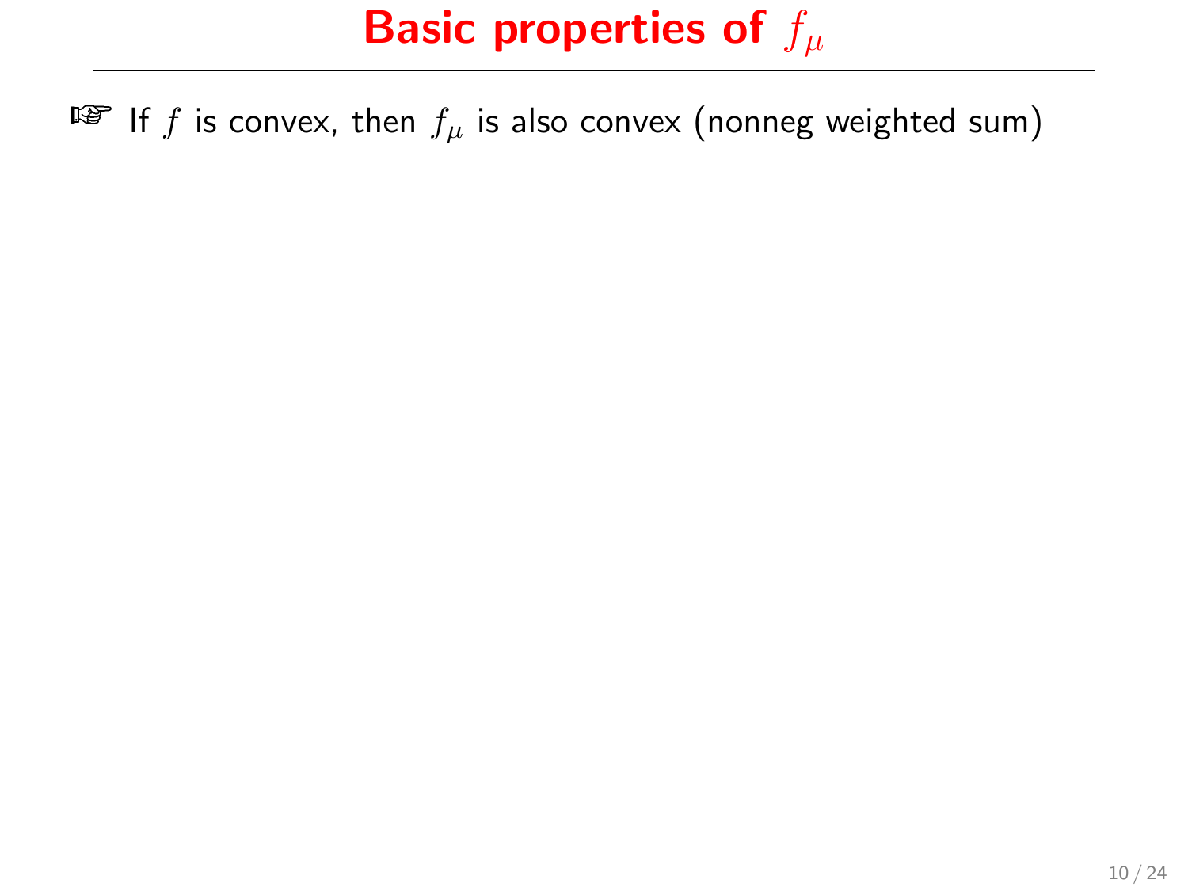# Basic properties of $f_\mu$

☞ If $f$ is convex, then $f_\mu$ is also convex (nonneg weighted sum)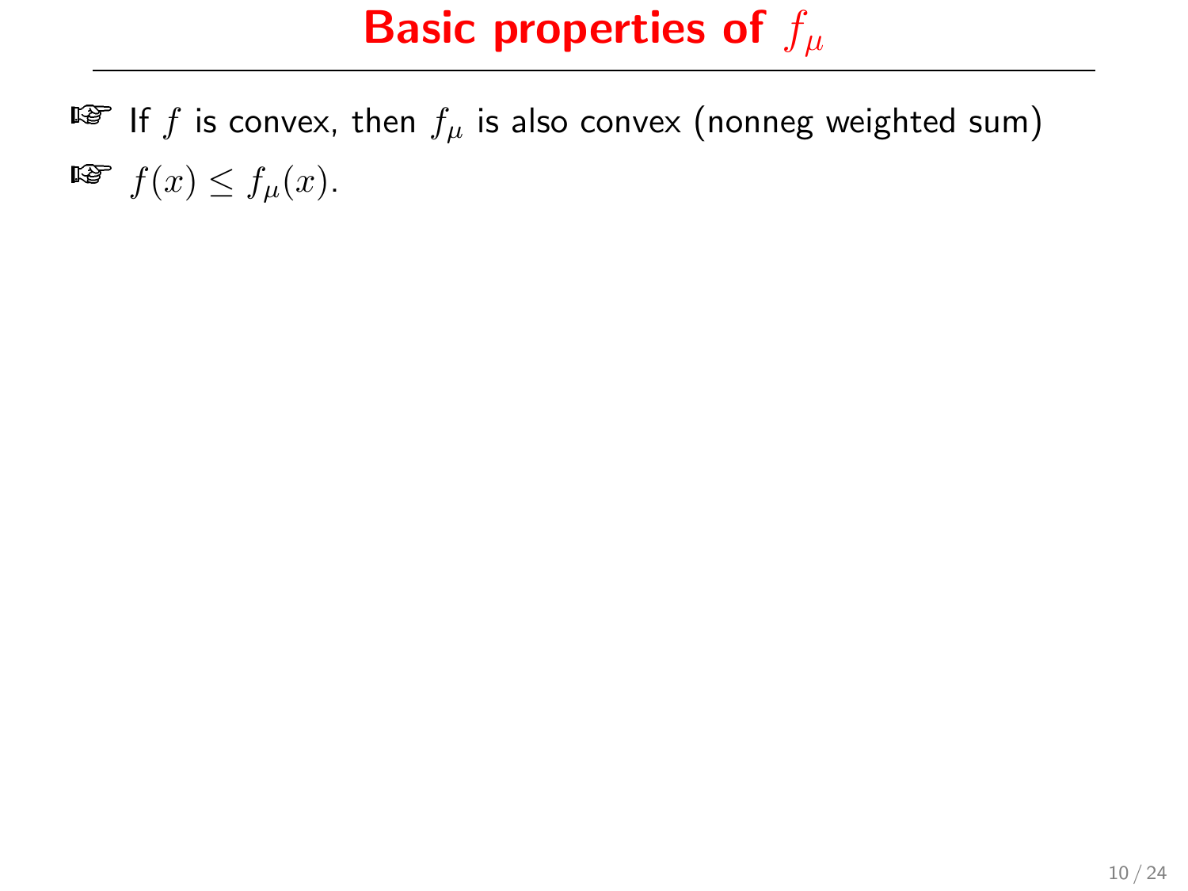# Basic properties of $f_\mu$

- If $f$ is convex, then $f_\mu$ is also convex (nonneg weighted sum)
- $f(x) \leq f_\mu(x)$.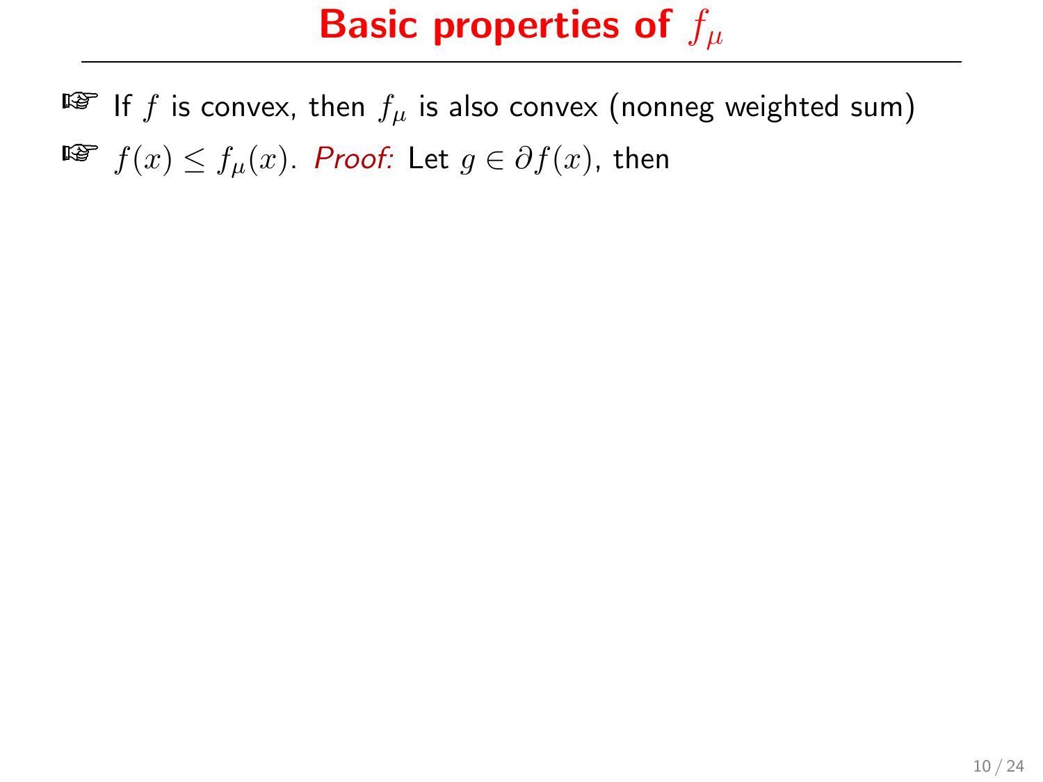# Basic properties of $f_\mu$

- ☞ If $f$ is convex, then $f_\mu$ is also convex (nonneg weighted sum)
- ☞ $f(x) \leq f_\mu(x)$. *Proof:* Let $g \in \partial f(x)$, then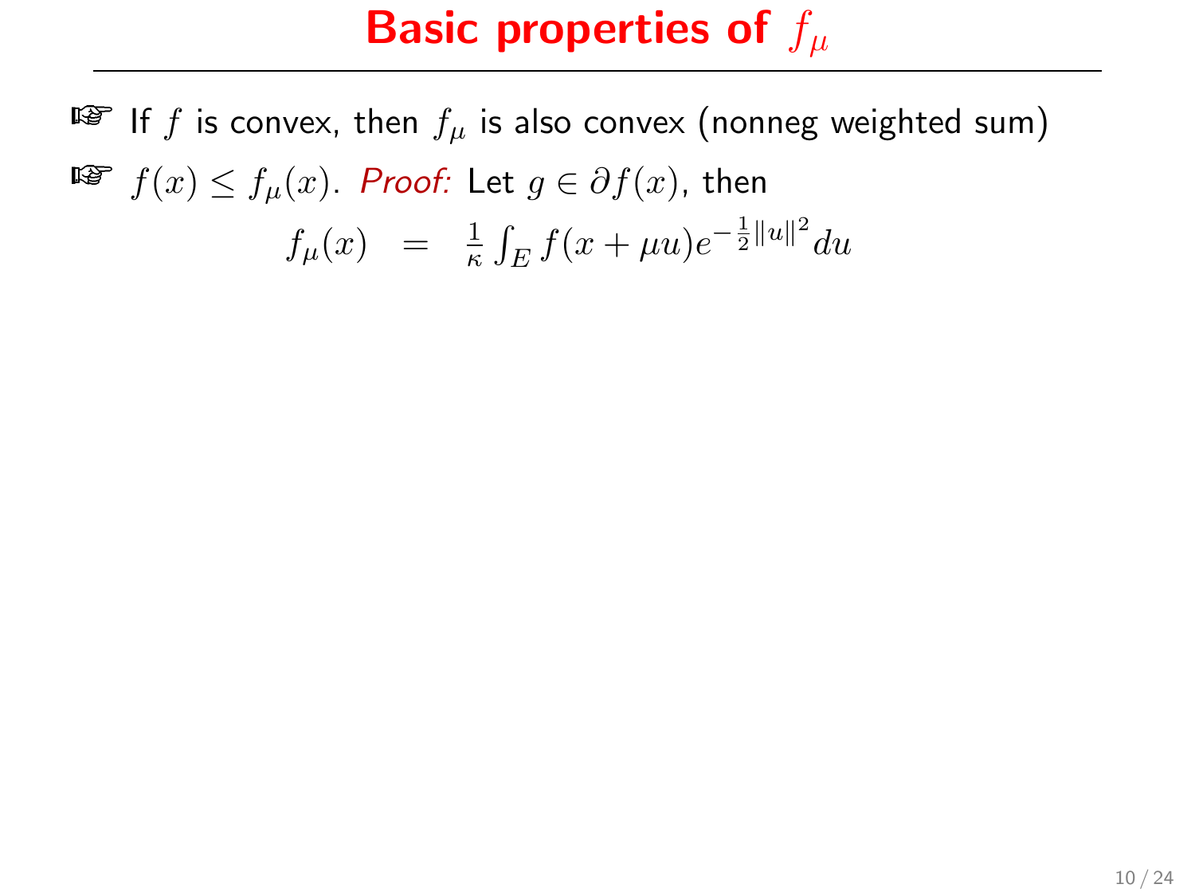# Basic properties of $f_\mu$

- If $f$ is convex, then $f_\mu$ is also convex (nonneg weighted sum)
- $f(x) \le f_\mu(x)$. *Proof:* Let $g \in \partial f(x)$, then

$$f_\mu(x) \;\; = \;\; \frac{1}{\kappa} \int_E f(x + \mu u) e^{-\frac{1}{2}\|u\|^2} du$$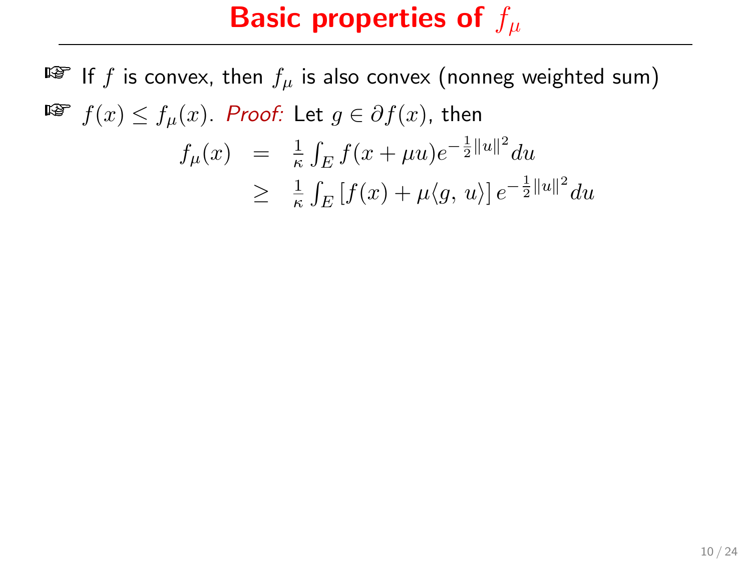# Basic properties of $f_\mu$

- If $f$ is convex, then $f_\mu$ is also convex (nonneg weighted sum)
- $f(x) \le f_\mu(x)$. *Proof:* Let $g \in \partial f(x)$, then

$$
\begin{aligned}
f_\mu(x) &= \frac{1}{\kappa}\int_E f(x+\mu u)e^{-\frac{1}{2}\|u\|^2}du \\
&\ge \frac{1}{\kappa}\int_E \left[f(x) + \mu\langle g,\, u\rangle\right] e^{-\frac{1}{2}\|u\|^2}du
\end{aligned}
$$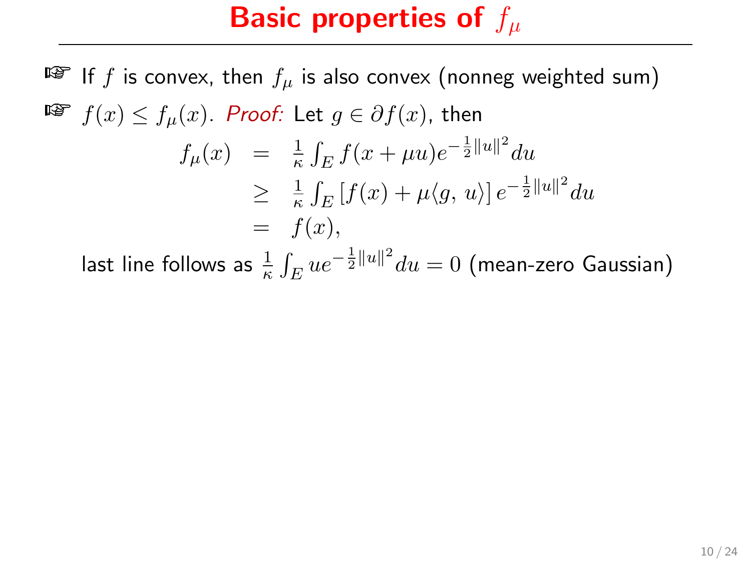# Basic properties of $f_\mu$

- If $f$ is convex, then $f_\mu$ is also convex (nonneg weighted sum)
- $f(x) \le f_\mu(x)$. *Proof:* Let $g \in \partial f(x)$, then

$$
\begin{aligned}
f_\mu(x) &= \frac{1}{\kappa}\int_E f(x+\mu u) e^{-\frac{1}{2}\|u\|^2} du \\
&\ge \frac{1}{\kappa}\int_E \left[f(x) + \mu\langle g,\, u\rangle\right] e^{-\frac{1}{2}\|u\|^2} du \\
&= f(x),
\end{aligned}
$$

  last line follows as $\frac{1}{\kappa}\int_E u e^{-\frac{1}{2}\|u\|^2} du = 0$ (mean-zero Gaussian)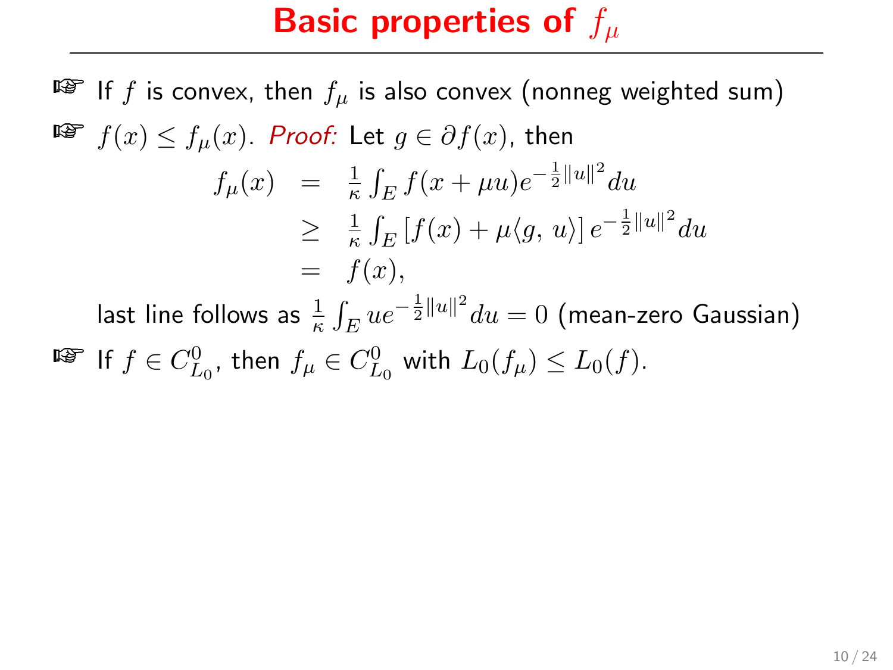# Basic properties of $f_\mu$

- If $f$ is convex, then $f_\mu$ is also convex (nonneg weighted sum)
- $f(x) \leq f_\mu(x)$. *Proof:* Let $g \in \partial f(x)$, then

$$
\begin{aligned}
f_\mu(x) &= \frac{1}{\kappa} \int_E f(x + \mu u) e^{-\frac{1}{2}\|u\|^2} du \\
&\geq \frac{1}{\kappa} \int_E \left[ f(x) + \mu \langle g, u \rangle \right] e^{-\frac{1}{2}\|u\|^2} du \\
&= f(x),
\end{aligned}
$$

  last line follows as $\frac{1}{\kappa} \int_E u e^{-\frac{1}{2}\|u\|^2} du = 0$ (mean-zero Gaussian)
- If $f \in C^0_{L_0}$, then $f_\mu \in C^0_{L_0}$ with $L_0(f_\mu) \leq L_0(f)$.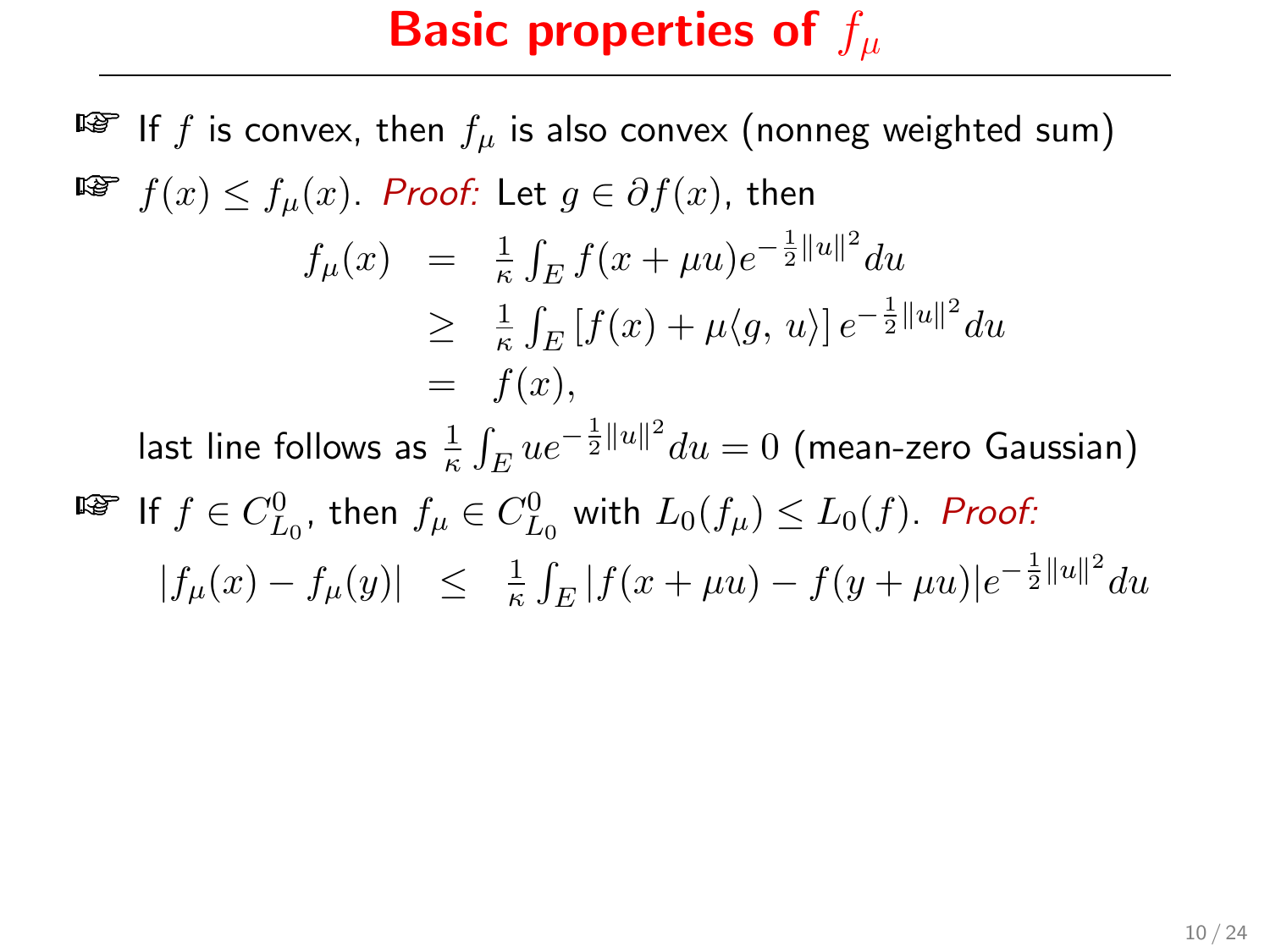# Basic properties of $f_\mu$

- If $f$ is convex, then $f_\mu$ is also convex (nonneg weighted sum)
- $f(x) \leq f_\mu(x)$. *Proof:* Let $g \in \partial f(x)$, then

$$
\begin{aligned}
f_\mu(x) &= \frac{1}{\kappa}\int_E f(x+\mu u) e^{-\frac{1}{2}\|u\|^2} du \\
&\geq \frac{1}{\kappa}\int_E \left[f(x) + \mu\langle g,\, u\rangle\right] e^{-\frac{1}{2}\|u\|^2} du \\
&= f(x),
\end{aligned}
$$

  last line follows as $\frac{1}{\kappa}\int_E u e^{-\frac{1}{2}\|u\|^2} du = 0$ (mean-zero Gaussian)

- If $f \in C^0_{L_0}$, then $f_\mu \in C^0_{L_0}$ with $L_0(f_\mu) \leq L_0(f)$. *Proof:*

$$
|f_\mu(x) - f_\mu(y)| \leq \frac{1}{\kappa}\int_E |f(x+\mu u) - f(y+\mu u)| e^{-\frac{1}{2}\|u\|^2} du
$$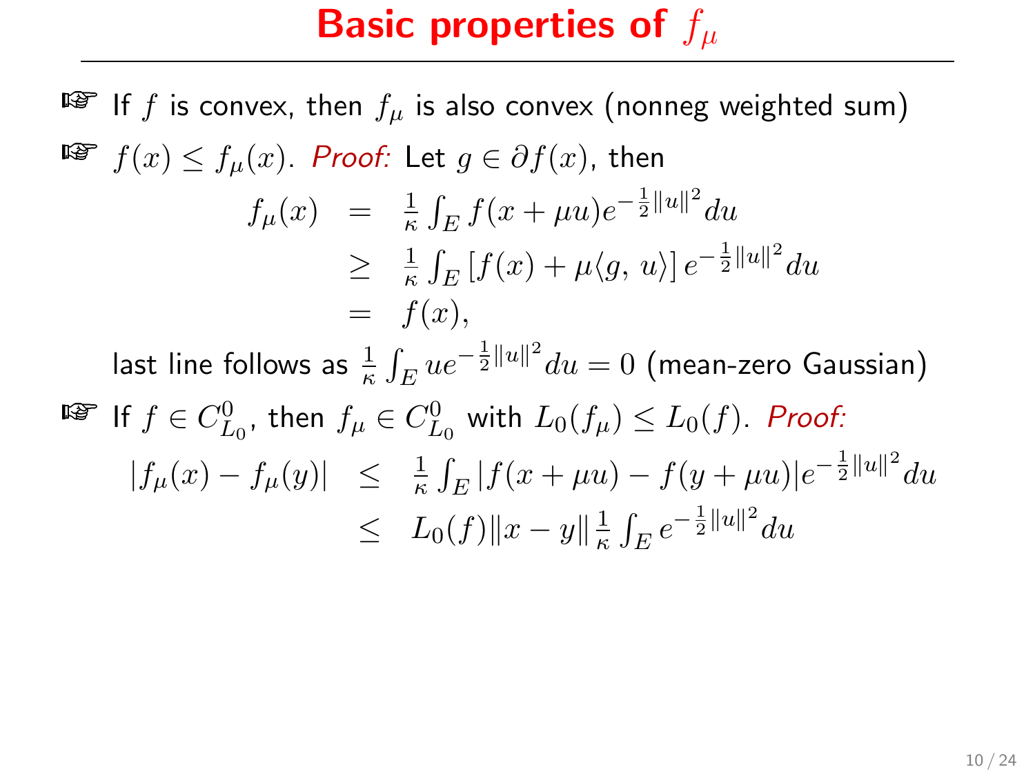# Basic properties of $f_\mu$

- If $f$ is convex, then $f_\mu$ is also convex (nonneg weighted sum)
- $f(x) \le f_\mu(x)$. *Proof:* Let $g \in \partial f(x)$, then

$$
\begin{aligned}
f_\mu(x) &= \tfrac{1}{\kappa}\int_E f(x+\mu u)e^{-\frac{1}{2}\|u\|^2}du \\
&\ge \tfrac{1}{\kappa}\int_E \left[f(x) + \mu\langle g,\, u\rangle\right] e^{-\frac{1}{2}\|u\|^2}du \\
&= f(x),
\end{aligned}
$$

  last line follows as $\frac{1}{\kappa}\int_E u e^{-\frac{1}{2}\|u\|^2}du = 0$ (mean-zero Gaussian)
- If $f \in C^0_{L_0}$, then $f_\mu \in C^0_{L_0}$ with $L_0(f_\mu) \le L_0(f)$. *Proof:*

$$
\begin{aligned}
|f_\mu(x) - f_\mu(y)| &\le \tfrac{1}{\kappa}\int_E |f(x+\mu u) - f(y+\mu u)| e^{-\frac{1}{2}\|u\|^2}du \\
&\le L_0(f)\|x-y\|\tfrac{1}{\kappa}\int_E e^{-\frac{1}{2}\|u\|^2}du
\end{aligned}
$$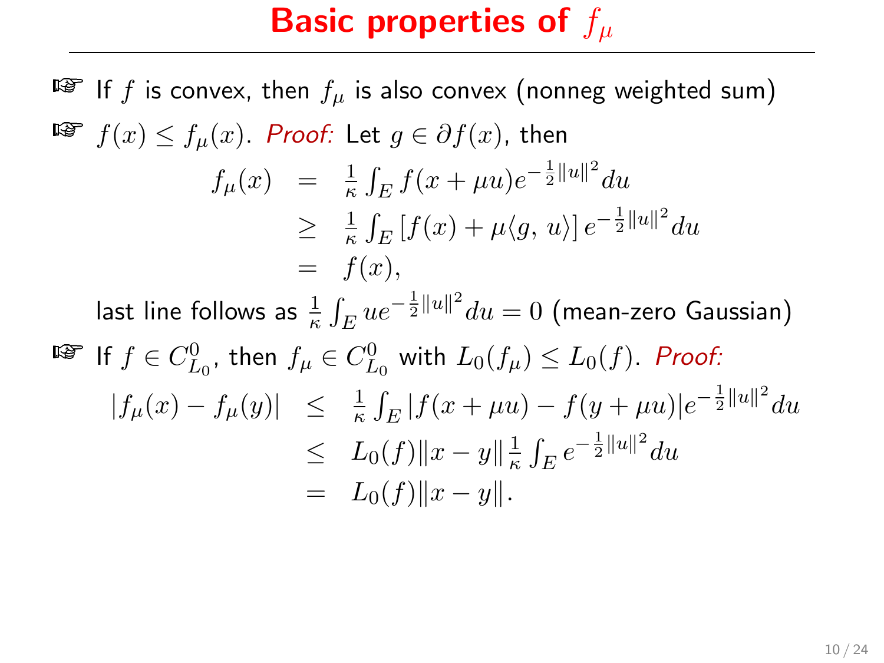# Basic properties of $f_\mu$

- If $f$ is convex, then $f_\mu$ is also convex (nonneg weighted sum)
- $f(x) \leq f_\mu(x)$. *Proof:* Let $g \in \partial f(x)$, then

$$
\begin{aligned}
f_\mu(x) &= \frac{1}{\kappa}\int_E f(x+\mu u) e^{-\frac{1}{2}\|u\|^2} du \\
&\geq \frac{1}{\kappa}\int_E \left[f(x) + \mu\langle g,\, u\rangle\right] e^{-\frac{1}{2}\|u\|^2} du \\
&= f(x),
\end{aligned}
$$

  last line follows as $\frac{1}{\kappa}\int_E u e^{-\frac{1}{2}\|u\|^2} du = 0$ (mean-zero Gaussian)

- If $f \in C^0_{L_0}$, then $f_\mu \in C^0_{L_0}$ with $L_0(f_\mu) \leq L_0(f)$. *Proof:*

$$
\begin{aligned}
|f_\mu(x) - f_\mu(y)| &\leq \frac{1}{\kappa}\int_E |f(x+\mu u) - f(y+\mu u)| e^{-\frac{1}{2}\|u\|^2} du \\
&\leq L_0(f)\|x-y\| \frac{1}{\kappa}\int_E e^{-\frac{1}{2}\|u\|^2} du \\
&= L_0(f)\|x-y\|.
\end{aligned}
$$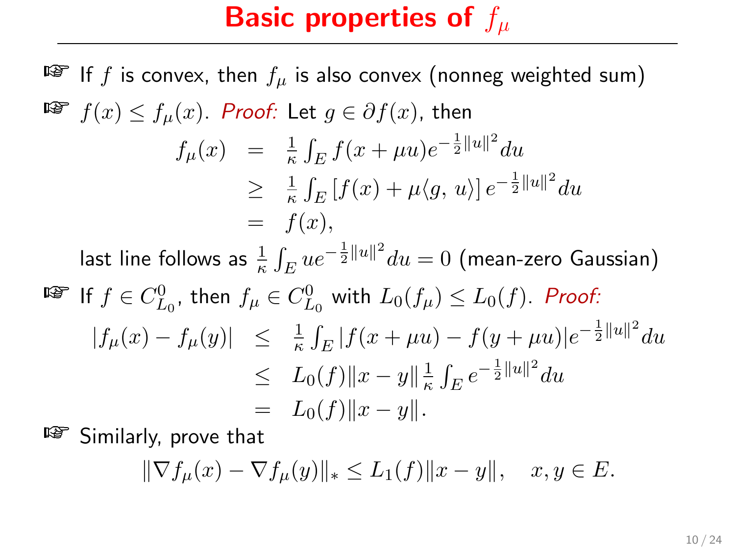# Basic properties of $f_\mu$

- If $f$ is convex, then $f_\mu$ is also convex (nonneg weighted sum)
- $f(x) \le f_\mu(x)$. *Proof:* Let $g \in \partial f(x)$, then

$$
\begin{aligned}
f_\mu(x) &= \frac{1}{\kappa}\int_E f(x+\mu u) e^{-\frac{1}{2}\|u\|^2} du \\
&\ge \frac{1}{\kappa}\int_E \left[f(x) + \mu\langle g,\, u\rangle\right] e^{-\frac{1}{2}\|u\|^2} du \\
&= f(x),
\end{aligned}
$$

  last line follows as $\frac{1}{\kappa}\int_E u e^{-\frac{1}{2}\|u\|^2} du = 0$ (mean-zero Gaussian)

- If $f \in C^0_{L_0}$, then $f_\mu \in C^0_{L_0}$ with $L_0(f_\mu) \le L_0(f)$. *Proof:*

$$
\begin{aligned}
|f_\mu(x) - f_\mu(y)| &\le \frac{1}{\kappa}\int_E |f(x+\mu u) - f(y+\mu u)| e^{-\frac{1}{2}\|u\|^2} du \\
&\le L_0(f)\|x-y\| \frac{1}{\kappa}\int_E e^{-\frac{1}{2}\|u\|^2} du \\
&= L_0(f)\|x-y\|.
\end{aligned}
$$

- Similarly, prove that

$$
\|\nabla f_\mu(x) - \nabla f_\mu(y)\|_* \le L_1(f)\|x-y\|, \quad x, y \in E.
$$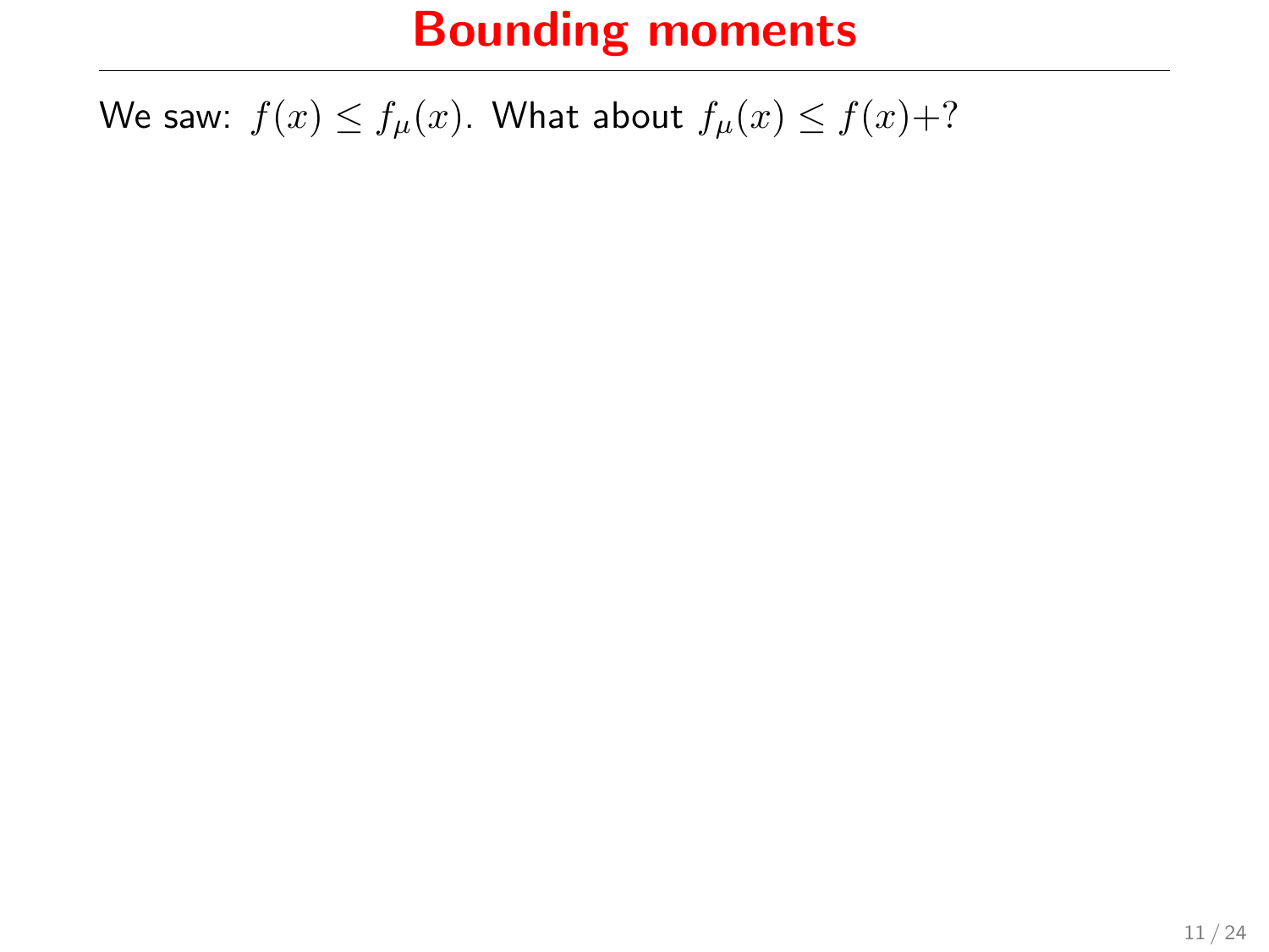# Bounding moments

We saw: $f(x) \leq f_\mu(x)$. What about $f_\mu(x) \leq f(x) + ?$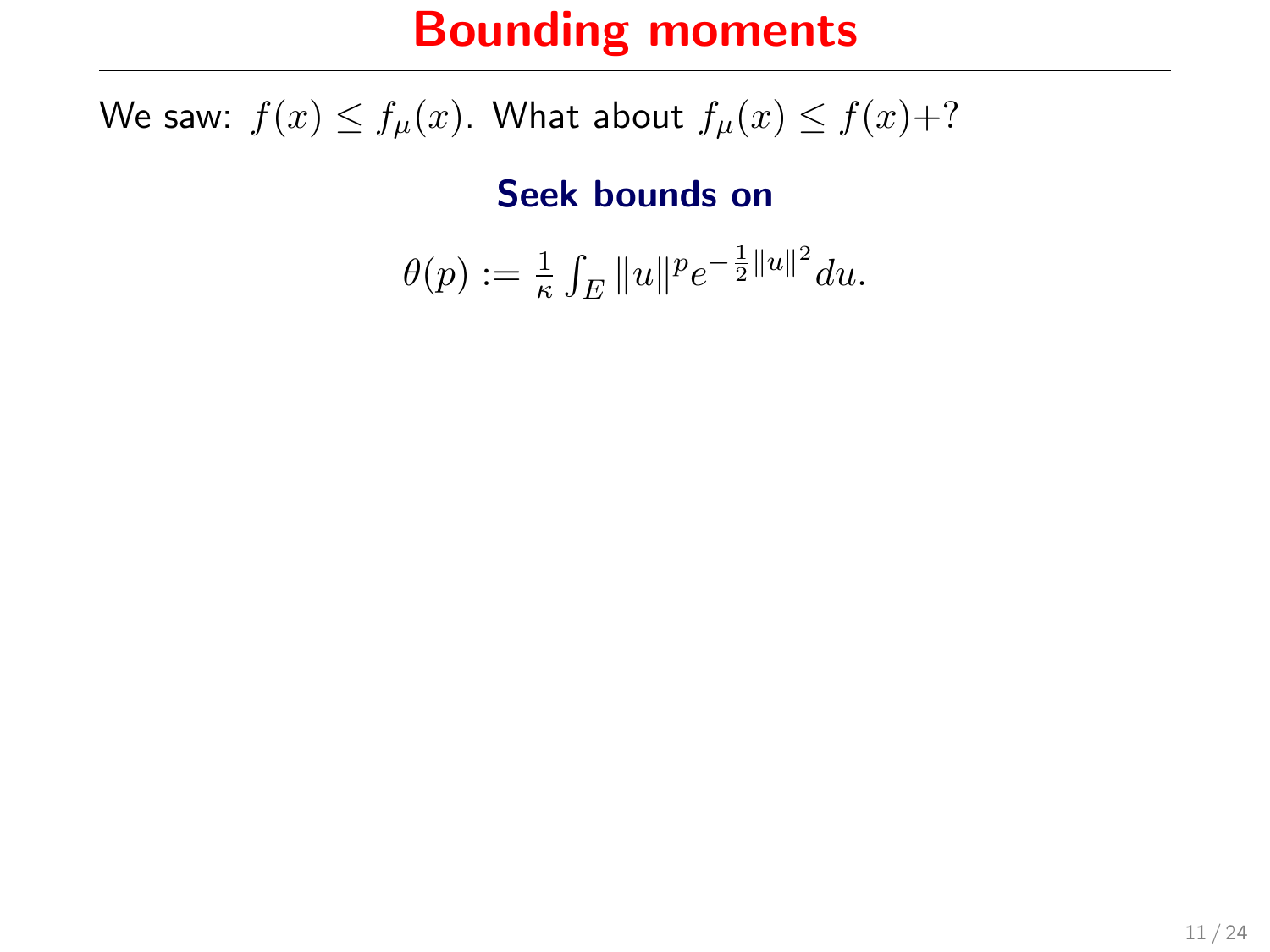# Bounding moments

We saw: $f(x) \leq f_\mu(x)$. What about $f_\mu(x) \leq f(x) + ?$

**Seek bounds on**

$$\theta(p) := \frac{1}{\kappa} \int_E \|u\|^p e^{-\frac{1}{2}\|u\|^2} du.$$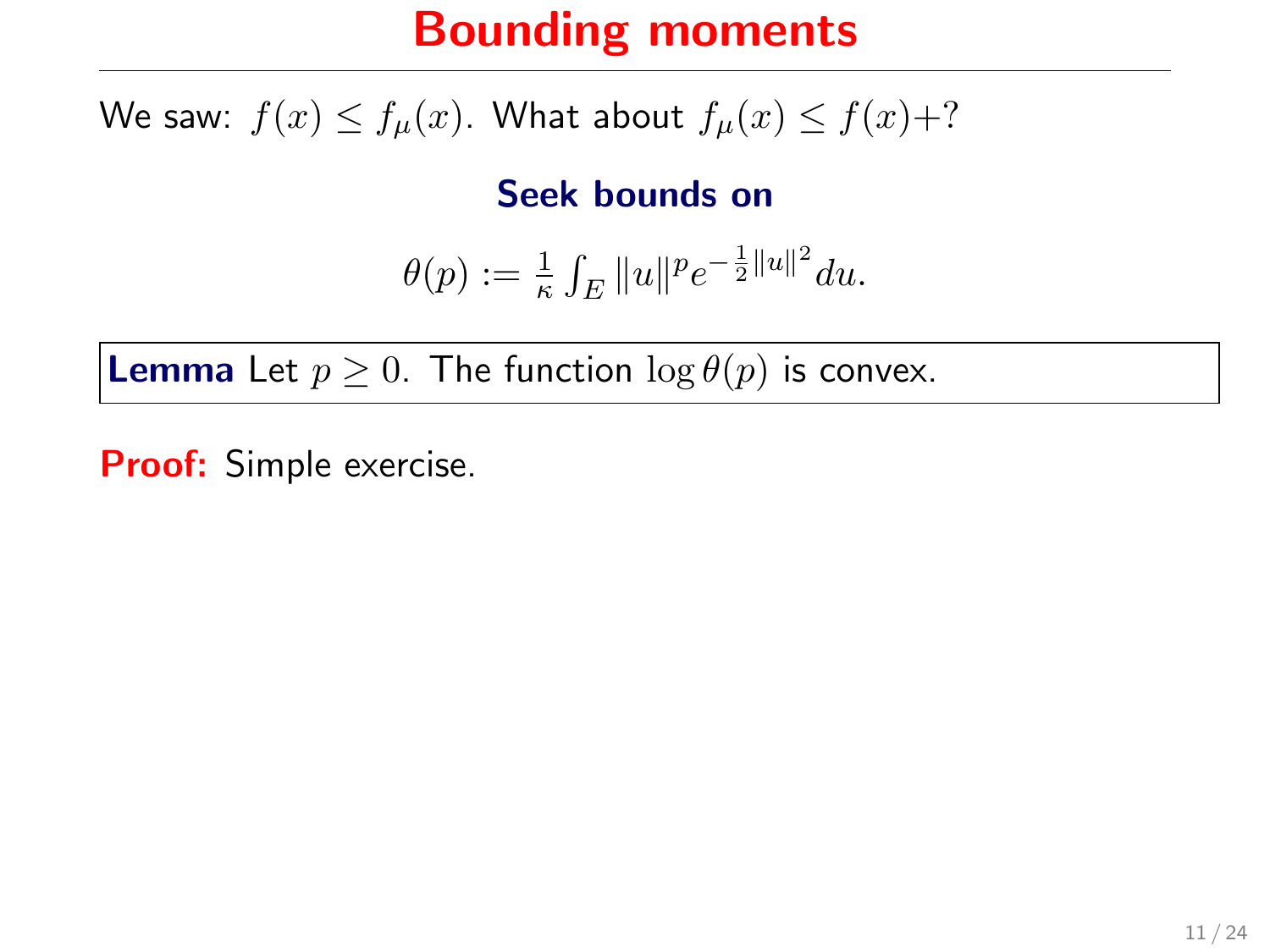# Bounding moments

We saw: $f(x) \leq f_\mu(x)$. What about $f_\mu(x) \leq f(x) + ?$

**Seek bounds on**

$$\theta(p) := \frac{1}{\kappa} \int_E \|u\|^p e^{-\frac{1}{2}\|u\|^2} du.$$

**Lemma** Let $p \geq 0$. The function $\log \theta(p)$ is convex.

**Proof:** Simple exercise.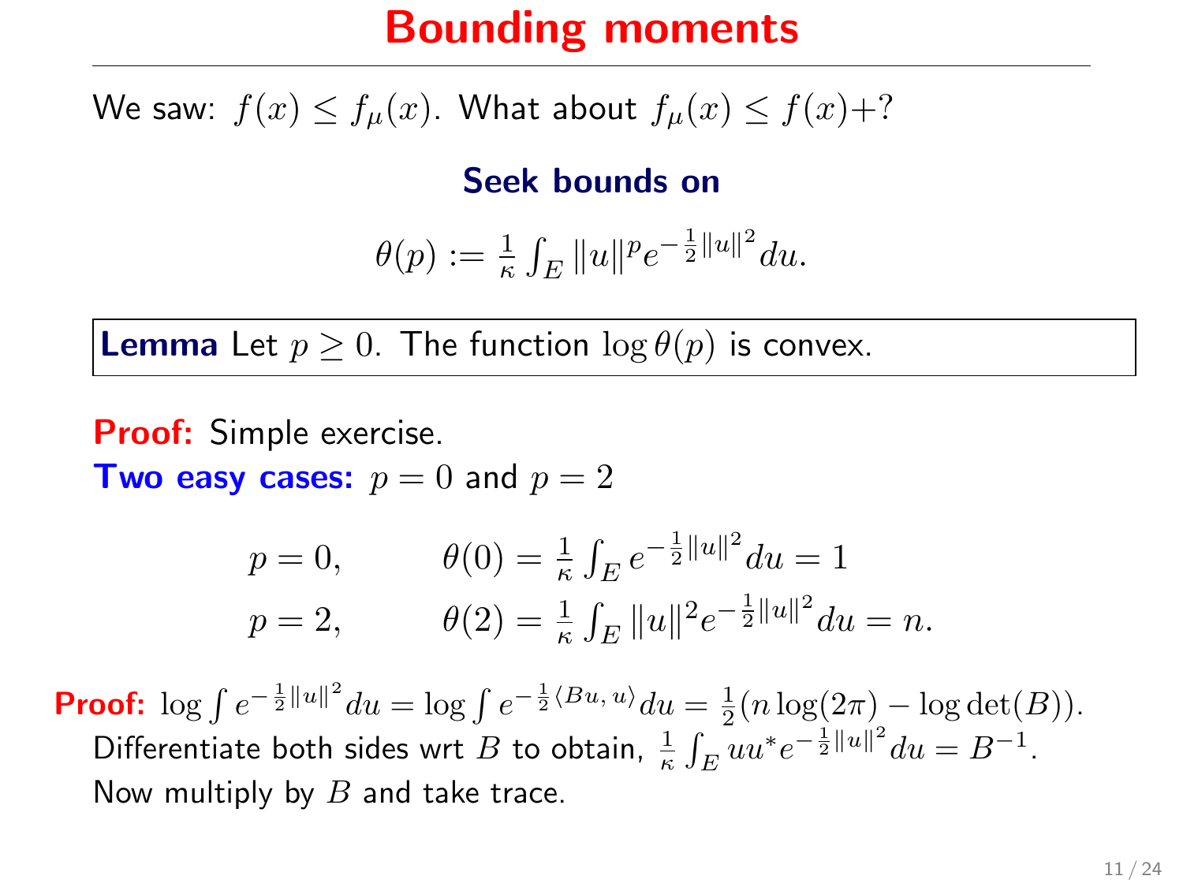# Bounding moments

We saw: $f(x) \leq f_\mu(x)$. What about $f_\mu(x) \leq f(x) + ?$

**Seek bounds on**

$$\theta(p) := \frac{1}{\kappa} \int_E \|u\|^p e^{-\frac{1}{2}\|u\|^2} du.$$

**Lemma** Let $p \geq 0$. The function $\log \theta(p)$ is convex.

**Proof:** Simple exercise.

**Two easy cases:** $p = 0$ and $p = 2$

$$p = 0, \qquad \theta(0) = \frac{1}{\kappa} \int_E e^{-\frac{1}{2}\|u\|^2} du = 1$$

$$p = 2, \qquad \theta(2) = \frac{1}{\kappa} \int_E \|u\|^2 e^{-\frac{1}{2}\|u\|^2} du = n.$$

**Proof:** $\log \int e^{-\frac{1}{2}\|u\|^2} du = \log \int e^{-\frac{1}{2}\langle Bu,\, u\rangle} du = \frac{1}{2}(n \log(2\pi) - \log \det(B))$.
Differentiate both sides wrt $B$ to obtain, $\frac{1}{\kappa} \int_E uu^* e^{-\frac{1}{2}\|u\|^2} du = B^{-1}$.
Now multiply by $B$ and take trace.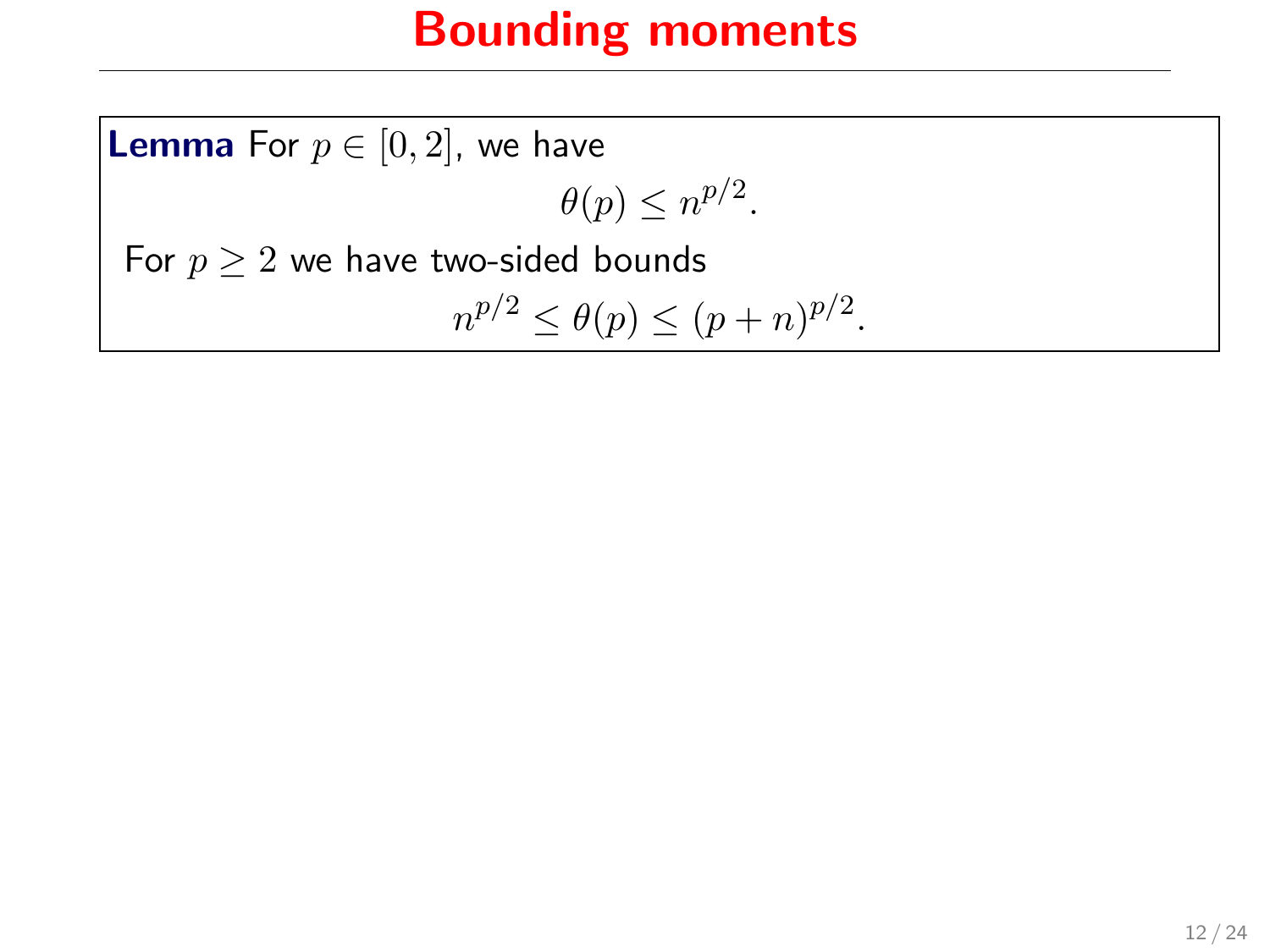# Bounding moments

**Lemma** For $p \in [0, 2]$, we have

$$\theta(p) \leq n^{p/2}.$$

For $p \geq 2$ we have two-sided bounds

$$n^{p/2} \leq \theta(p) \leq (p+n)^{p/2}.$$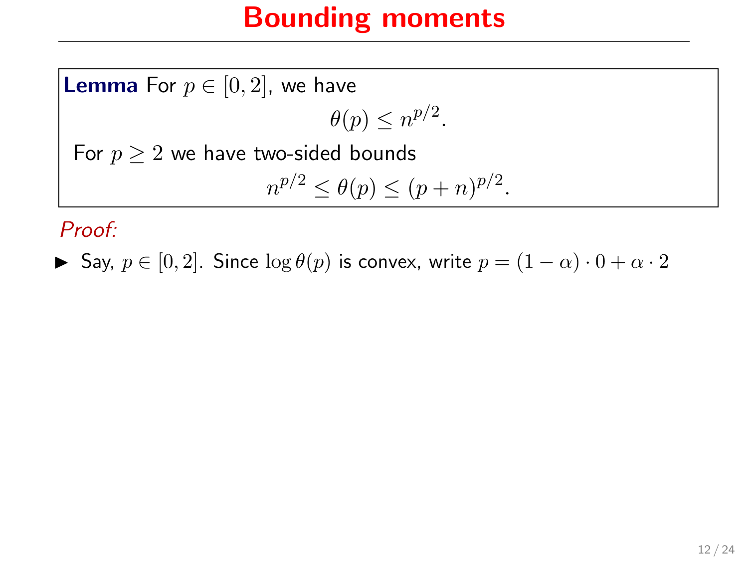# Bounding moments

**Lemma** For $p \in [0, 2]$, we have

$$\theta(p) \le n^{p/2}.$$

For $p \ge 2$ we have two-sided bounds

$$n^{p/2} \le \theta(p) \le (p + n)^{p/2}.$$

*Proof:*

- Say, $p \in [0, 2]$. Since $\log \theta(p)$ is convex, write $p = (1 - \alpha) \cdot 0 + \alpha \cdot 2$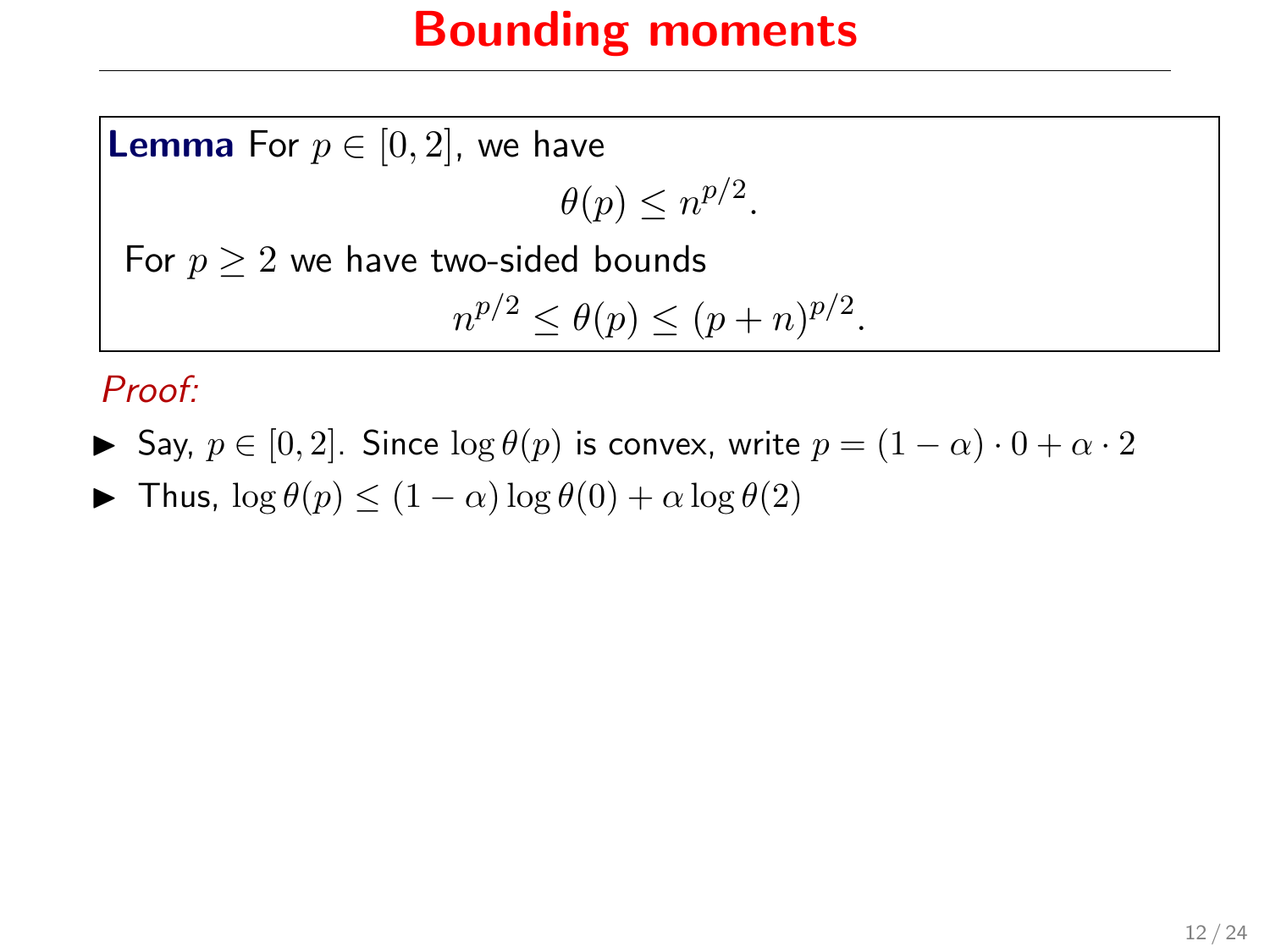# Bounding moments

**Lemma** For $p \in [0, 2]$, we have

$$\theta(p) \leq n^{p/2}.$$

For $p \geq 2$ we have two-sided bounds

$$n^{p/2} \leq \theta(p) \leq (p+n)^{p/2}.$$

*Proof:*

- Say, $p \in [0, 2]$. Since $\log \theta(p)$ is convex, write $p = (1-\alpha) \cdot 0 + \alpha \cdot 2$
- Thus, $\log \theta(p) \leq (1-\alpha) \log \theta(0) + \alpha \log \theta(2)$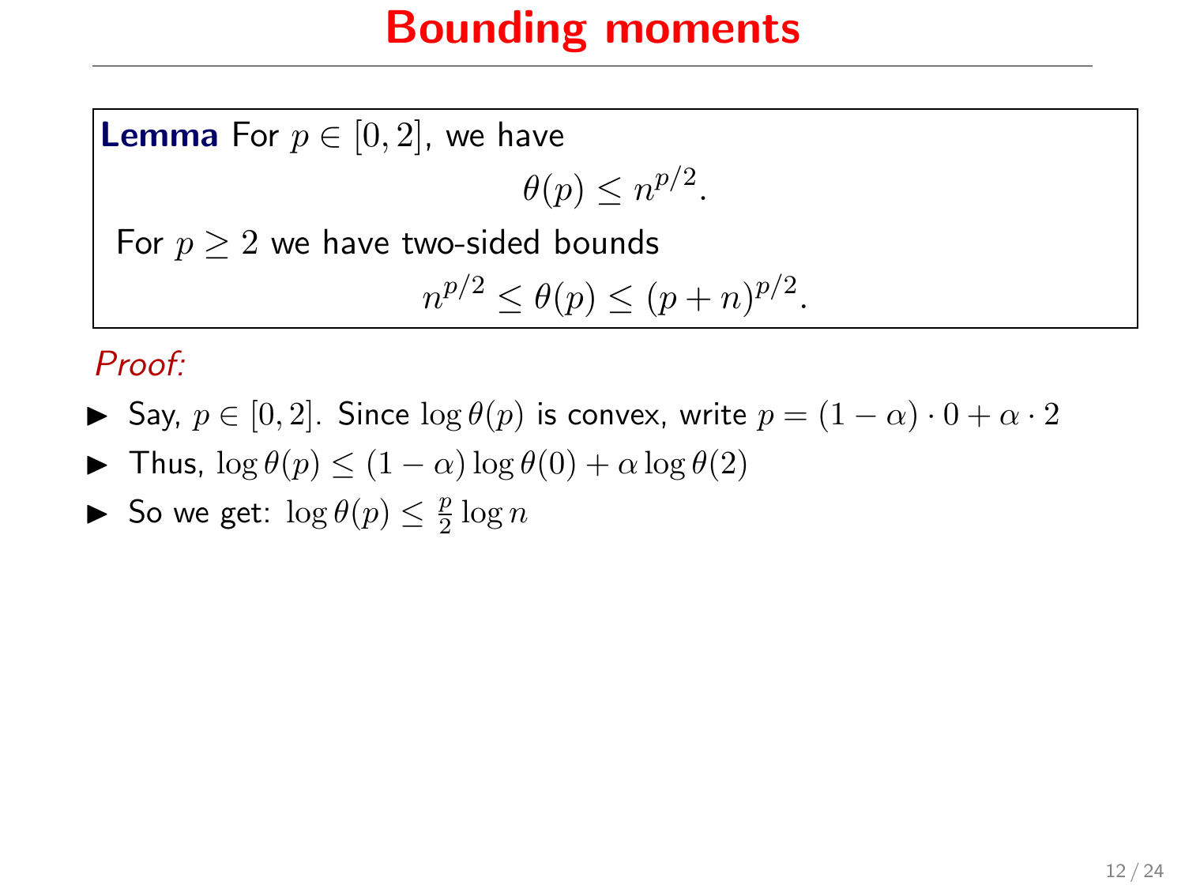# Bounding moments

**Lemma** For $p \in [0, 2]$, we have

$$\theta(p) \leq n^{p/2}.$$

For $p \geq 2$ we have two-sided bounds

$$n^{p/2} \leq \theta(p) \leq (p+n)^{p/2}.$$

*Proof:*

- Say, $p \in [0, 2]$. Since $\log \theta(p)$ is convex, write $p = (1 - \alpha) \cdot 0 + \alpha \cdot 2$
- Thus, $\log \theta(p) \leq (1 - \alpha) \log \theta(0) + \alpha \log \theta(2)$
- So we get: $\log \theta(p) \leq \frac{p}{2} \log n$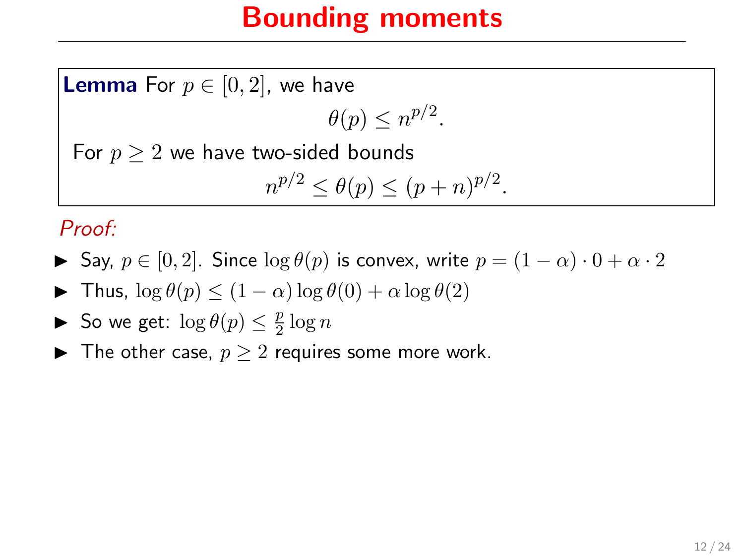# Bounding moments

**Lemma** For $p \in [0, 2]$, we have

$$\theta(p) \le n^{p/2}.$$

For $p \ge 2$ we have two-sided bounds

$$n^{p/2} \le \theta(p) \le (p+n)^{p/2}.$$

*Proof:*

- Say, $p \in [0, 2]$. Since $\log \theta(p)$ is convex, write $p = (1-\alpha) \cdot 0 + \alpha \cdot 2$
- Thus, $\log \theta(p) \le (1-\alpha) \log \theta(0) + \alpha \log \theta(2)$
- So we get: $\log \theta(p) \le \frac{p}{2} \log n$
- The other case, $p \ge 2$ requires some more work.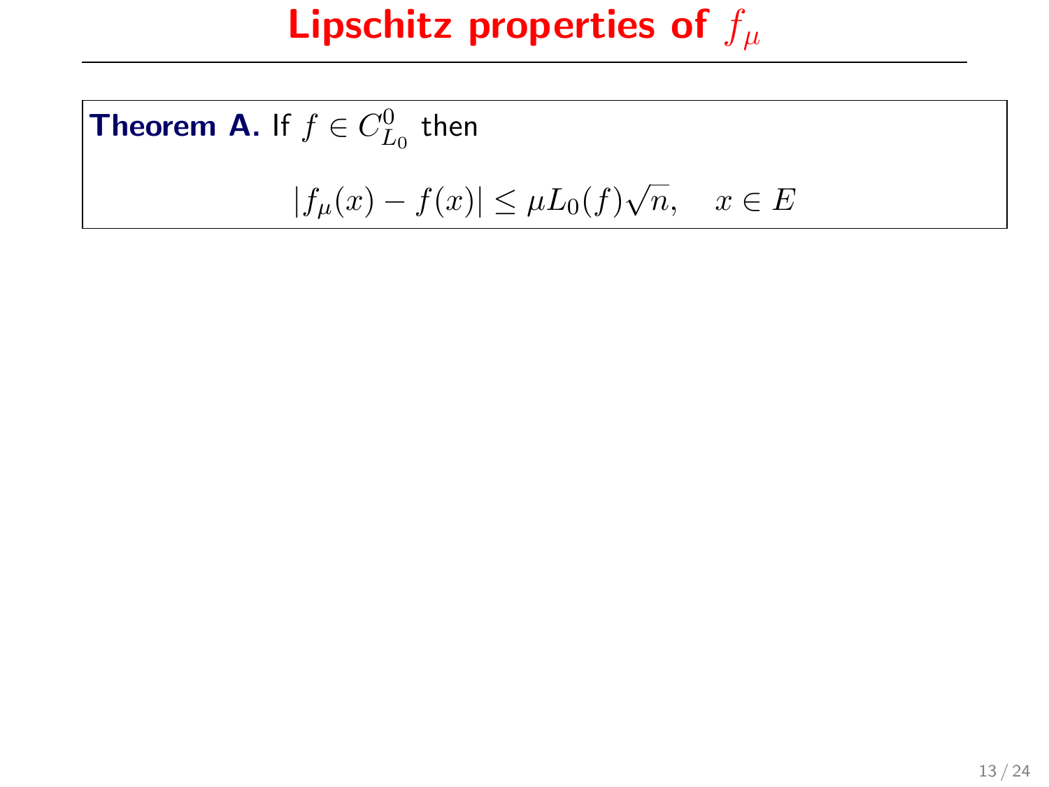# Lipschitz properties of $f_\mu$

**Theorem A.** If $f \in C^0_{L_0}$ then

$$|f_\mu(x) - f(x)| \leq \mu L_0(f)\sqrt{n}, \quad x \in E$$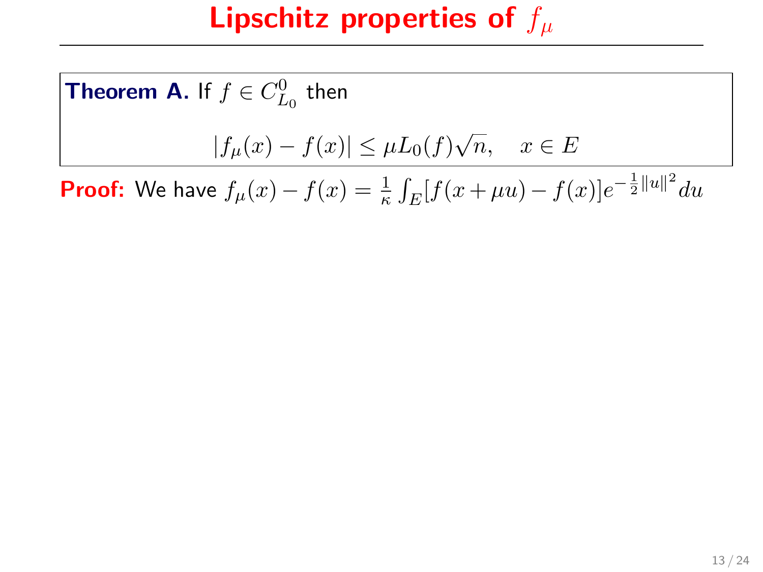# Lipschitz properties of $f_\mu$

**Theorem A.** If $f \in C^0_{L_0}$ then

$$|f_\mu(x) - f(x)| \le \mu L_0(f)\sqrt{n}, \quad x \in E$$

**Proof:** We have $f_\mu(x) - f(x) = \frac{1}{\kappa} \int_E [f(x + \mu u) - f(x)] e^{-\frac{1}{2}\|u\|^2} du$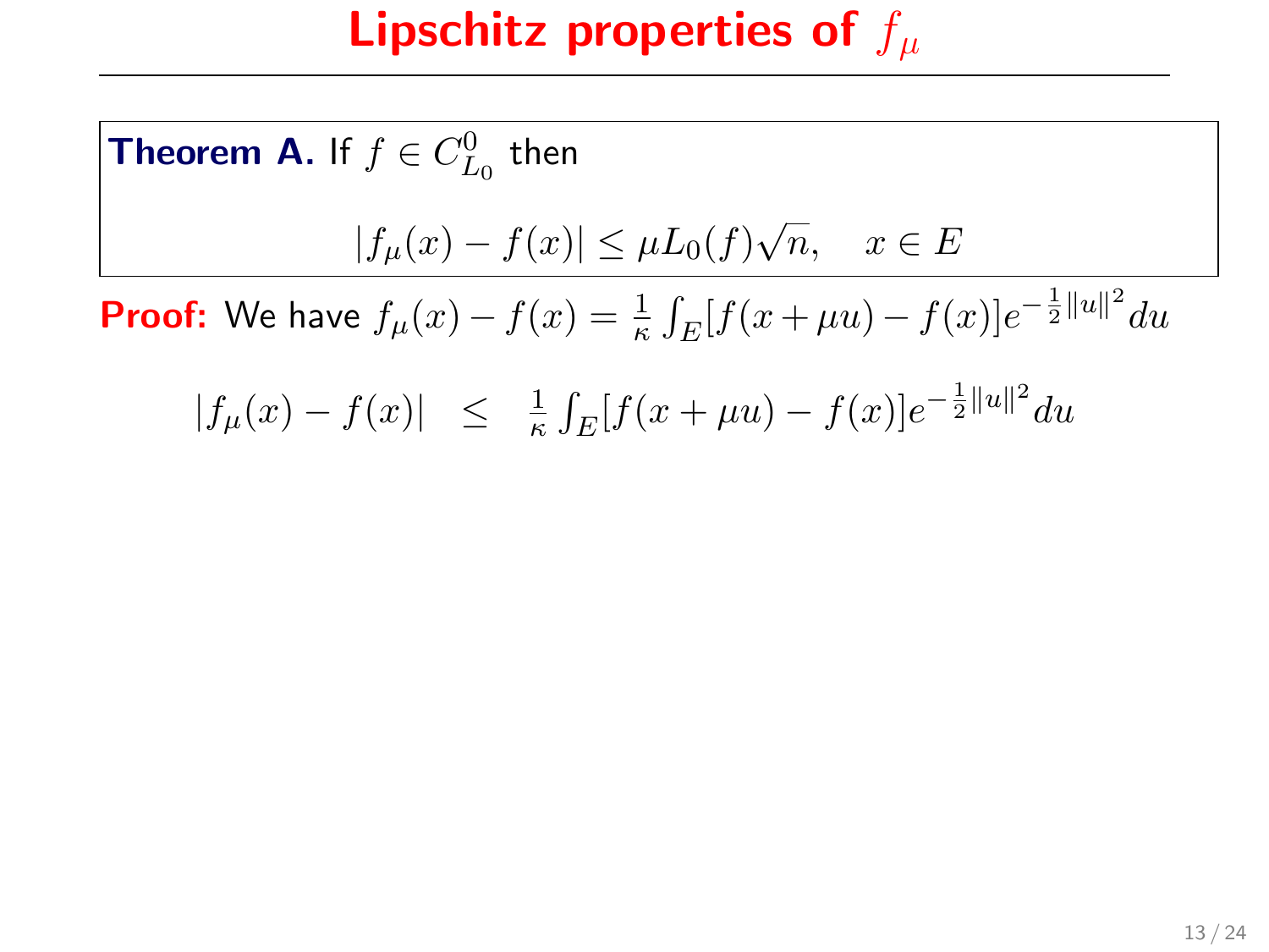# Lipschitz properties of $f_\mu$

**Theorem A.** If $f \in C^0_{L_0}$ then

$$|f_\mu(x) - f(x)| \leq \mu L_0(f)\sqrt{n}, \quad x \in E$$

**Proof:** We have $f_\mu(x) - f(x) = \frac{1}{\kappa} \int_E [f(x + \mu u) - f(x)] e^{-\frac{1}{2}\|u\|^2} du$

$$|f_\mu(x) - f(x)| \quad \leq \quad \frac{1}{\kappa} \int_E [f(x + \mu u) - f(x)] e^{-\frac{1}{2}\|u\|^2} du$$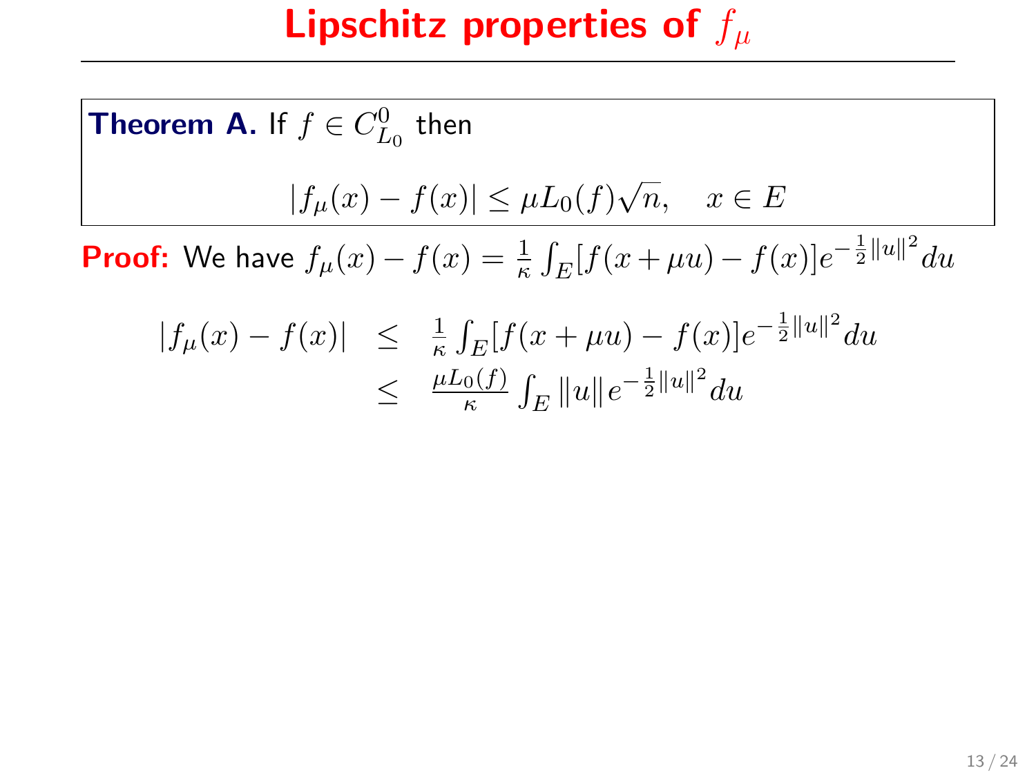# Lipschitz properties of $f_\mu$

**Theorem A.** If $f \in C^0_{L_0}$ then

$$|f_\mu(x) - f(x)| \leq \mu L_0(f)\sqrt{n}, \quad x \in E$$

**Proof:** We have $f_\mu(x) - f(x) = \frac{1}{\kappa}\int_E [f(x+\mu u) - f(x)] e^{-\frac{1}{2}\|u\|^2} du$

$$\begin{aligned} |f_\mu(x) - f(x)| &\leq \frac{1}{\kappa}\int_E [f(x+\mu u) - f(x)] e^{-\frac{1}{2}\|u\|^2} du \\ &\leq \frac{\mu L_0(f)}{\kappa}\int_E \|u\| e^{-\frac{1}{2}\|u\|^2} du \end{aligned}$$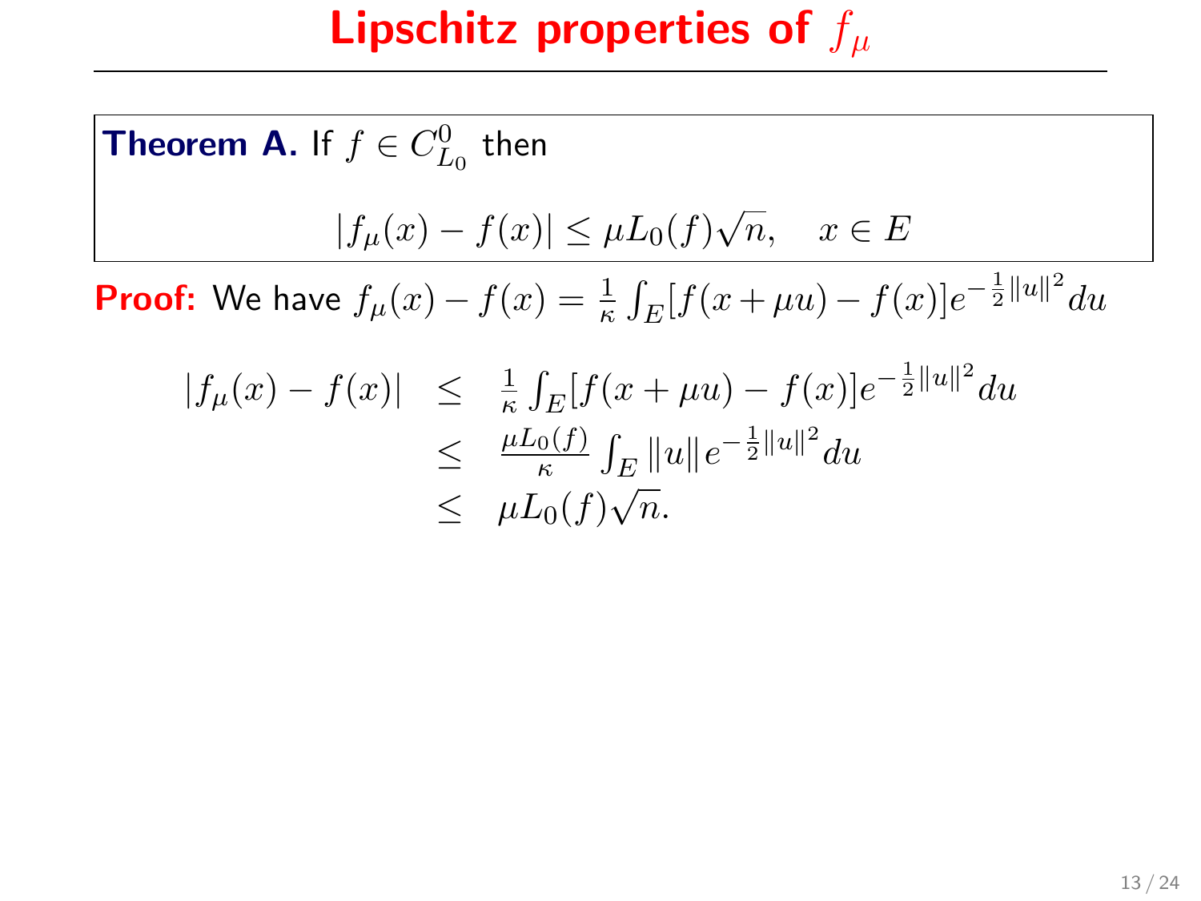# Lipschitz properties of $f_\mu$

**Theorem A.** If $f \in C^0_{L_0}$ then

$$|f_\mu(x) - f(x)| \leq \mu L_0(f)\sqrt{n}, \quad x \in E$$

**Proof:** We have $f_\mu(x) - f(x) = \frac{1}{\kappa}\int_E [f(x+\mu u) - f(x)] e^{-\frac{1}{2}\|u\|^2} du$

$$\begin{aligned}
|f_\mu(x) - f(x)| &\leq \frac{1}{\kappa}\int_E [f(x+\mu u) - f(x)] e^{-\frac{1}{2}\|u\|^2} du \\
&\leq \frac{\mu L_0(f)}{\kappa}\int_E \|u\| e^{-\frac{1}{2}\|u\|^2} du \\
&\leq \mu L_0(f)\sqrt{n}.
\end{aligned}$$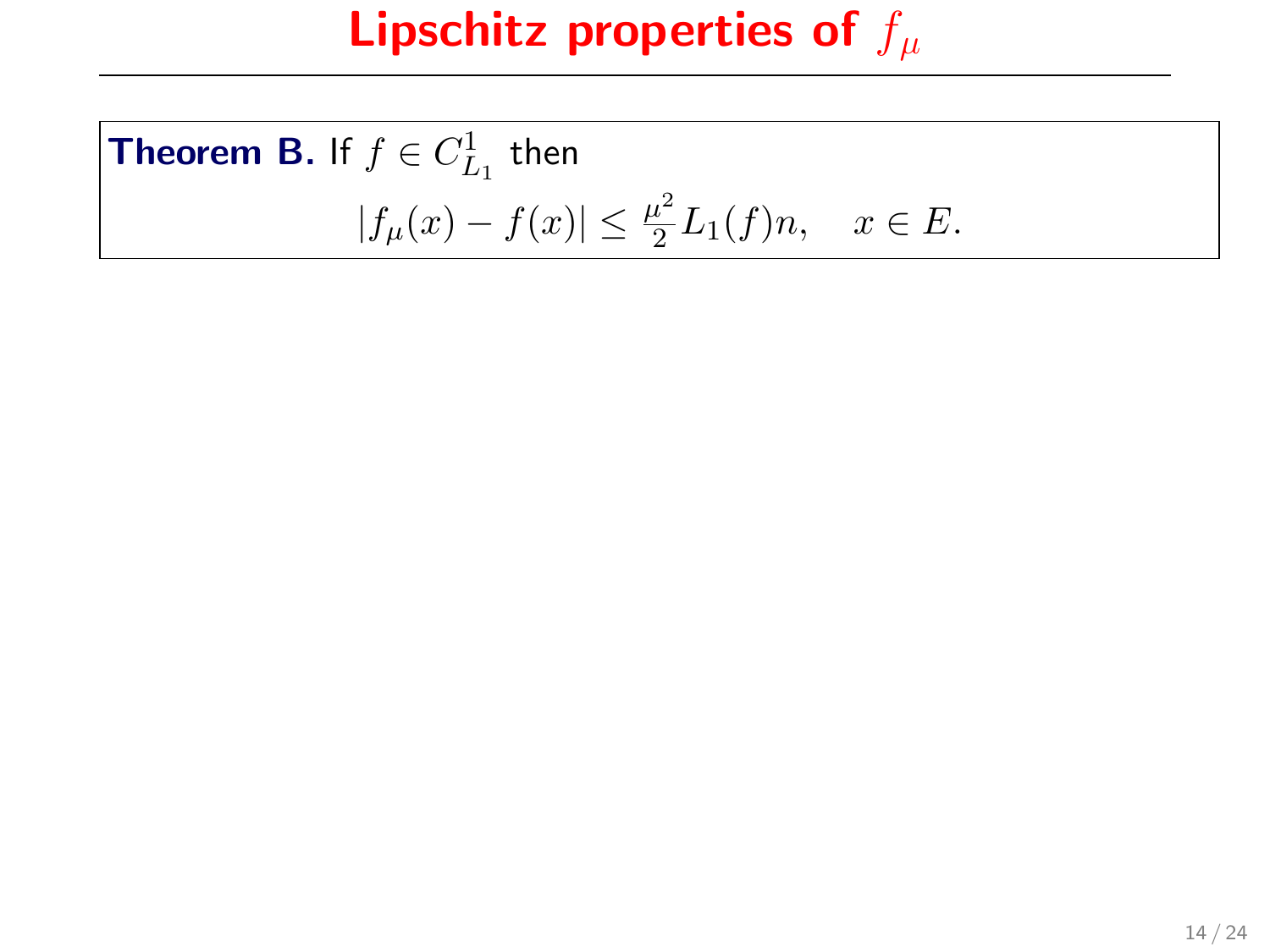# Lipschitz properties of $f_\mu$

**Theorem B.** If $f \in C^1_{L_1}$ then

$$|f_\mu(x) - f(x)| \leq \frac{\mu^2}{2} L_1(f) n, \quad x \in E.$$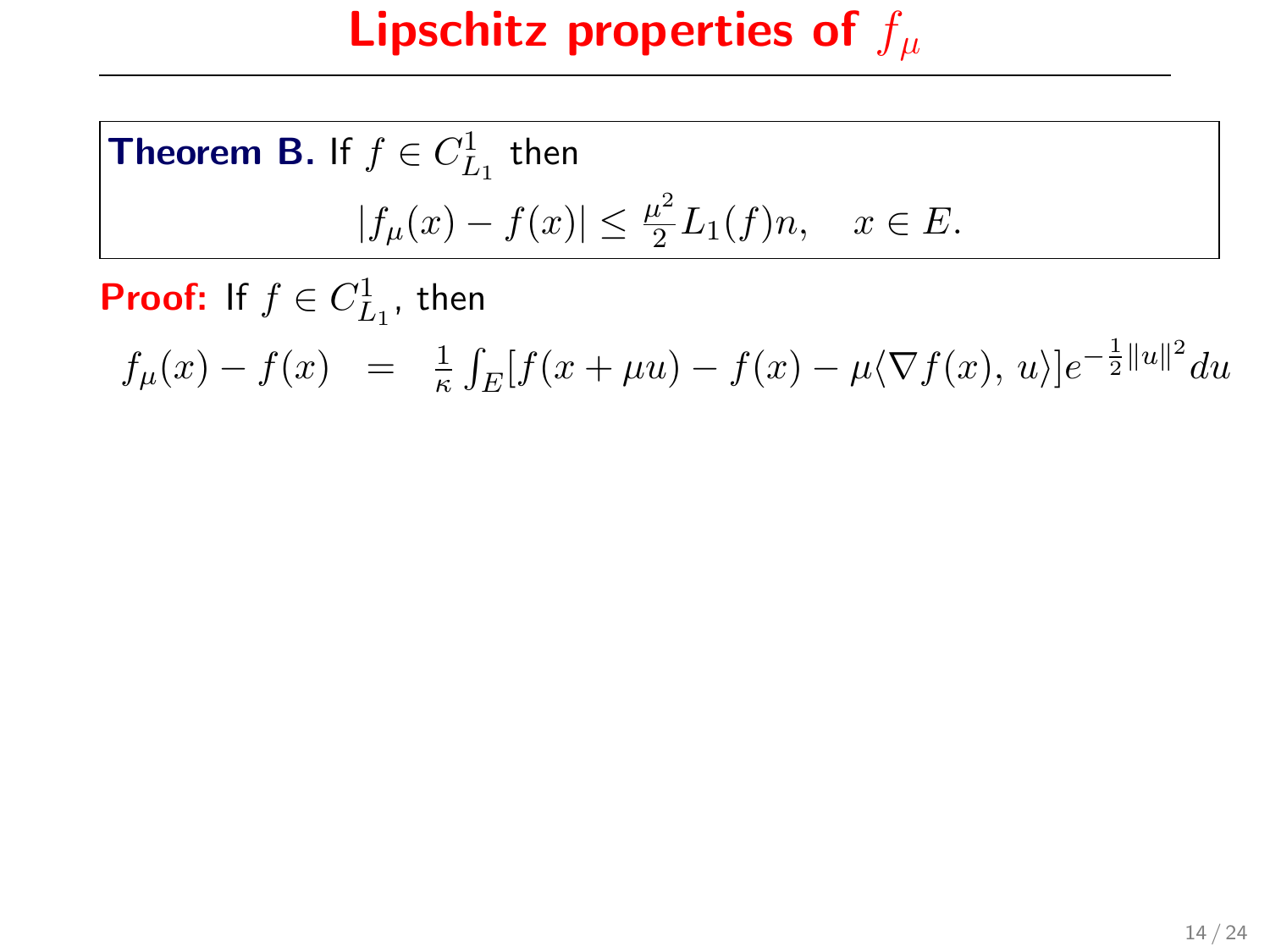# Lipschitz properties of $f_\mu$

**Theorem B.** If $f \in C^1_{L_1}$ then

$$|f_\mu(x) - f(x)| \leq \frac{\mu^2}{2} L_1(f) n, \quad x \in E.$$

**Proof:** If $f \in C^1_{L_1}$, then

$$f_\mu(x) - f(x) \;\; = \;\; \frac{1}{\kappa} \int_E [f(x + \mu u) - f(x) - \mu \langle \nabla f(x), \, u \rangle] e^{-\frac{1}{2}\|u\|^2} du$$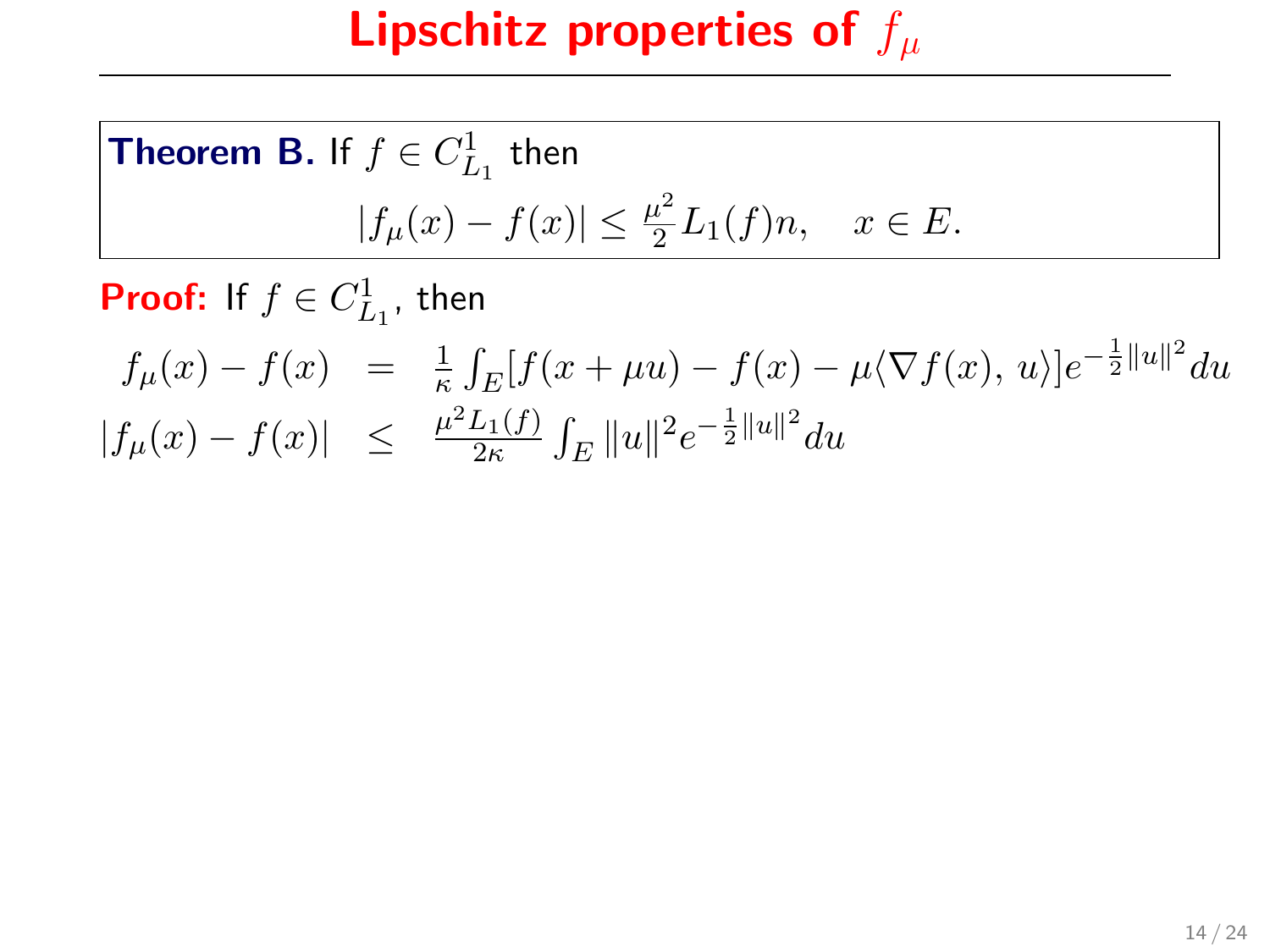# Lipschitz properties of $f_\mu$

**Theorem B.** If $f \in C^1_{L_1}$ then

$$|f_\mu(x) - f(x)| \leq \tfrac{\mu^2}{2} L_1(f) n, \quad x \in E.$$

**Proof:** If $f \in C^1_{L_1}$, then

$$\begin{aligned}
f_\mu(x) - f(x) &= \tfrac{1}{\kappa} \int_E [f(x + \mu u) - f(x) - \mu \langle \nabla f(x),\, u \rangle] e^{-\frac{1}{2}\|u\|^2} du \\
|f_\mu(x) - f(x)| &\leq \tfrac{\mu^2 L_1(f)}{2\kappa} \int_E \|u\|^2 e^{-\frac{1}{2}\|u\|^2} du
\end{aligned}$$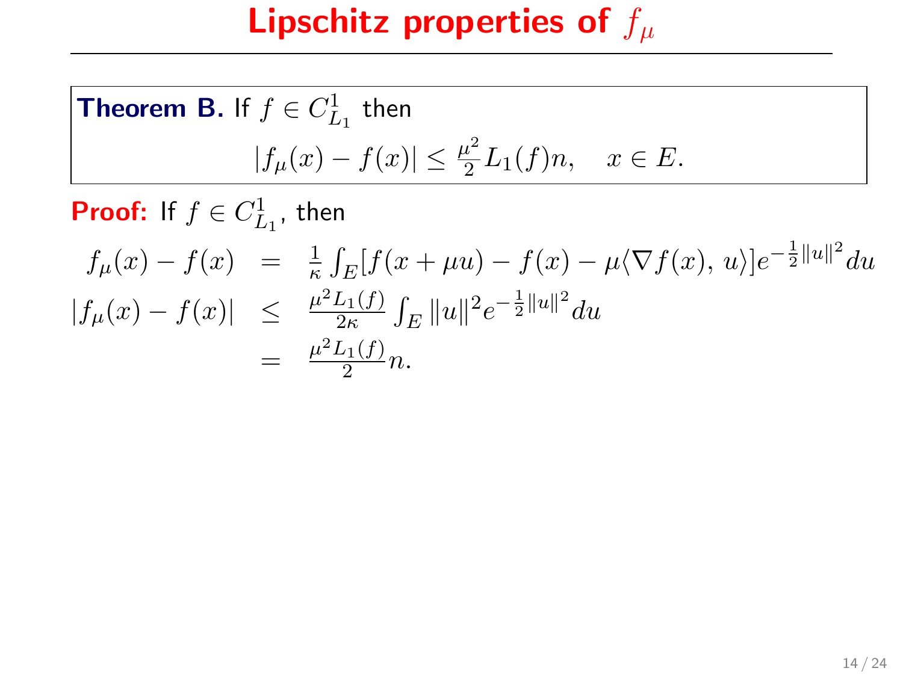# Lipschitz properties of $f_\mu$

**Theorem B.** If $f \in C^1_{L_1}$ then

$$|f_\mu(x) - f(x)| \leq \tfrac{\mu^2}{2} L_1(f) n, \quad x \in E.$$

**Proof:** If $f \in C^1_{L_1}$, then

$$\begin{aligned}
f_\mu(x) - f(x) &= \tfrac{1}{\kappa} \int_E [f(x + \mu u) - f(x) - \mu \langle \nabla f(x), u \rangle] e^{-\frac{1}{2}\|u\|^2} du \\
|f_\mu(x) - f(x)| &\leq \tfrac{\mu^2 L_1(f)}{2\kappa} \int_E \|u\|^2 e^{-\frac{1}{2}\|u\|^2} du \\
&= \tfrac{\mu^2 L_1(f)}{2} n.
\end{aligned}$$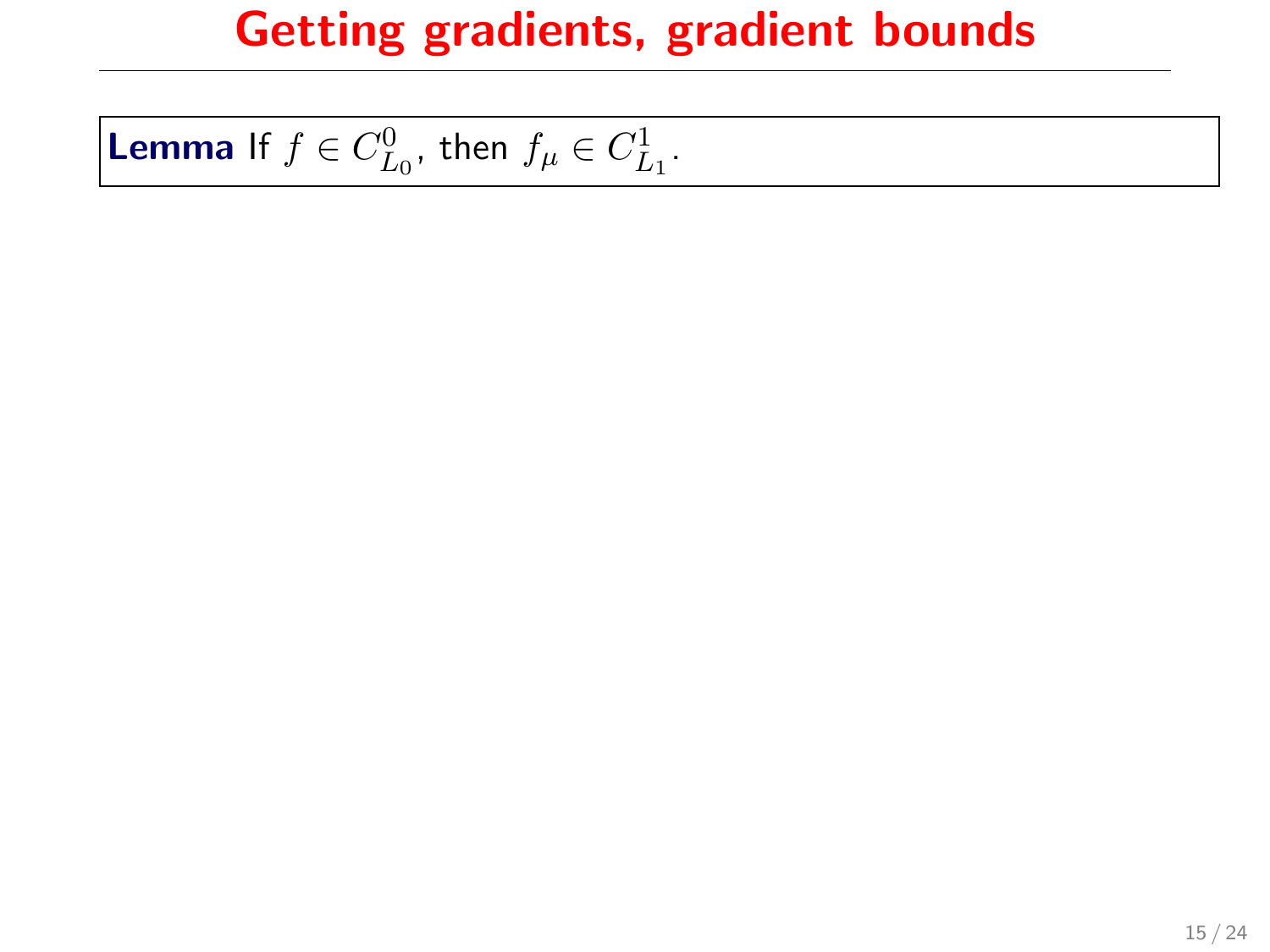# Getting gradients, gradient bounds

**Lemma** If $f \in C^0_{L_0}$, then $f_\mu \in C^1_{L_1}$.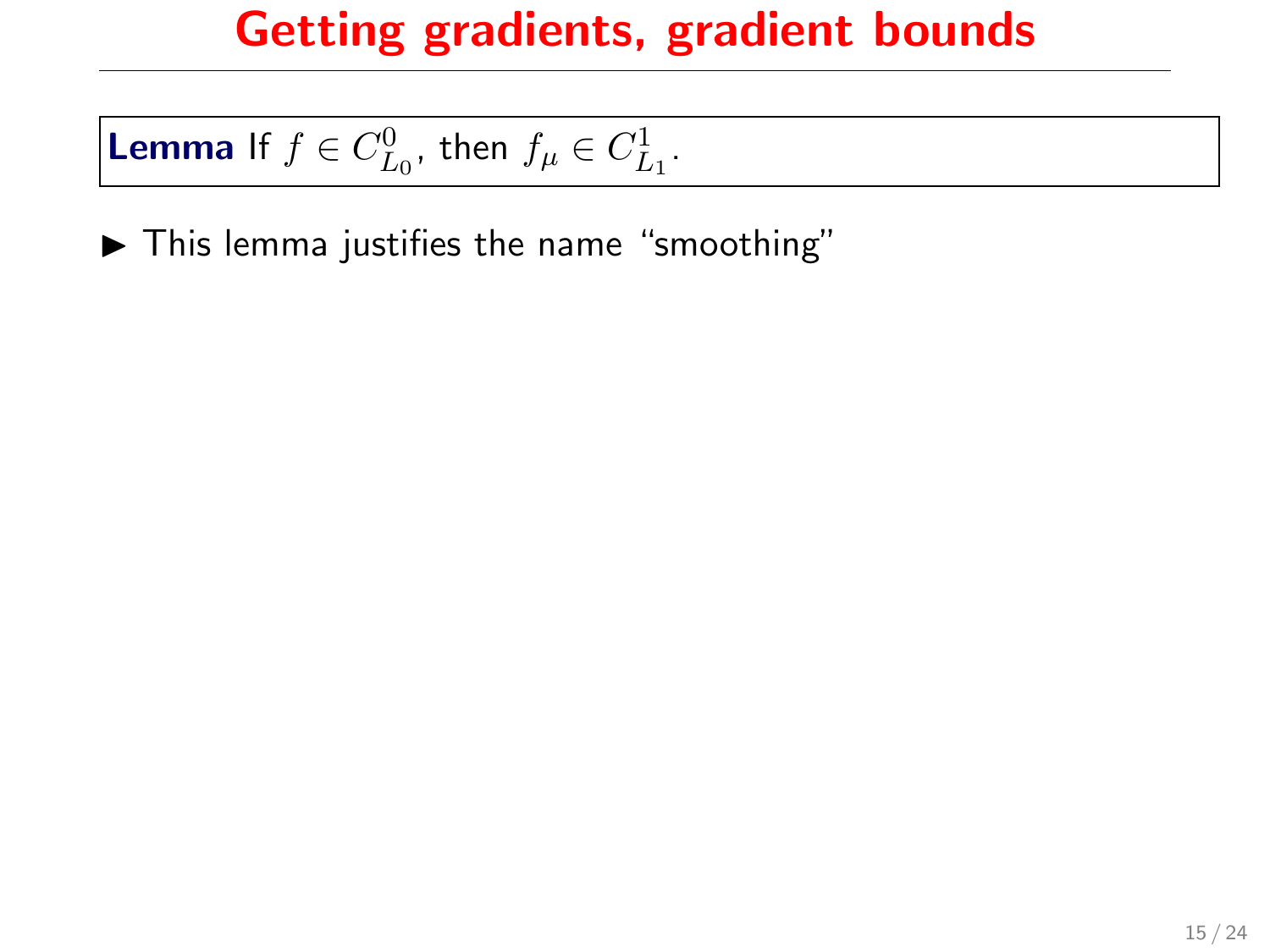# Getting gradients, gradient bounds

**Lemma** If $f \in C^0_{L_0}$, then $f_\mu \in C^1_{L_1}$.

- This lemma justifies the name "smoothing"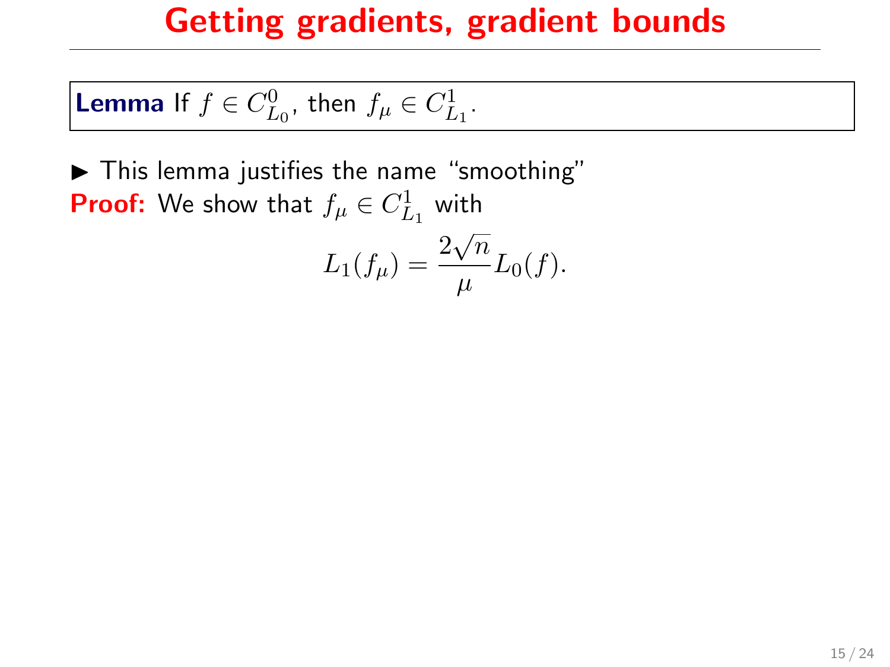# Getting gradients, gradient bounds

**Lemma** If $f \in C^0_{L_0}$, then $f_\mu \in C^1_{L_1}$.

- This lemma justifies the name "smoothing"

**Proof:** We show that $f_\mu \in C^1_{L_1}$ with

$$L_1(f_\mu) = \frac{2\sqrt{n}}{\mu} L_0(f).$$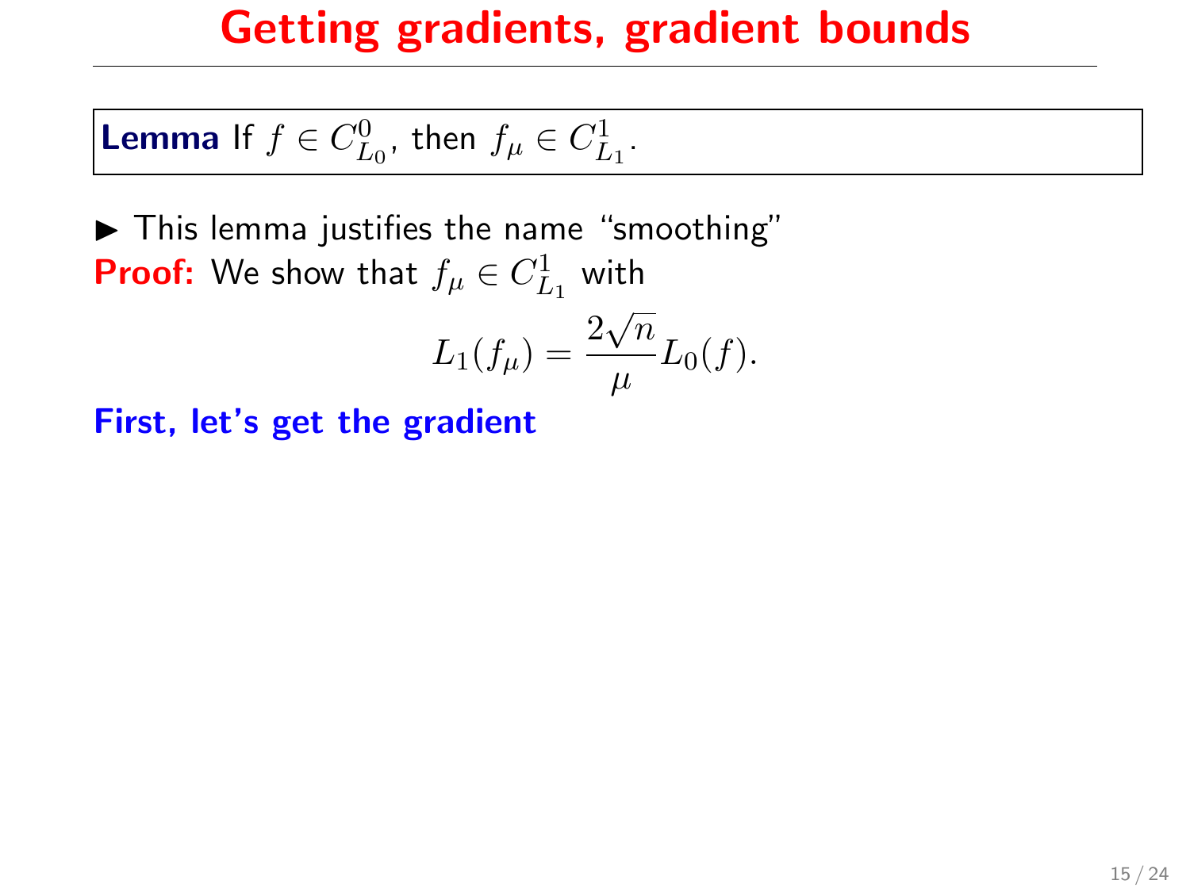# Getting gradients, gradient bounds

**Lemma** If $f \in C^0_{L_0}$, then $f_\mu \in C^1_{L_1}$.

- This lemma justifies the name "smoothing"

**Proof:** We show that $f_\mu \in C^1_{L_1}$ with

$$L_1(f_\mu) = \frac{2\sqrt{n}}{\mu} L_0(f).$$

**First, let's get the gradient**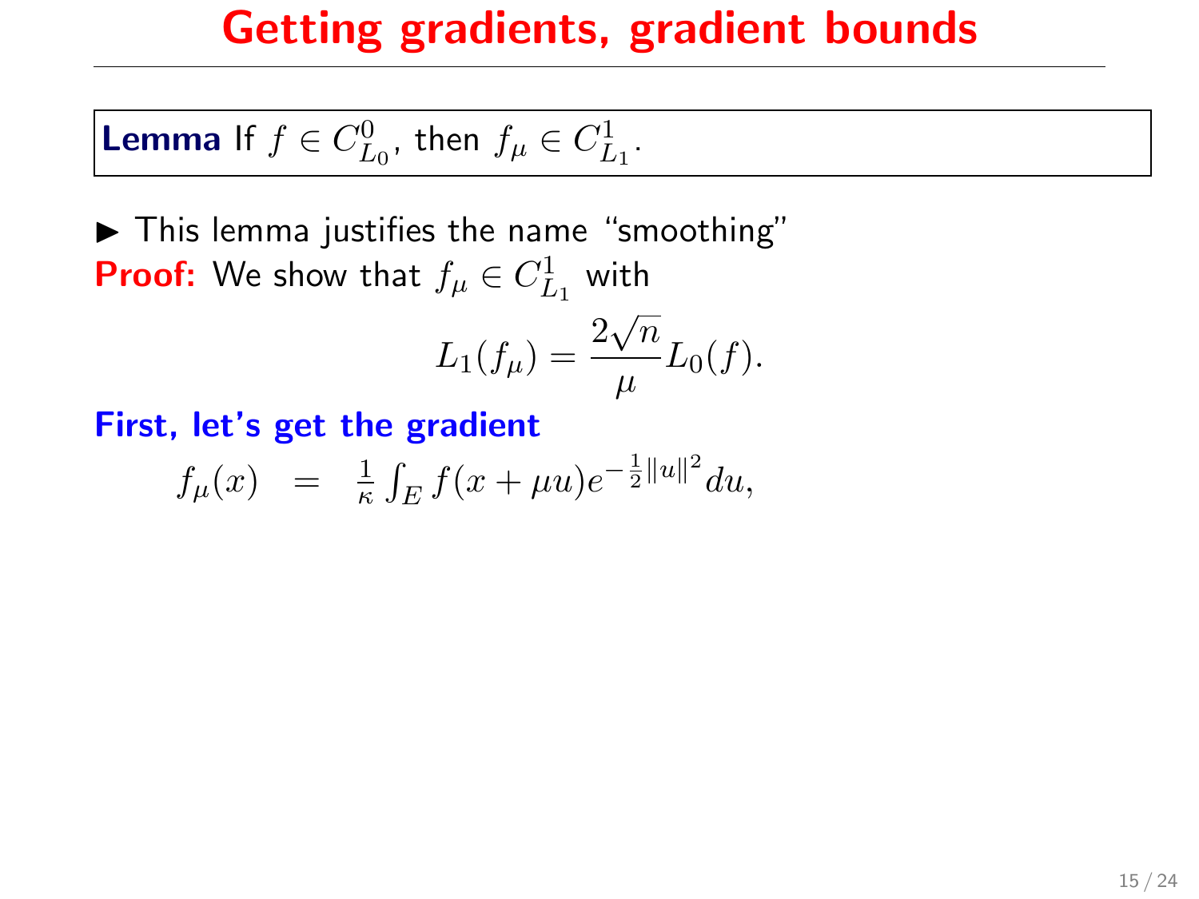# Getting gradients, gradient bounds

**Lemma** If $f \in C^0_{L_0}$, then $f_\mu \in C^1_{L_1}$.

- This lemma justifies the name "smoothing"

**Proof:** We show that $f_\mu \in C^1_{L_1}$ with

$$L_1(f_\mu) = \frac{2\sqrt{n}}{\mu} L_0(f).$$

**First, let's get the gradient**

$$f_\mu(x) \quad = \quad \frac{1}{\kappa} \int_E f(x + \mu u) e^{-\frac{1}{2}\|u\|^2} du,$$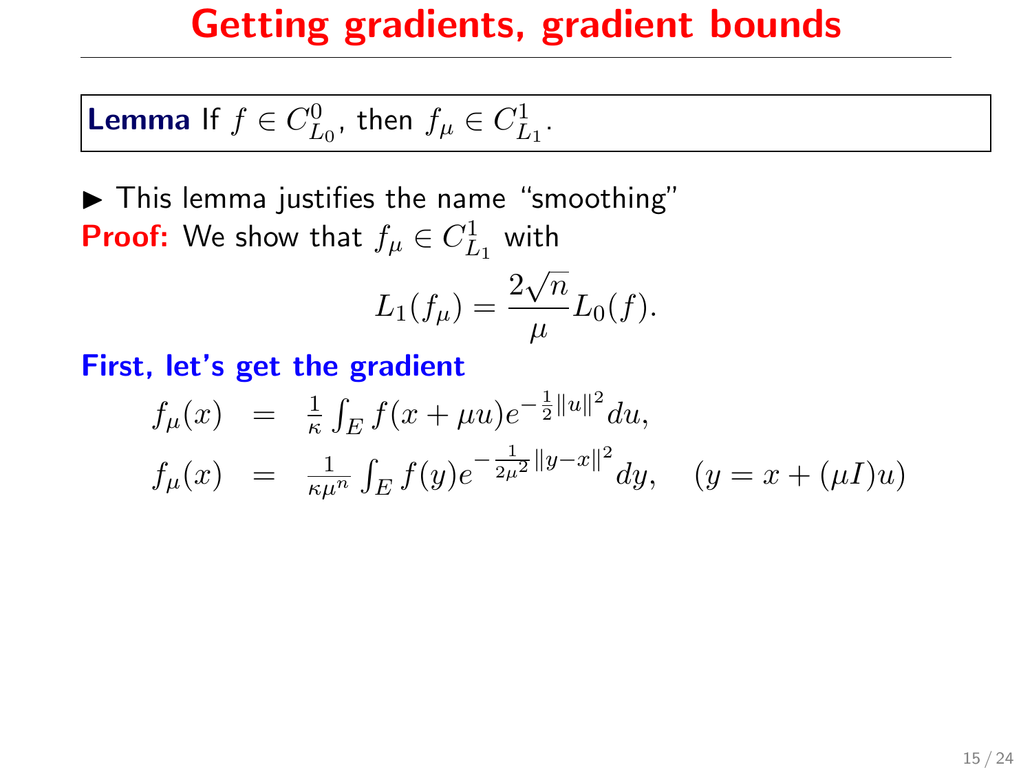# Getting gradients, gradient bounds

**Lemma** If $f \in C^0_{L_0}$, then $f_\mu \in C^1_{L_1}$.

- This lemma justifies the name "smoothing"

**Proof:** We show that $f_\mu \in C^1_{L_1}$ with

$$L_1(f_\mu) = \frac{2\sqrt{n}}{\mu} L_0(f).$$

**First, let's get the gradient**

$$\begin{aligned}
f_\mu(x) &= \tfrac{1}{\kappa} \textstyle\int_E f(x + \mu u) e^{-\frac{1}{2}\|u\|^2} du, \\
f_\mu(x) &= \tfrac{1}{\kappa \mu^n} \textstyle\int_E f(y) e^{-\frac{1}{2\mu^2}\|y-x\|^2} dy, \quad (y = x + (\mu I)u)
\end{aligned}$$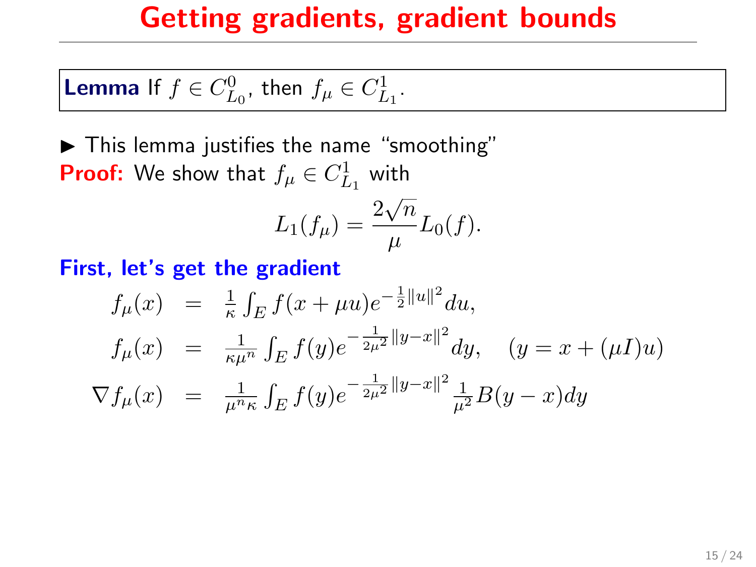# Getting gradients, gradient bounds

**Lemma** If $f \in C^0_{L_0}$, then $f_\mu \in C^1_{L_1}$.

- This lemma justifies the name "smoothing"

**Proof:** We show that $f_\mu \in C^1_{L_1}$ with

$$L_1(f_\mu) = \frac{2\sqrt{n}}{\mu} L_0(f).$$

**First, let's get the gradient**

$$
\begin{aligned}
f_\mu(x) &= \tfrac{1}{\kappa} \int_E f(x + \mu u) e^{-\frac{1}{2}\|u\|^2} du, \\
f_\mu(x) &= \tfrac{1}{\kappa \mu^n} \int_E f(y) e^{-\frac{1}{2\mu^2}\|y-x\|^2} dy, \quad (y = x + (\mu I)u) \\
\nabla f_\mu(x) &= \tfrac{1}{\mu^n \kappa} \int_E f(y) e^{-\frac{1}{2\mu^2}\|y-x\|^2} \tfrac{1}{\mu^2} B(y - x) dy
\end{aligned}
$$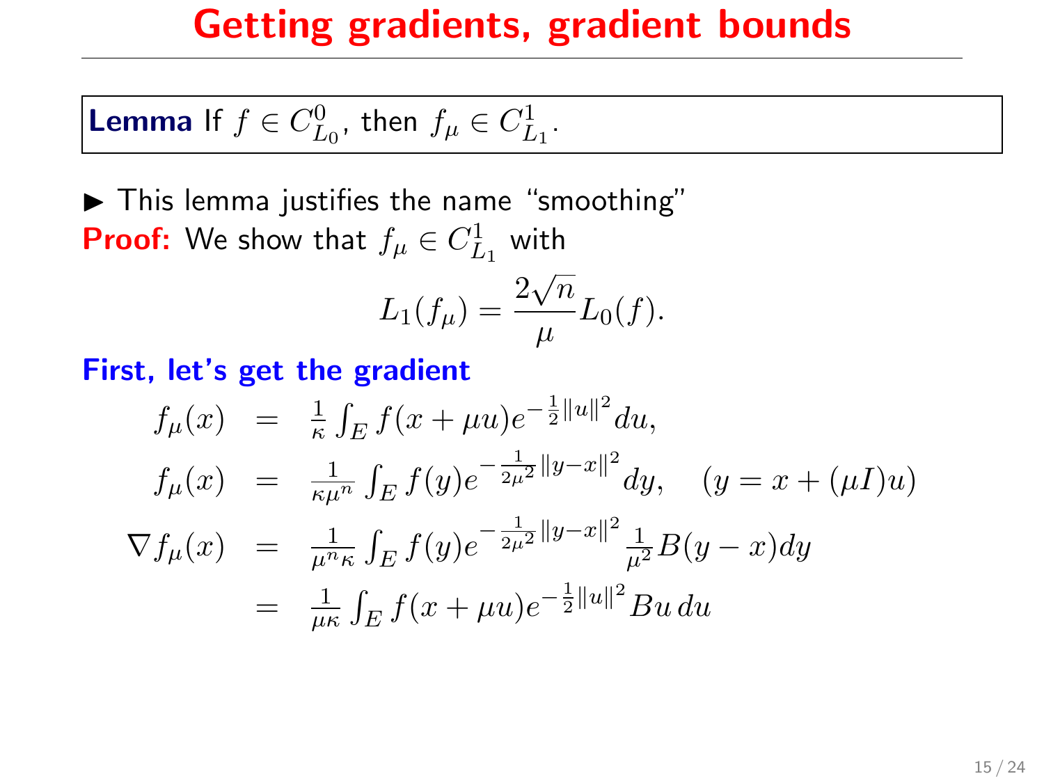# Getting gradients, gradient bounds

**Lemma** If $f \in C^0_{L_0}$, then $f_\mu \in C^1_{L_1}$.

- This lemma justifies the name "smoothing"

**Proof:** We show that $f_\mu \in C^1_{L_1}$ with

$$L_1(f_\mu) = \frac{2\sqrt{n}}{\mu} L_0(f).$$

**First, let's get the gradient**

$$
\begin{aligned}
f_\mu(x) &= \tfrac{1}{\kappa} \int_E f(x + \mu u) e^{-\frac{1}{2}\|u\|^2} du, \\
f_\mu(x) &= \tfrac{1}{\kappa \mu^n} \int_E f(y) e^{-\frac{1}{2\mu^2}\|y-x\|^2} dy, \quad (y = x + (\mu I)u) \\
\nabla f_\mu(x) &= \tfrac{1}{\mu^n \kappa} \int_E f(y) e^{-\frac{1}{2\mu^2}\|y-x\|^2} \tfrac{1}{\mu^2} B(y - x) dy \\
&= \tfrac{1}{\mu \kappa} \int_E f(x + \mu u) e^{-\frac{1}{2}\|u\|^2} Bu \, du
\end{aligned}
$$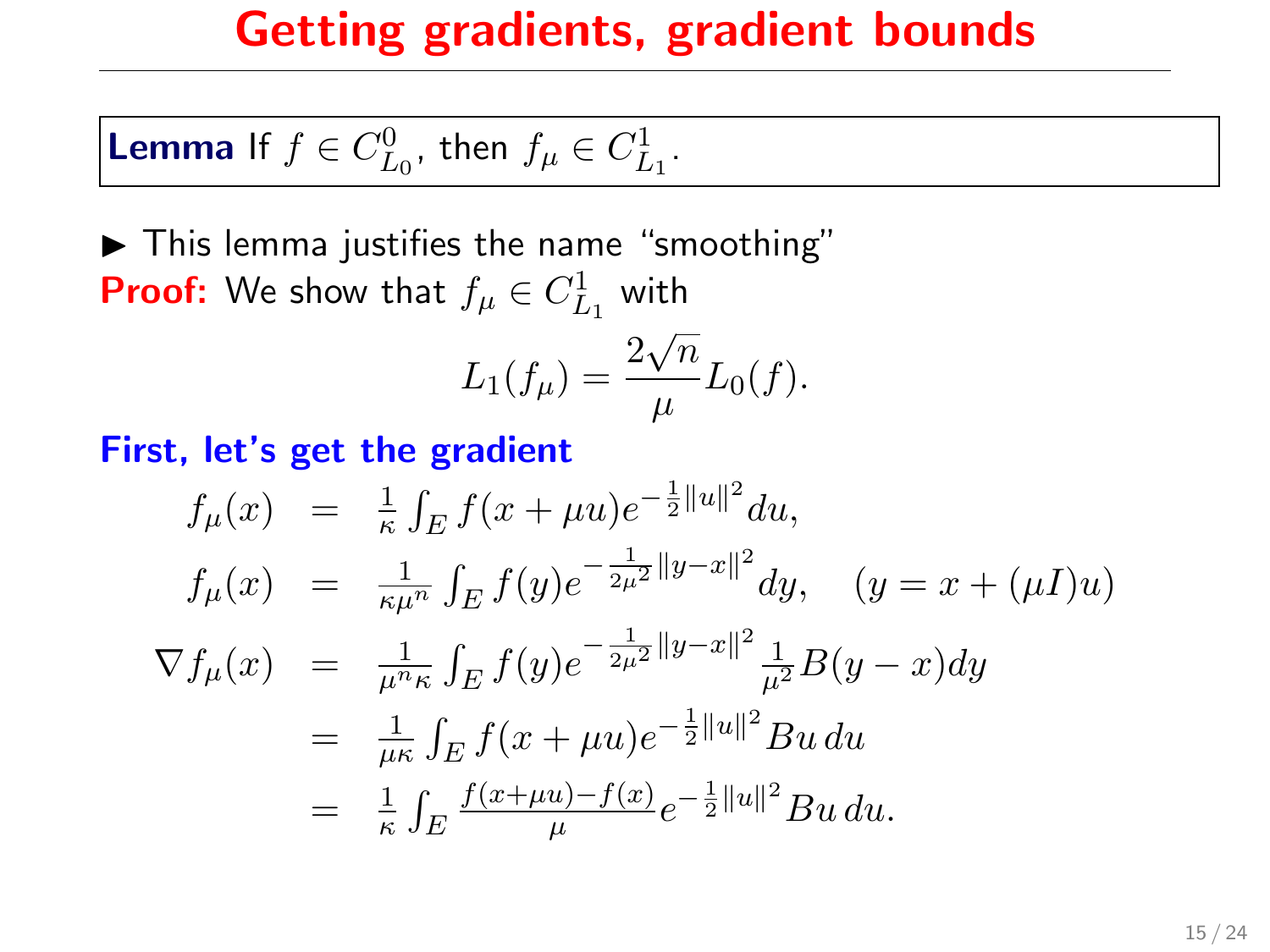# Getting gradients, gradient bounds

**Lemma** If $f \in C^0_{L_0}$, then $f_\mu \in C^1_{L_1}$.

- This lemma justifies the name "smoothing"

**Proof:** We show that $f_\mu \in C^1_{L_1}$ with

$$L_1(f_\mu) = \frac{2\sqrt{n}}{\mu} L_0(f).$$

**First, let's get the gradient**

$$
\begin{aligned}
f_\mu(x) &= \tfrac{1}{\kappa} \int_E f(x + \mu u) e^{-\frac{1}{2}\|u\|^2} du, \\
f_\mu(x) &= \tfrac{1}{\kappa \mu^n} \int_E f(y) e^{-\frac{1}{2\mu^2}\|y-x\|^2} dy, \quad (y = x + (\mu I)u) \\
\nabla f_\mu(x) &= \tfrac{1}{\mu^n \kappa} \int_E f(y) e^{-\frac{1}{2\mu^2}\|y-x\|^2} \tfrac{1}{\mu^2} B(y-x) dy \\
&= \tfrac{1}{\mu \kappa} \int_E f(x + \mu u) e^{-\frac{1}{2}\|u\|^2} Bu \, du \\
&= \tfrac{1}{\kappa} \int_E \tfrac{f(x+\mu u) - f(x)}{\mu} e^{-\frac{1}{2}\|u\|^2} Bu \, du.
\end{aligned}
$$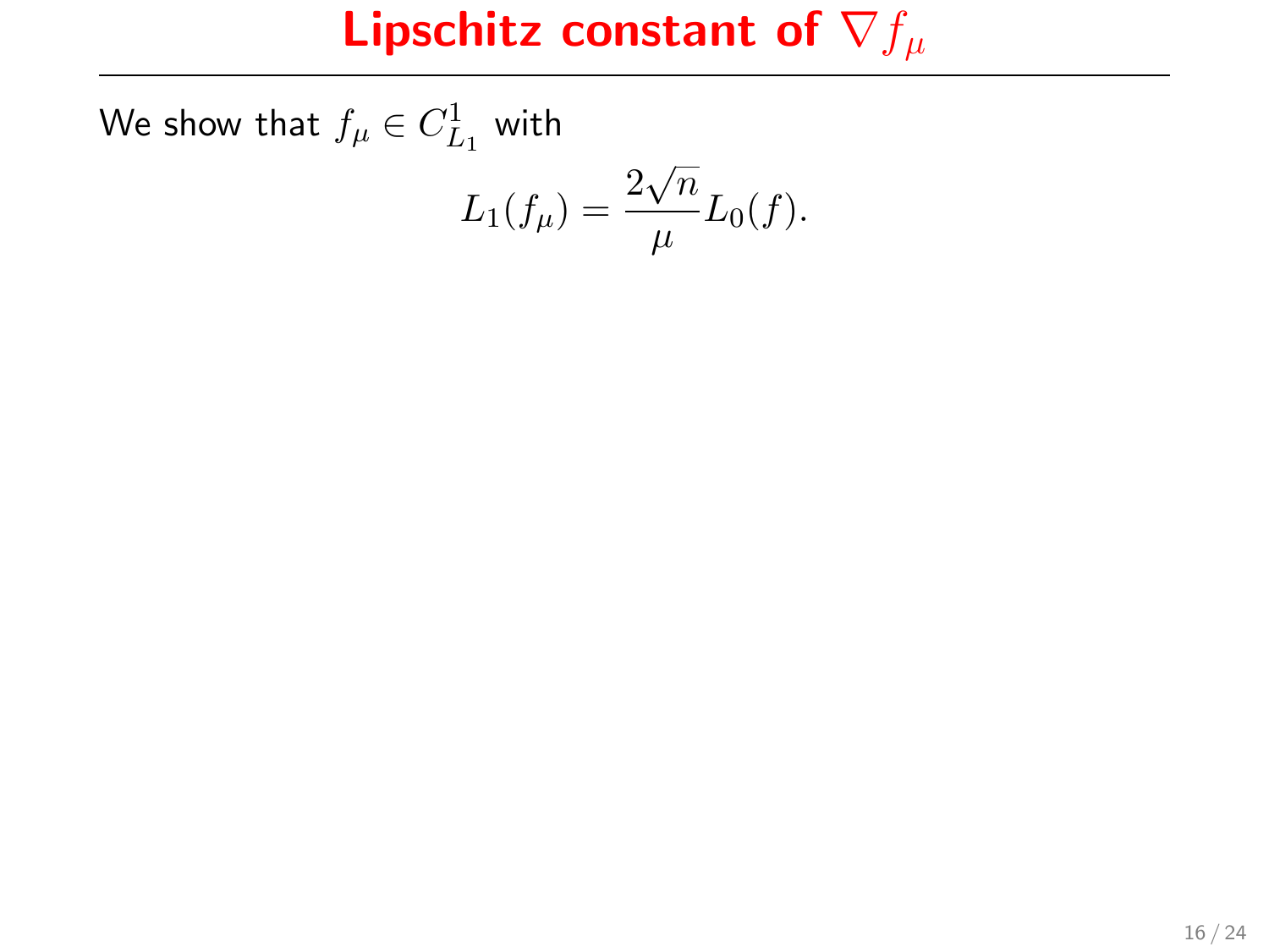# Lipschitz constant of $\nabla f_\mu$

We show that $f_\mu \in C^1_{L_1}$ with

$$L_1(f_\mu) = \frac{2\sqrt{n}}{\mu} L_0(f).$$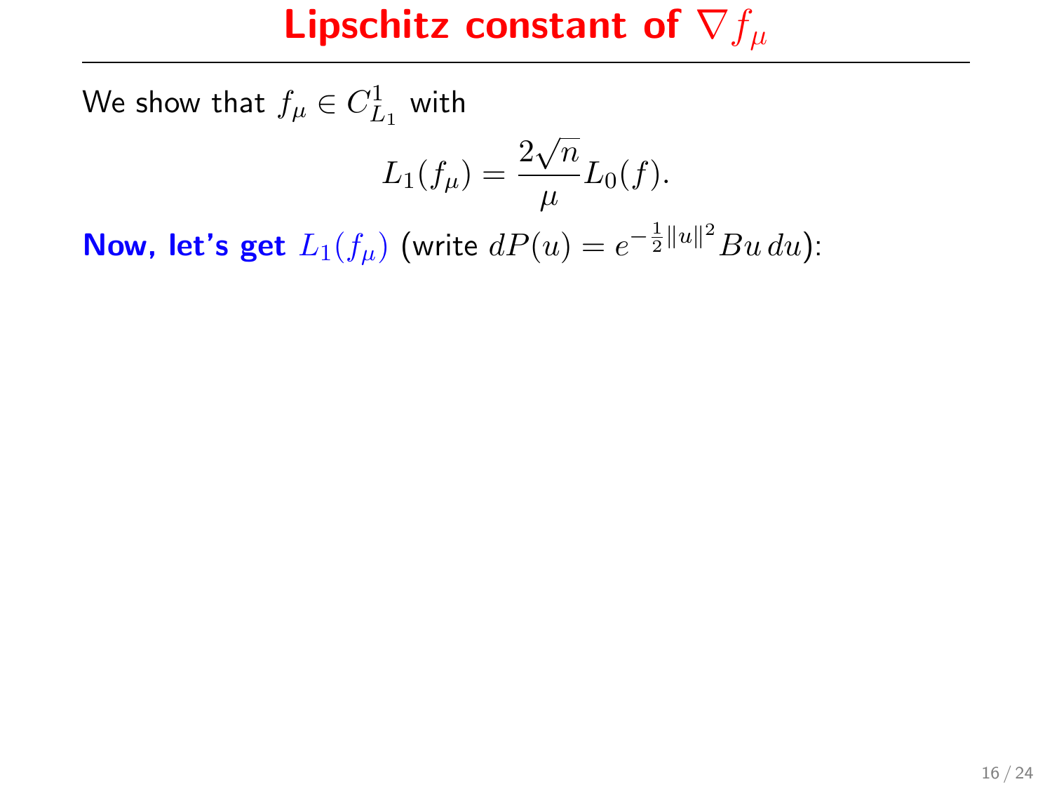# Lipschitz constant of $\nabla f_\mu$

We show that $f_\mu \in C^1_{L_1}$ with

$$L_1(f_\mu) = \frac{2\sqrt{n}}{\mu} L_0(f).$$

**Now, let's get $L_1(f_\mu)$** (write $dP(u) = e^{-\frac{1}{2}\|u\|^2} Bu\, du$):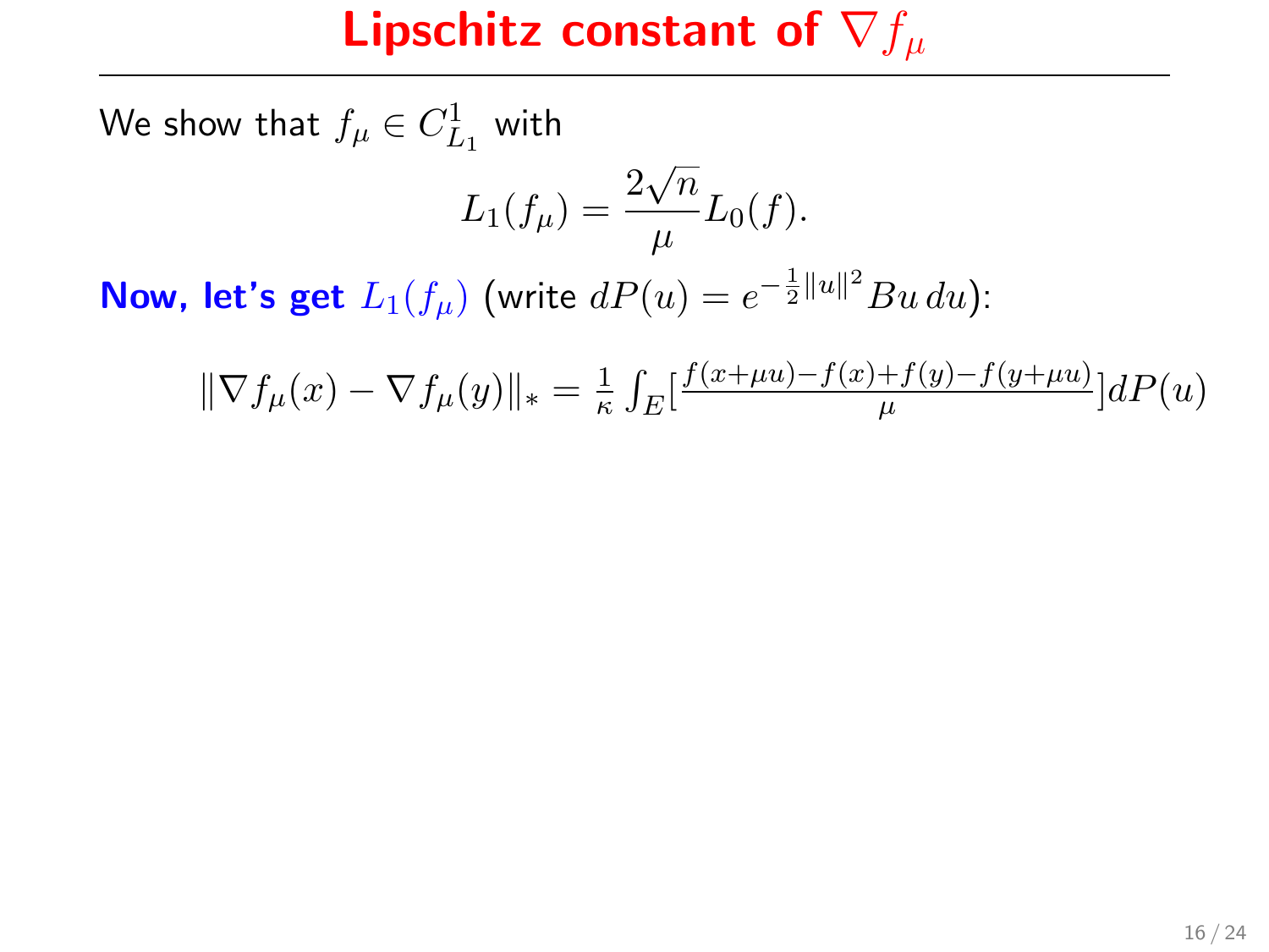# Lipschitz constant of $\nabla f_\mu$

We show that $f_\mu \in C^1_{L_1}$ with

$$L_1(f_\mu) = \frac{2\sqrt{n}}{\mu} L_0(f).$$

**Now, let's get $L_1(f_\mu)$** (write $dP(u) = e^{-\frac{1}{2}\|u\|^2} Bu\, du$):

$$\|\nabla f_\mu(x) - \nabla f_\mu(y)\|_* = \frac{1}{\kappa} \int_E \left[\frac{f(x+\mu u) - f(x) + f(y) - f(y+\mu u)}{\mu}\right] dP(u)$$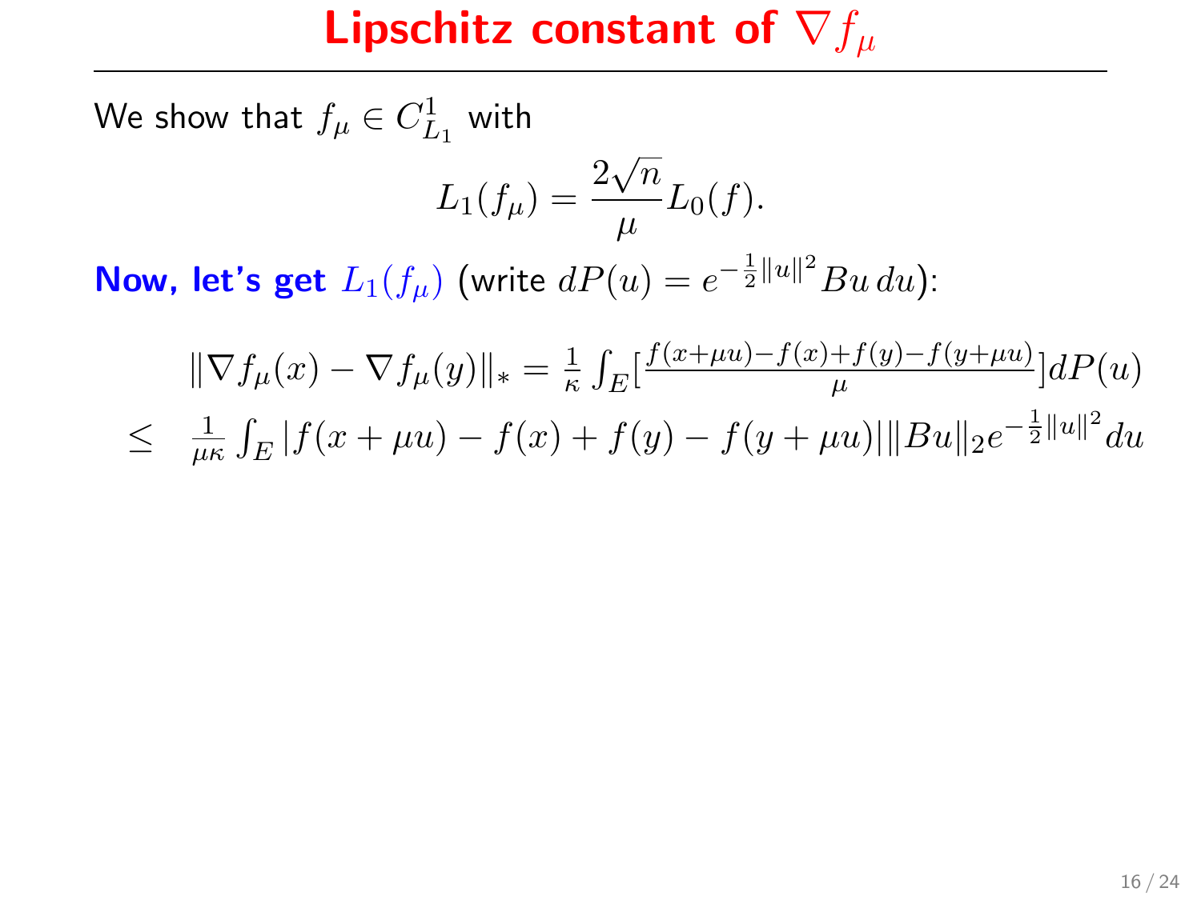# Lipschitz constant of $\nabla f_\mu$

We show that $f_\mu \in C^1_{L_1}$ with

$$L_1(f_\mu) = \frac{2\sqrt{n}}{\mu} L_0(f).$$

**Now, let's get $L_1(f_\mu)$** (write $dP(u) = e^{-\frac{1}{2}\|u\|^2} Bu\, du$):

$$\|\nabla f_\mu(x) - \nabla f_\mu(y)\|_* = \tfrac{1}{\kappa} \int_E [\tfrac{f(x+\mu u) - f(x) + f(y) - f(y+\mu u)}{\mu}] dP(u)$$

$$\leq \quad \tfrac{1}{\mu\kappa} \int_E |f(x+\mu u) - f(x) + f(y) - f(y+\mu u)| \|Bu\|_2 e^{-\frac{1}{2}\|u\|^2} du$$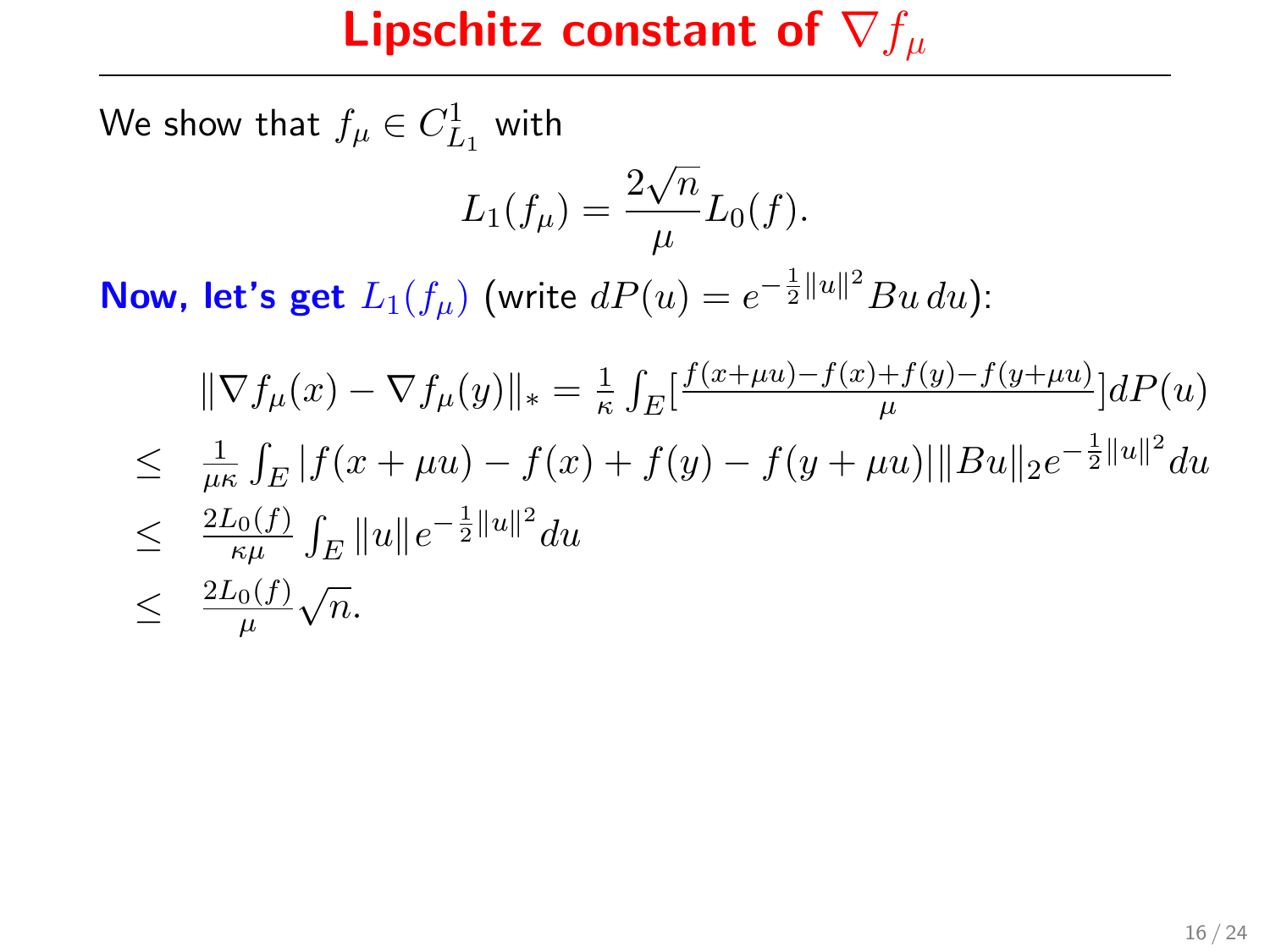# Lipschitz constant of $\nabla f_\mu$

We show that $f_\mu \in C^1_{L_1}$ with

$$L_1(f_\mu) = \frac{2\sqrt{n}}{\mu} L_0(f).$$

**Now, let's get $L_1(f_\mu)$** (write $dP(u) = e^{-\frac{1}{2}\|u\|^2} Bu\, du$):

$$
\begin{aligned}
&\|\nabla f_\mu(x) - \nabla f_\mu(y)\|_* = \tfrac{1}{\kappa} \int_E \left[\tfrac{f(x+\mu u) - f(x) + f(y) - f(y+\mu u)}{\mu}\right] dP(u) \\
\leq \quad & \tfrac{1}{\mu\kappa} \int_E |f(x+\mu u) - f(x) + f(y) - f(y+\mu u)| \|Bu\|_2 e^{-\frac{1}{2}\|u\|^2} du \\
\leq \quad & \tfrac{2L_0(f)}{\kappa\mu} \int_E \|u\| e^{-\frac{1}{2}\|u\|^2} du \\
\leq \quad & \tfrac{2L_0(f)}{\mu} \sqrt{n}.
\end{aligned}
$$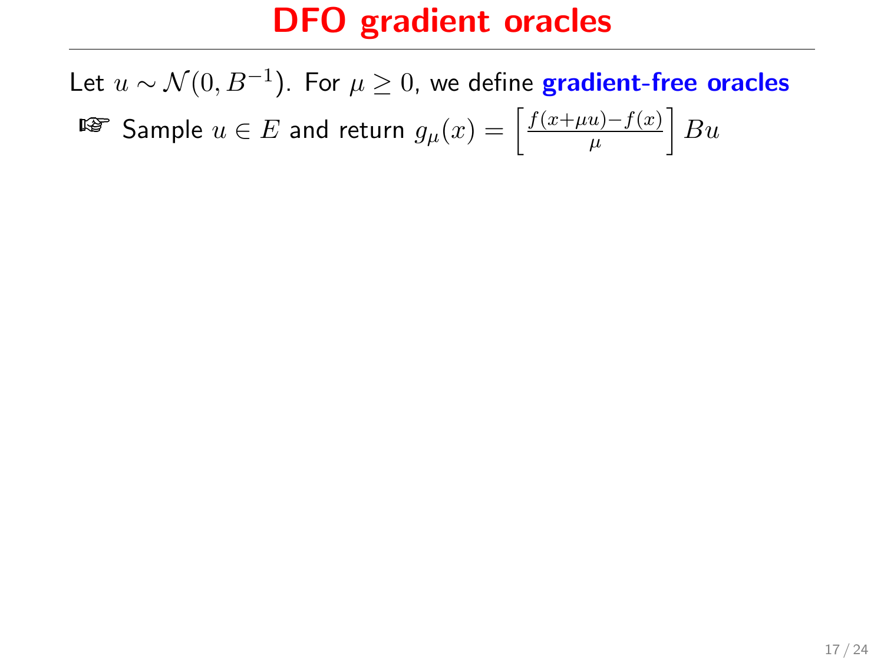# DFO gradient oracles

Let $u \sim \mathcal{N}(0, B^{-1})$. For $\mu \geq 0$, we define **gradient-free oracles**

☞ Sample $u \in E$ and return $g_\mu(x) = \left[\frac{f(x+\mu u) - f(x)}{\mu}\right] Bu$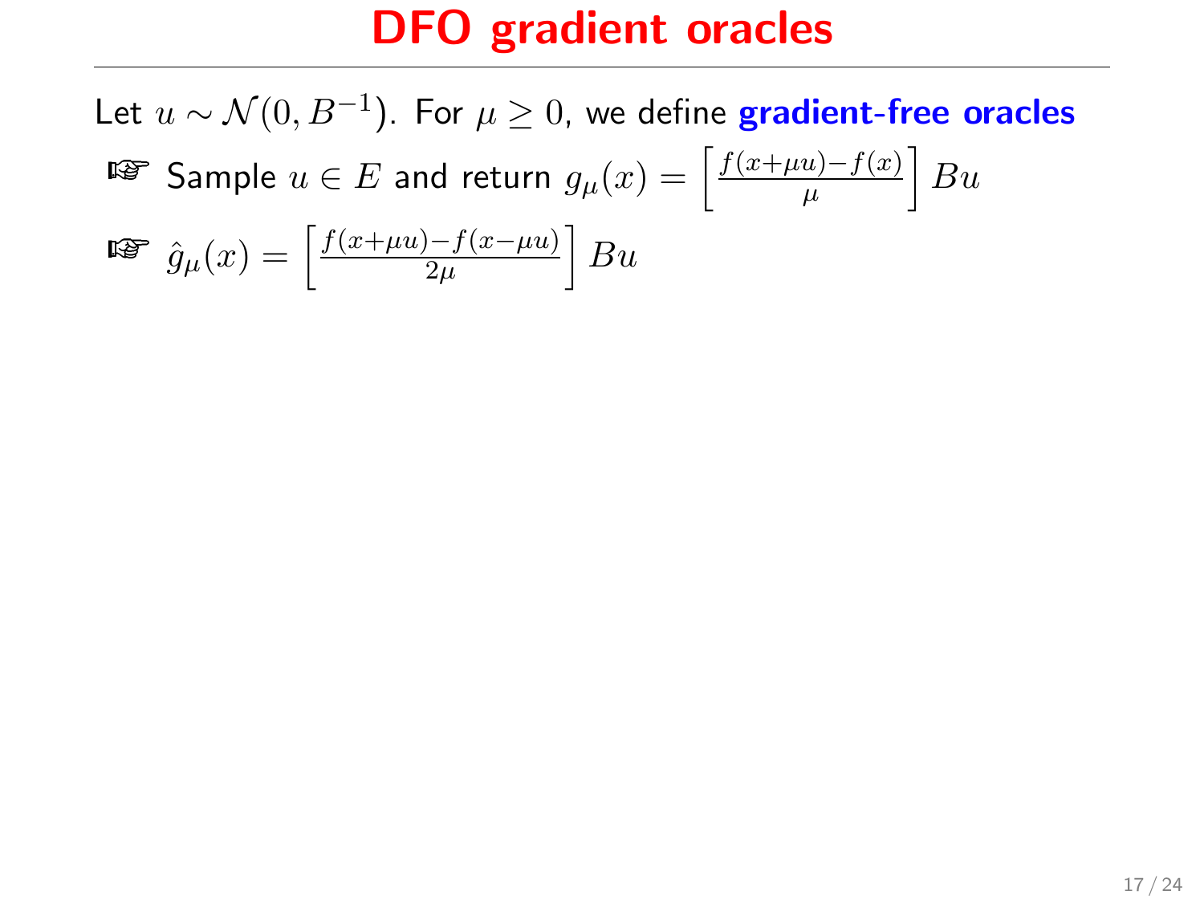# DFO gradient oracles

Let $u \sim \mathcal{N}(0, B^{-1})$. For $\mu \geq 0$, we define **gradient-free oracles**

- ☞ Sample $u \in E$ and return $g_\mu(x) = \left[\frac{f(x+\mu u) - f(x)}{\mu}\right] Bu$
- ☞ $\hat{g}_\mu(x) = \left[\frac{f(x+\mu u) - f(x-\mu u)}{2\mu}\right] Bu$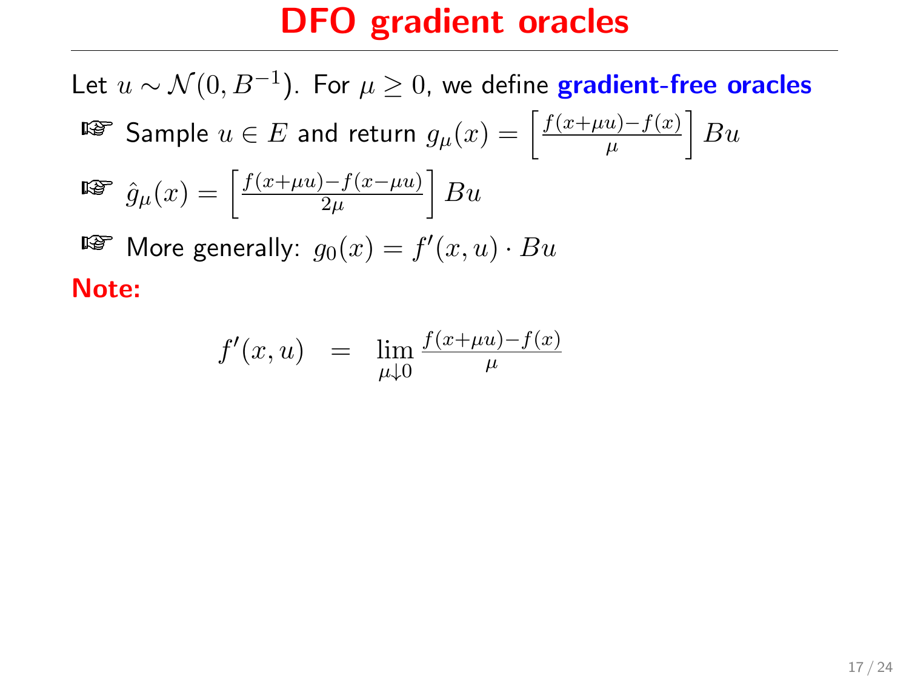# DFO gradient oracles

Let $u \sim \mathcal{N}(0, B^{-1})$. For $\mu \geq 0$, we define **gradient-free oracles**

- Sample $u \in E$ and return $g_\mu(x) = \left[\frac{f(x+\mu u) - f(x)}{\mu}\right] Bu$
- $\hat{g}_\mu(x) = \left[\frac{f(x+\mu u) - f(x-\mu u)}{2\mu}\right] Bu$
- More generally: $g_0(x) = f'(x, u) \cdot Bu$

**Note:**

$$f'(x, u) \quad = \quad \lim_{\mu \downarrow 0} \frac{f(x+\mu u) - f(x)}{\mu}$$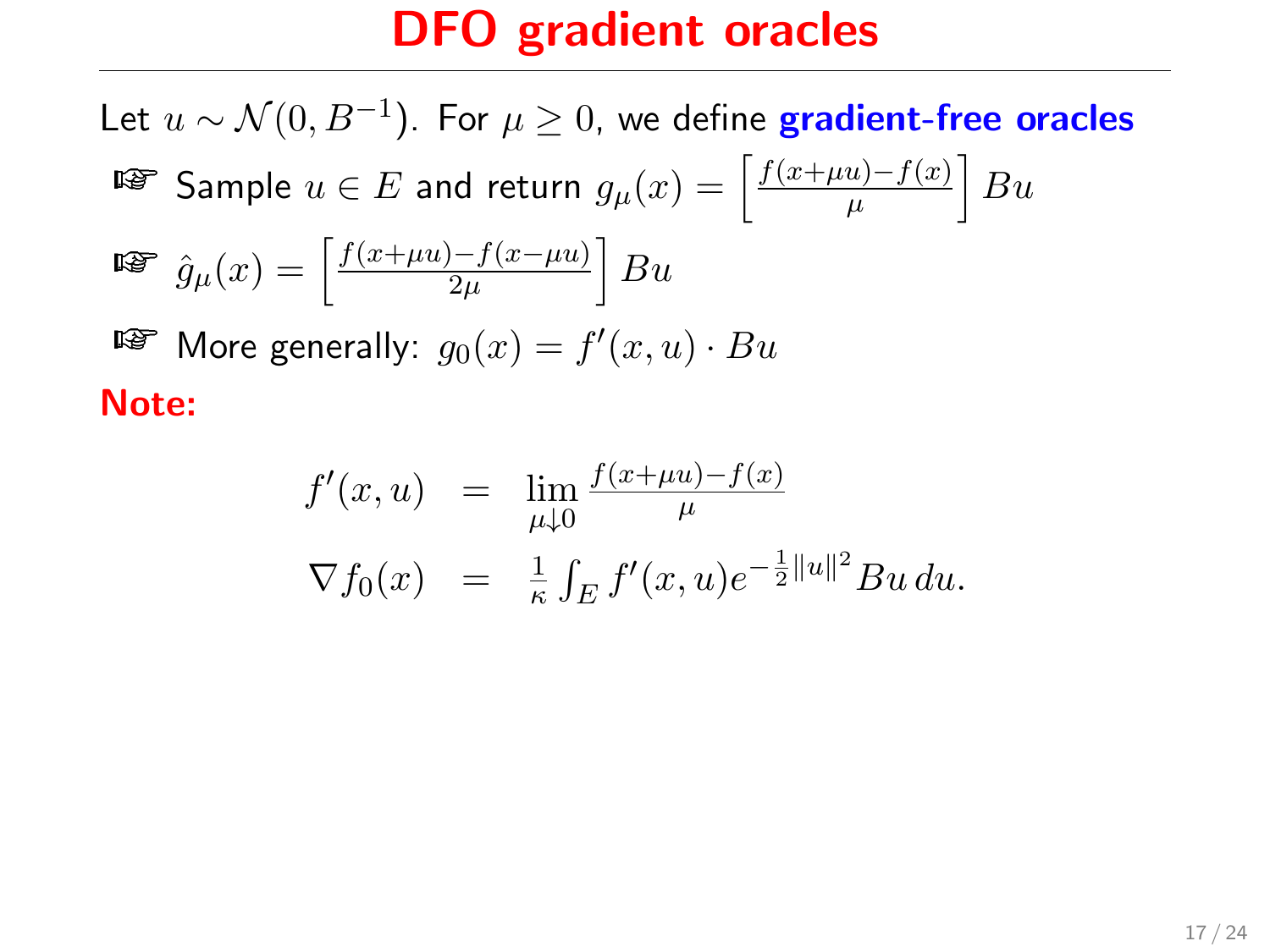# DFO gradient oracles

Let $u \sim \mathcal{N}(0, B^{-1})$. For $\mu \geq 0$, we define **gradient-free oracles**

- Sample $u \in E$ and return $g_\mu(x) = \left[\frac{f(x+\mu u) - f(x)}{\mu}\right] Bu$
- $\hat{g}_\mu(x) = \left[\frac{f(x+\mu u) - f(x-\mu u)}{2\mu}\right] Bu$
- More generally: $g_0(x) = f'(x, u) \cdot Bu$

**Note:**

$$
\begin{aligned}
f'(x,u) &= \lim_{\mu \downarrow 0} \frac{f(x+\mu u) - f(x)}{\mu} \\
\nabla f_0(x) &= \frac{1}{\kappa} \int_E f'(x,u) e^{-\frac{1}{2}\|u\|^2} Bu \, du.
\end{aligned}
$$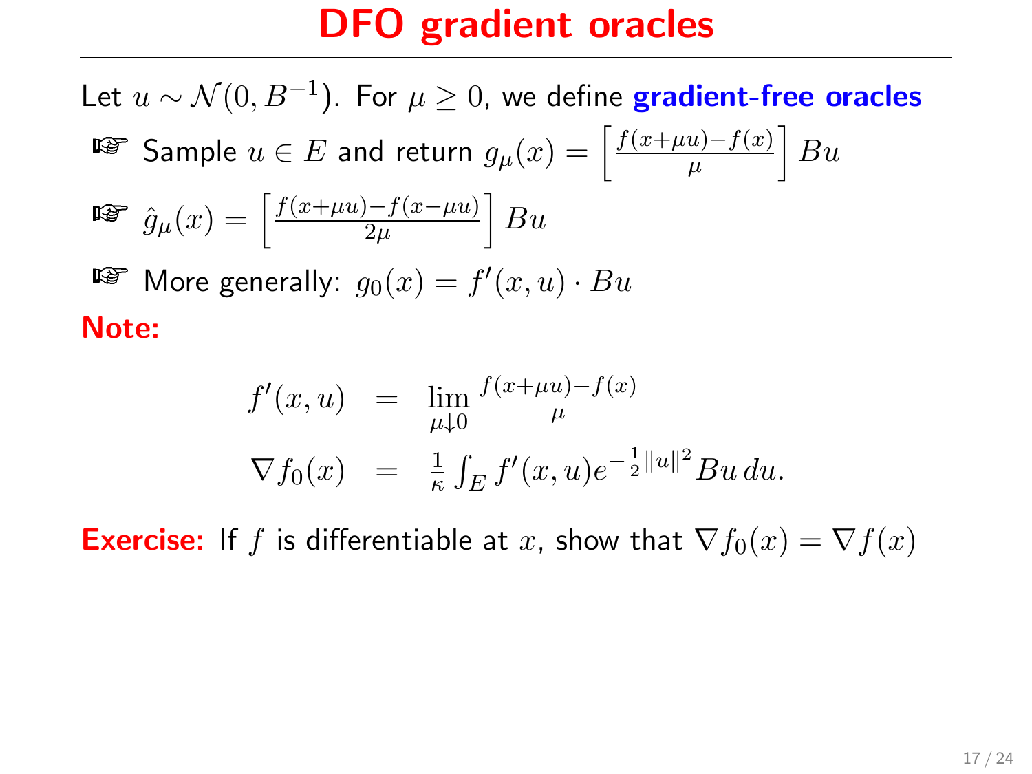# DFO gradient oracles

Let $u \sim \mathcal{N}(0, B^{-1})$. For $\mu \geq 0$, we define **gradient-free oracles**

- Sample $u \in E$ and return $g_\mu(x) = \left[\frac{f(x+\mu u) - f(x)}{\mu}\right] Bu$
- $\hat{g}_\mu(x) = \left[\frac{f(x+\mu u) - f(x-\mu u)}{2\mu}\right] Bu$
- More generally: $g_0(x) = f'(x, u) \cdot Bu$

**Note:**

$$
\begin{aligned}
f'(x,u) &= \lim_{\mu \downarrow 0} \frac{f(x+\mu u) - f(x)}{\mu} \\
\nabla f_0(x) &= \frac{1}{\kappa} \int_E f'(x,u) e^{-\frac{1}{2}\|u\|^2} Bu \, du.
\end{aligned}
$$

**Exercise:** If $f$ is differentiable at $x$, show that $\nabla f_0(x) = \nabla f(x)$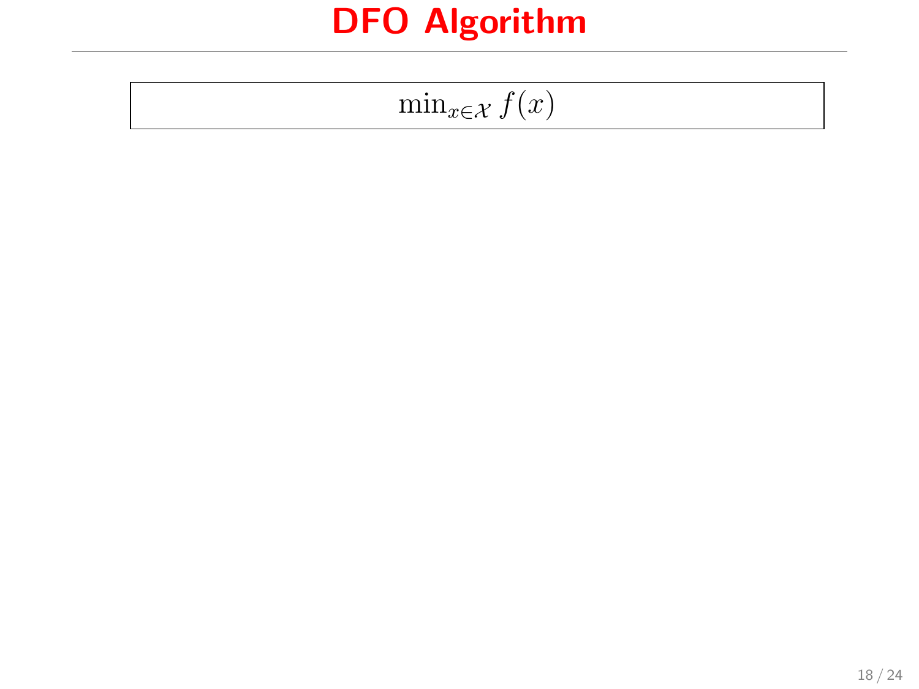# DFO Algorithm

$$\min_{x \in \mathcal{X}} f(x)$$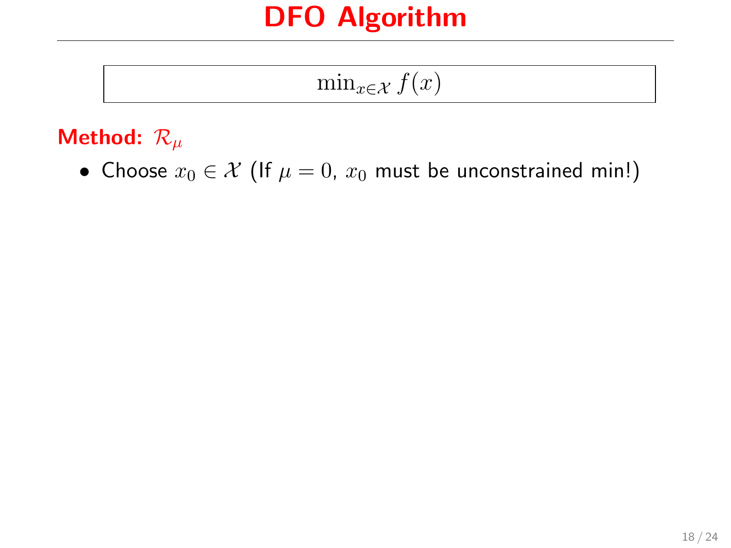# DFO Algorithm

$$\min_{x \in \mathcal{X}} f(x)$$

**Method:** $\mathcal{R}_\mu$

- Choose $x_0 \in \mathcal{X}$ (If $\mu = 0$, $x_0$ must be unconstrained min!)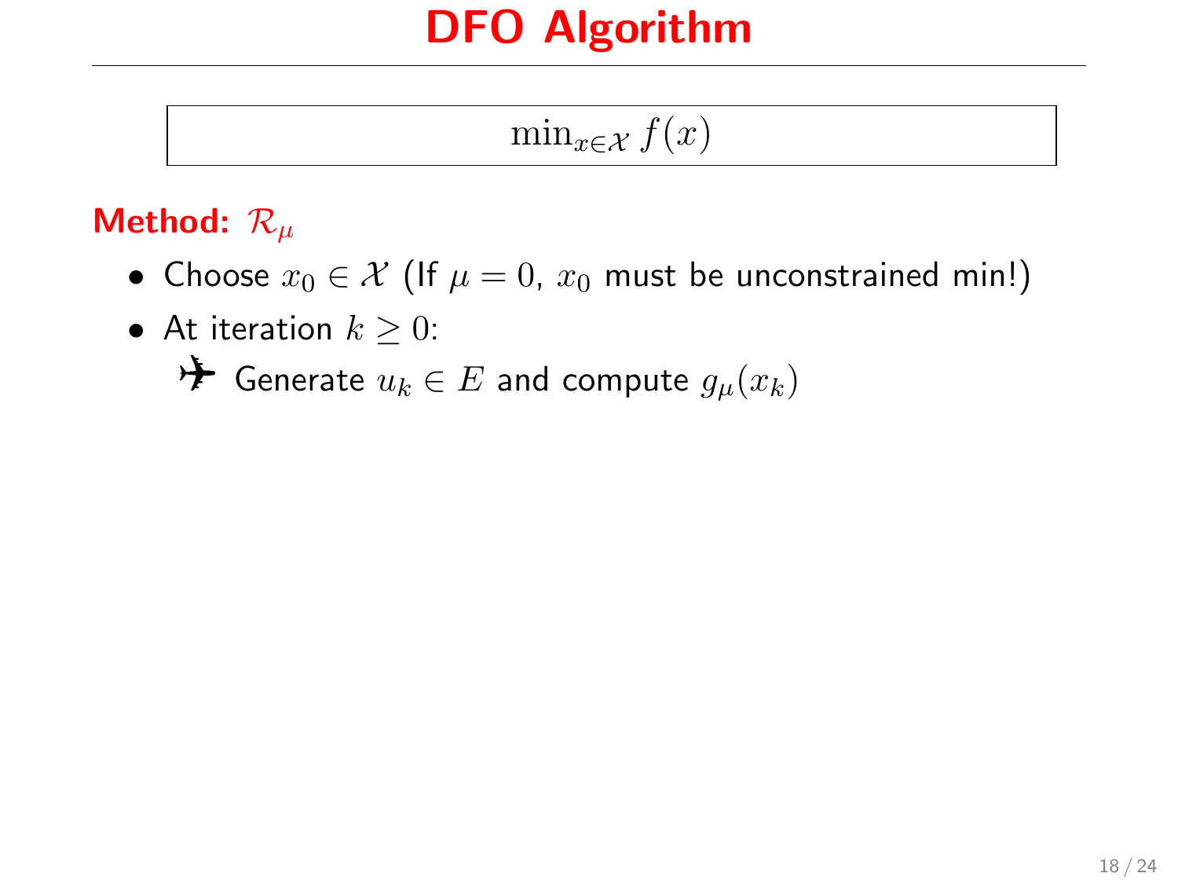# DFO Algorithm

$$\min_{x \in \mathcal{X}} f(x)$$

**Method:** $\mathcal{R}_\mu$

- Choose $x_0 \in \mathcal{X}$ (If $\mu = 0$, $x_0$ must be unconstrained min!)
- At iteration $k \geq 0$:
  - Generate $u_k \in E$ and compute $g_\mu(x_k)$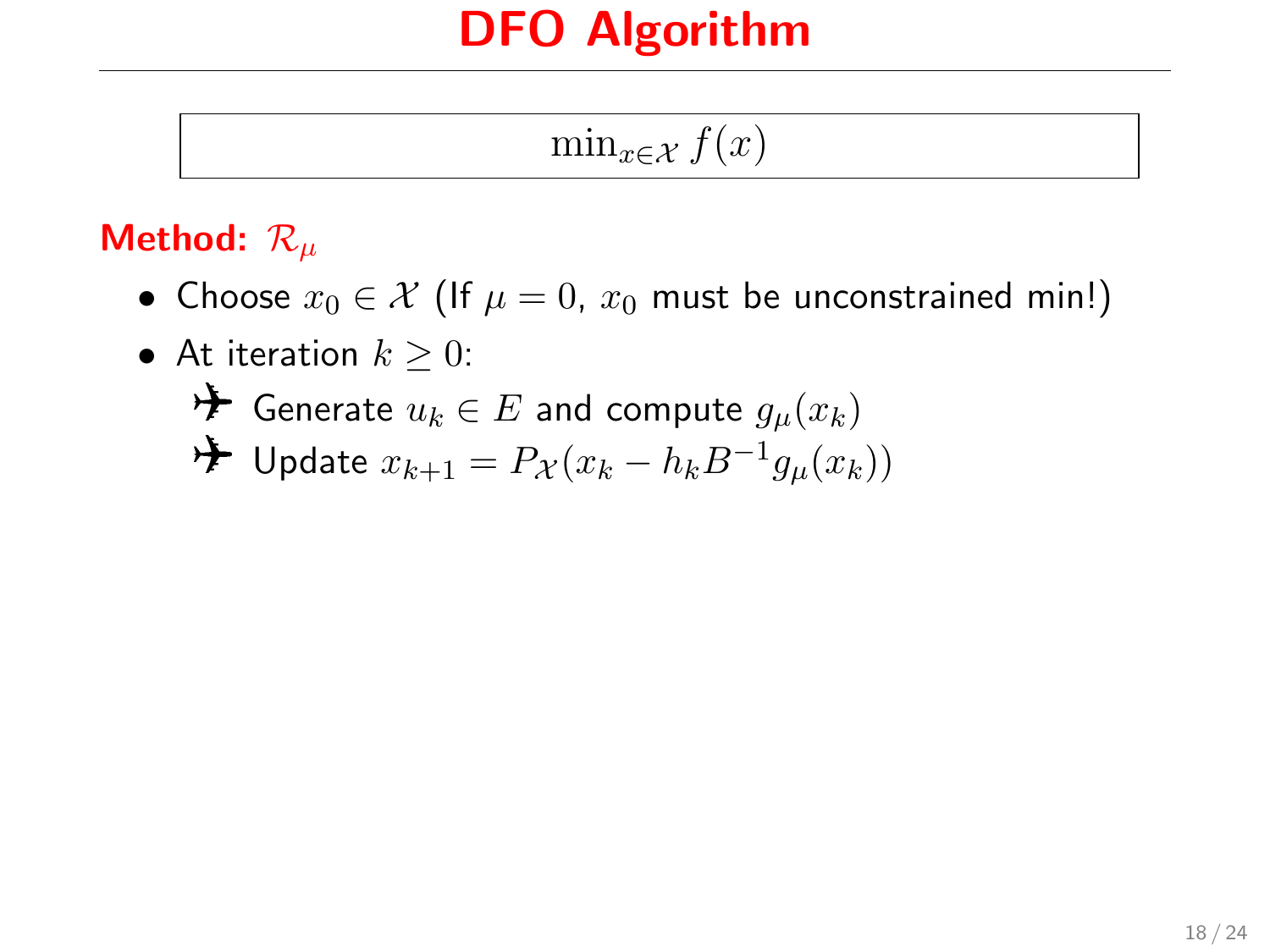# DFO Algorithm

$$\min_{x \in \mathcal{X}} f(x)$$

**Method:** $\mathcal{R}_\mu$

- Choose $x_0 \in \mathcal{X}$ (If $\mu = 0$, $x_0$ must be unconstrained min!)
- At iteration $k \geq 0$:
  - Generate $u_k \in E$ and compute $g_\mu(x_k)$
  - Update $x_{k+1} = P_{\mathcal{X}}(x_k - h_k B^{-1} g_\mu(x_k))$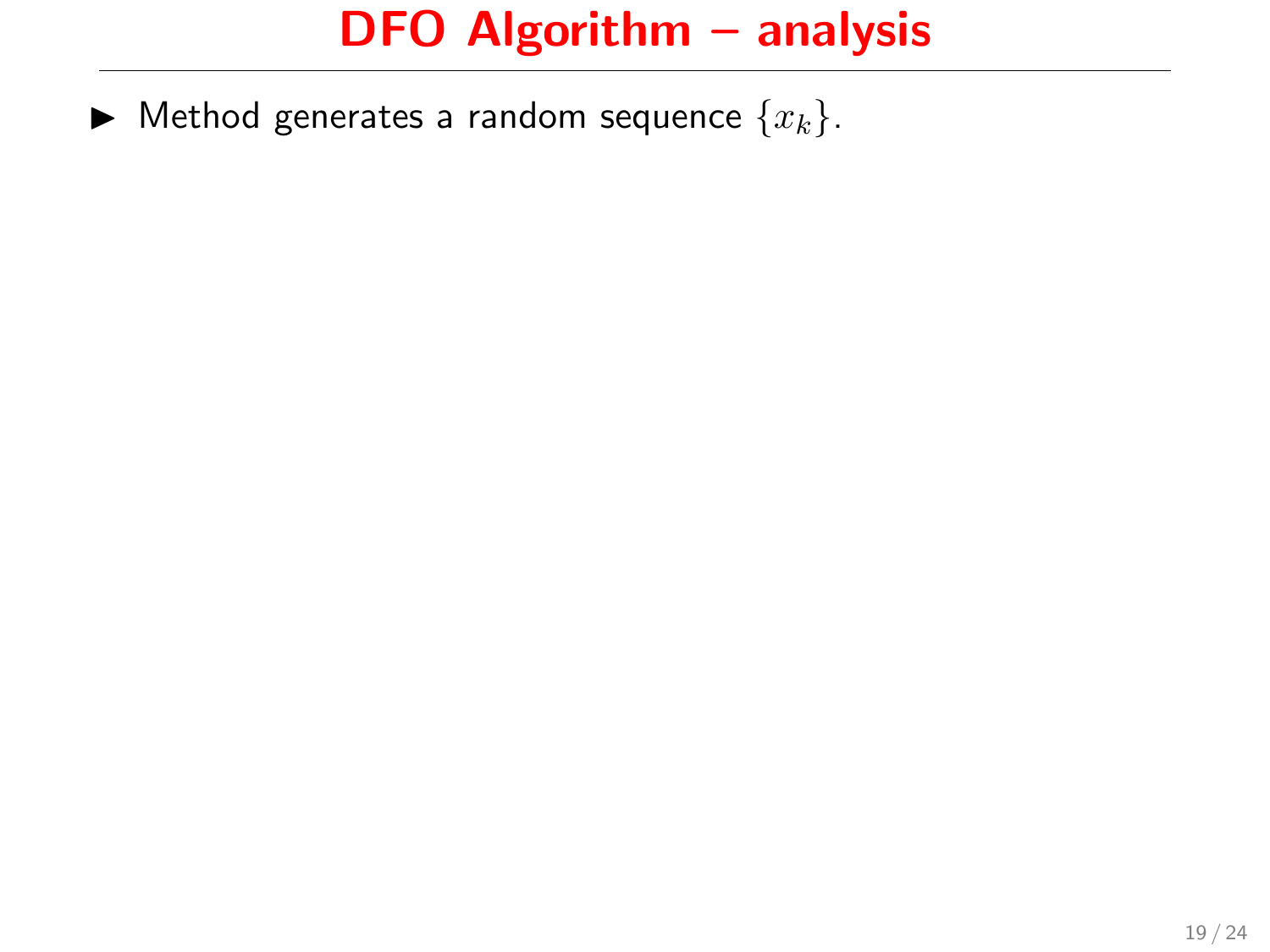# DFO Algorithm – analysis

- Method generates a random sequence $\{x_k\}$.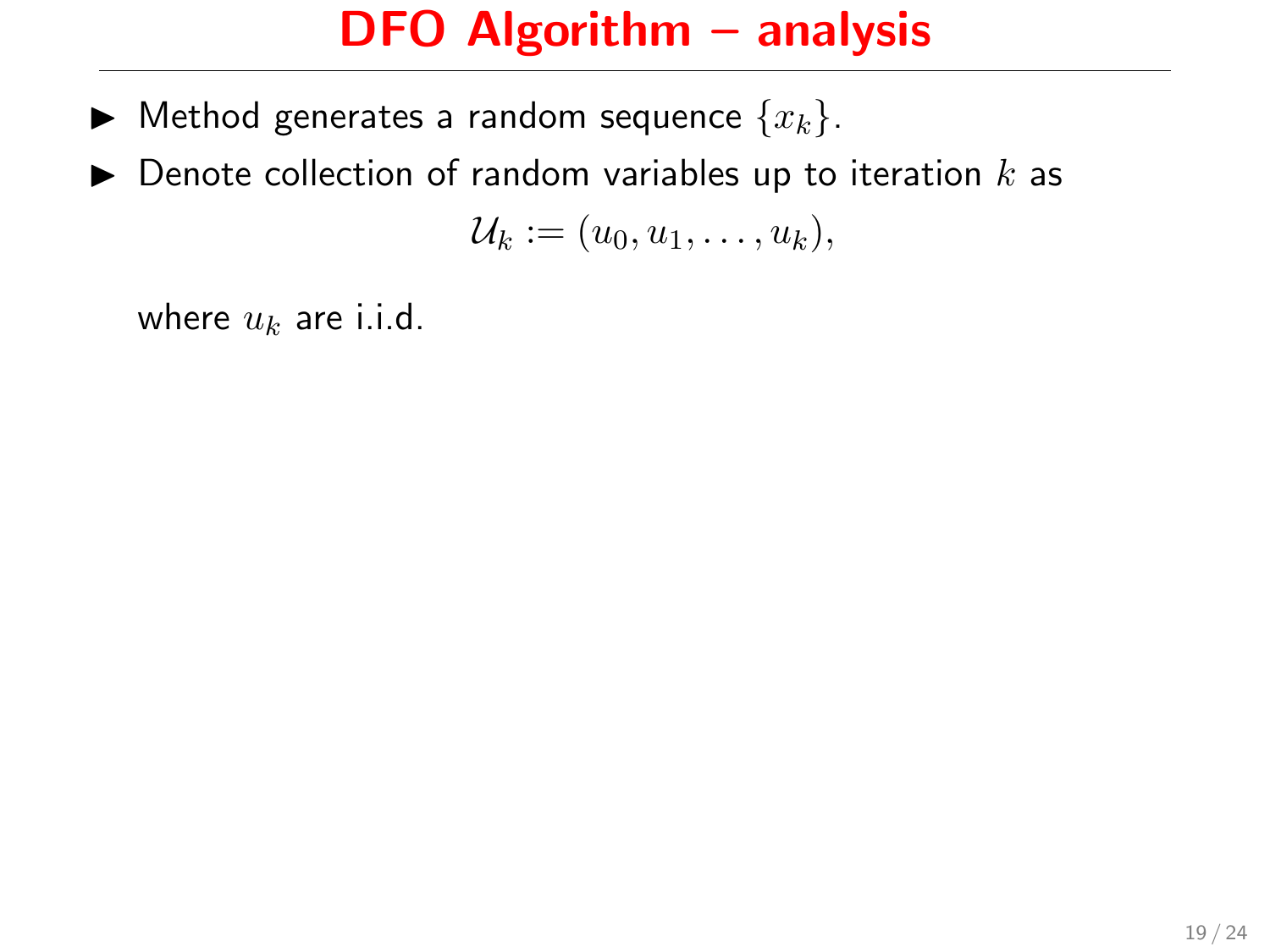# DFO Algorithm – analysis

- Method generates a random sequence $\{x_k\}$.
- Denote collection of random variables up to iteration $k$ as

$$\mathcal{U}_k := (u_0, u_1, \ldots, u_k),$$

  where $u_k$ are i.i.d.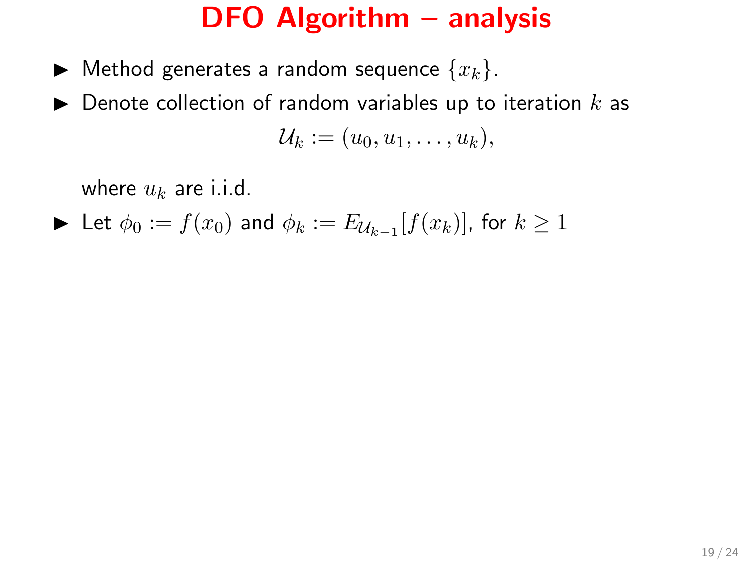# DFO Algorithm – analysis

- Method generates a random sequence $\{x_k\}$.
- Denote collection of random variables up to iteration $k$ as

$$\mathcal{U}_k := (u_0, u_1, \ldots, u_k),$$

  where $u_k$ are i.i.d.
- Let $\phi_0 := f(x_0)$ and $\phi_k := E_{\mathcal{U}_{k-1}}[f(x_k)]$, for $k \geq 1$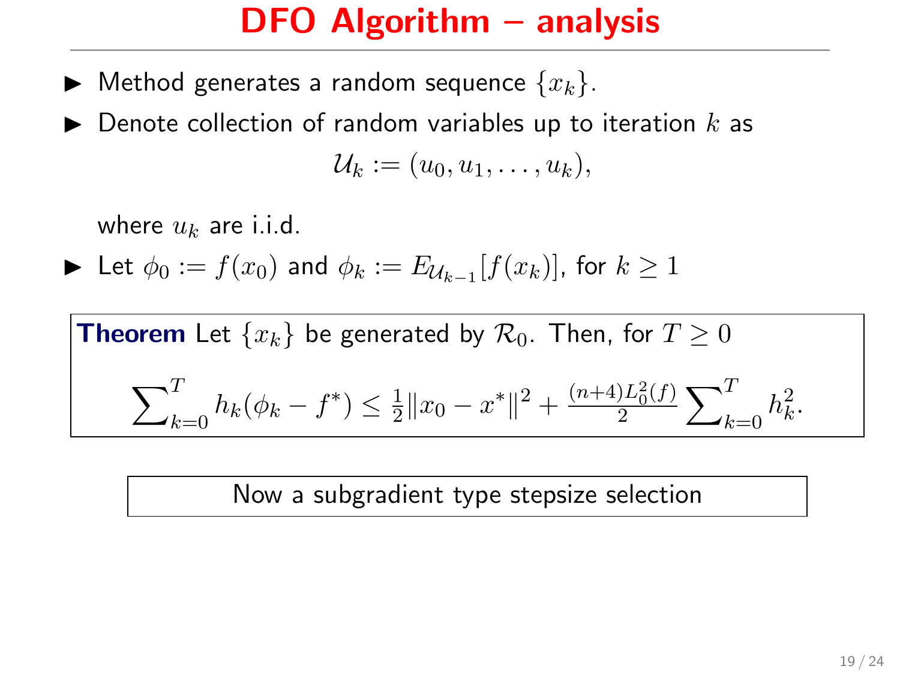# DFO Algorithm – analysis

- Method generates a random sequence $\{x_k\}$.
- Denote collection of random variables up to iteration $k$ as

$$\mathcal{U}_k := (u_0, u_1, \ldots, u_k),$$

  where $u_k$ are i.i.d.

- Let $\phi_0 := f(x_0)$ and $\phi_k := E_{\mathcal{U}_{k-1}}[f(x_k)]$, for $k \geq 1$

**Theorem** Let $\{x_k\}$ be generated by $\mathcal{R}_0$. Then, for $T \geq 0$

$$\sum_{k=0}^{T} h_k(\phi_k - f^*) \leq \tfrac{1}{2}\|x_0 - x^*\|^2 + \tfrac{(n+4)L_0^2(f)}{2} \sum_{k=0}^{T} h_k^2.$$

Now a subgradient type stepsize selection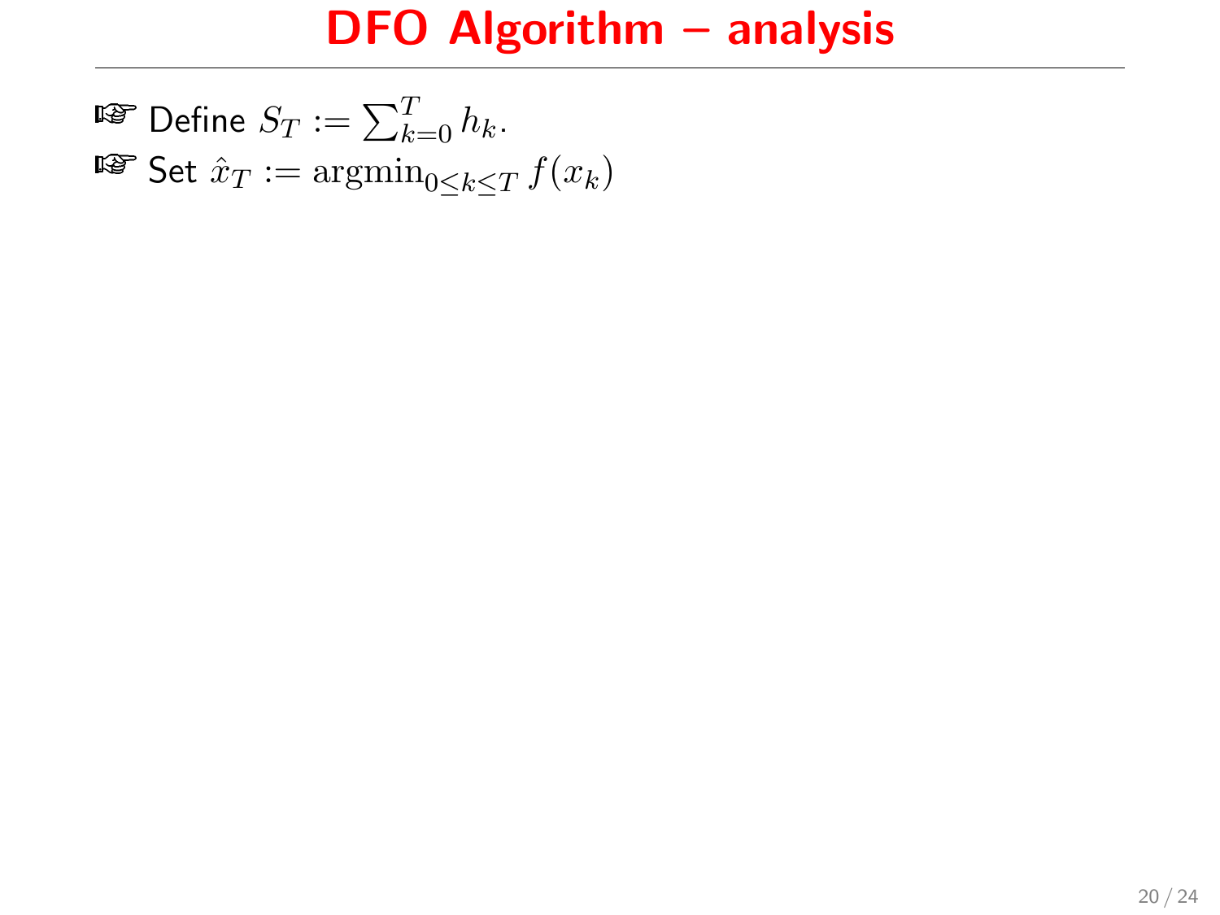# DFO Algorithm – analysis

- ☞ Define $S_T := \sum_{k=0}^{T} h_k$.
- ☞ Set $\hat{x}_T := \operatorname{argmin}_{0 \le k \le T} f(x_k)$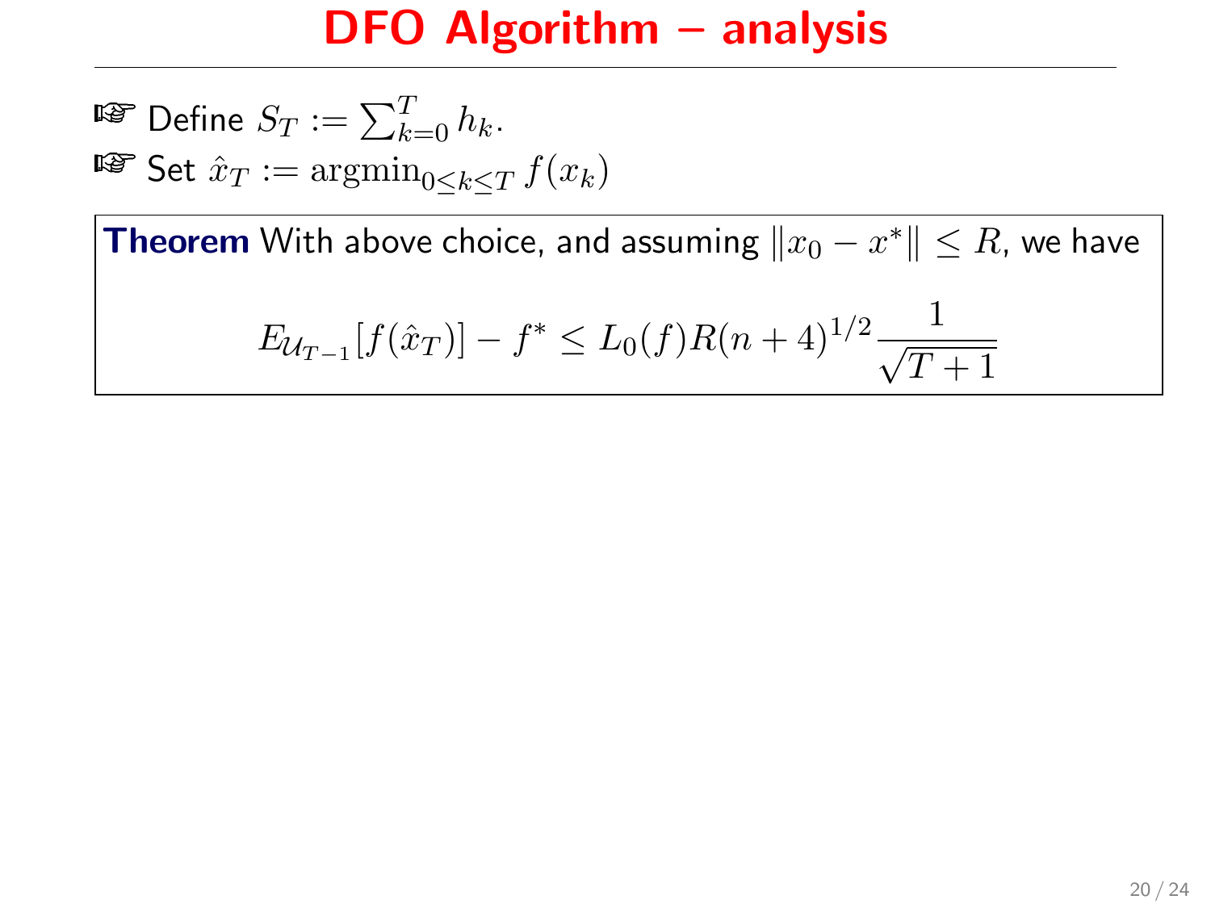# DFO Algorithm – analysis

- Define $S_T := \sum_{k=0}^{T} h_k$.
- Set $\hat{x}_T := \operatorname{argmin}_{0 \le k \le T} f(x_k)$

**Theorem** With above choice, and assuming $\|x_0 - x^*\| \le R$, we have

$$E_{\mathcal{U}_{T-1}}[f(\hat{x}_T)] - f^* \le L_0(f) R (n+4)^{1/2} \frac{1}{\sqrt{T+1}}$$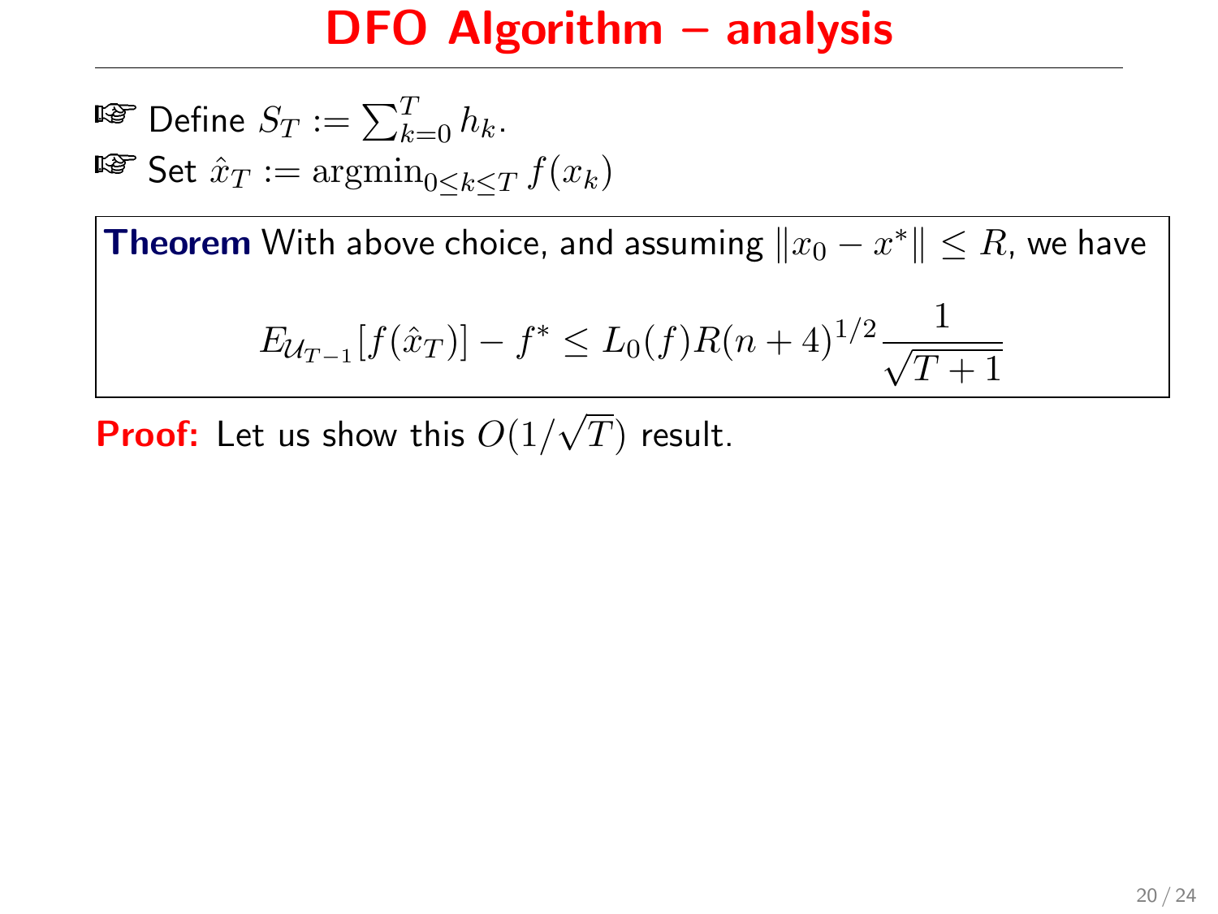# DFO Algorithm – analysis

- Define $S_T := \sum_{k=0}^{T} h_k$.
- Set $\hat{x}_T := \operatorname{argmin}_{0 \le k \le T} f(x_k)$

**Theorem** With above choice, and assuming $\|x_0 - x^*\| \le R$, we have

$$E_{\mathcal{U}_{T-1}}[f(\hat{x}_T)] - f^* \le L_0(f) R (n+4)^{1/2} \frac{1}{\sqrt{T+1}}$$

**Proof:** Let us show this $O(1/\sqrt{T})$ result.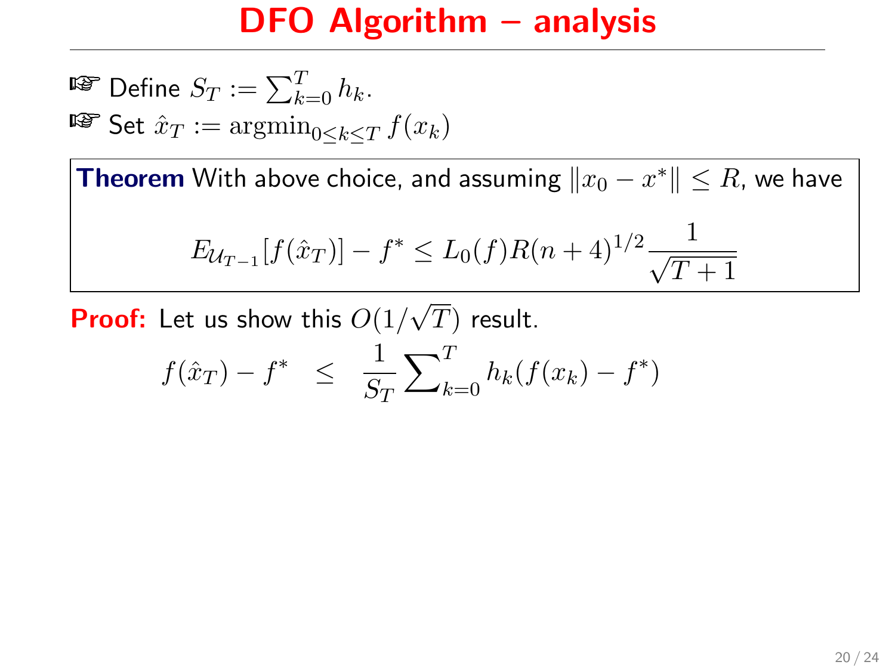# DFO Algorithm – analysis

☞ Define $S_T := \sum_{k=0}^{T} h_k$.

☞ Set $\hat{x}_T := \operatorname{argmin}_{0 \le k \le T} f(x_k)$

**Theorem** With above choice, and assuming $\|x_0 - x^*\| \le R$, we have

$$E_{\mathcal{U}_{T-1}}[f(\hat{x}_T)] - f^* \le L_0(f) R (n+4)^{1/2} \frac{1}{\sqrt{T+1}}$$

**Proof:** Let us show this $O(1/\sqrt{T})$ result.

$$f(\hat{x}_T) - f^* \quad \le \quad \frac{1}{S_T} \sum_{k=0}^{T} h_k (f(x_k) - f^*)$$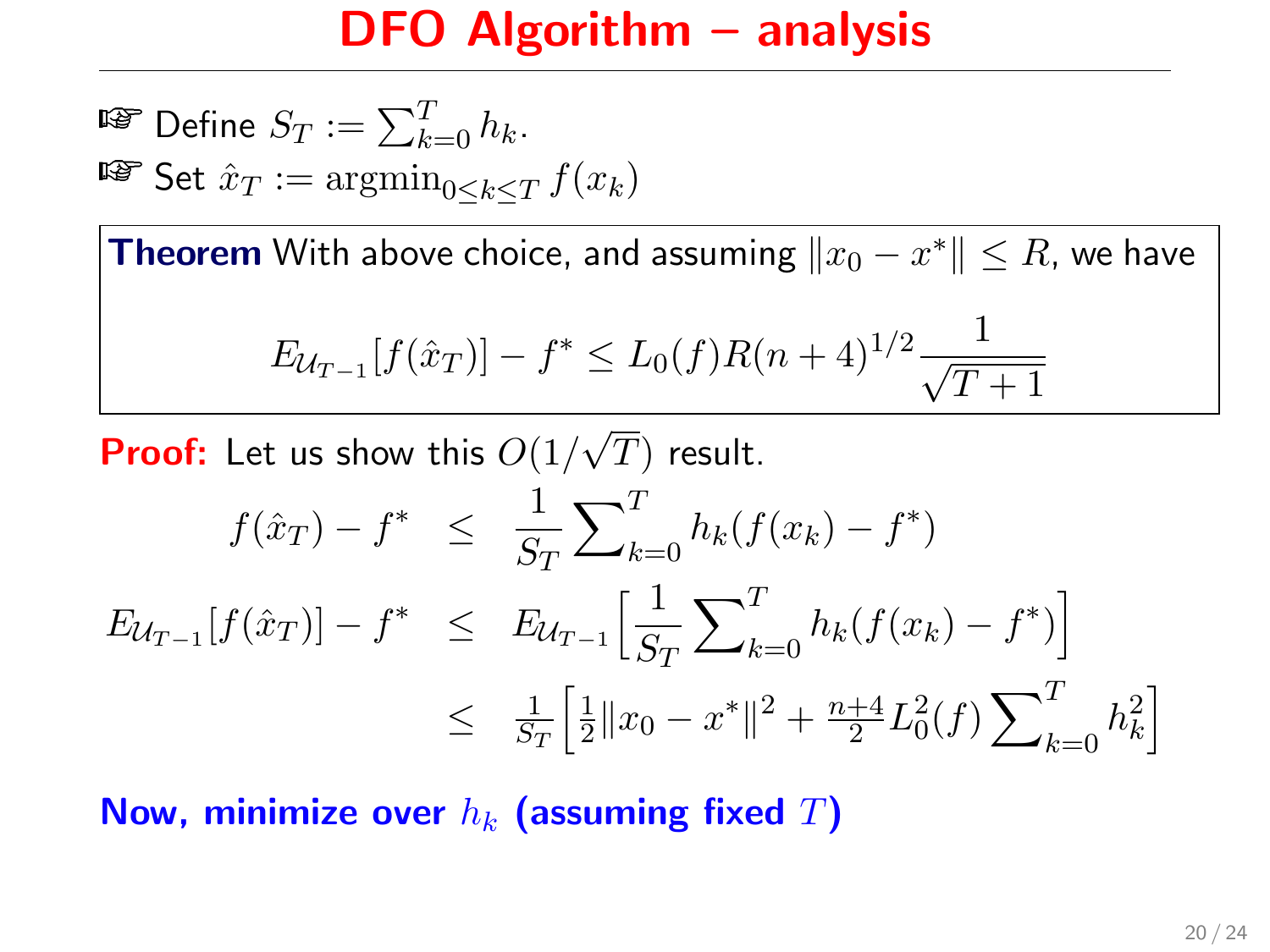# DFO Algorithm – analysis

- Define $S_T := \sum_{k=0}^{T} h_k$.
- Set $\hat{x}_T := \mathrm{argmin}_{0 \le k \le T} f(x_k)$

**Theorem** With above choice, and assuming $\|x_0 - x^*\| \le R$, we have

$$E_{\mathcal{U}_{T-1}}[f(\hat{x}_T)] - f^* \le L_0(f) R (n+4)^{1/2} \frac{1}{\sqrt{T+1}}$$

**Proof:** Let us show this $O(1/\sqrt{T})$ result.

$$\begin{aligned}
f(\hat{x}_T) - f^* &\le \frac{1}{S_T} \sum_{k=0}^{T} h_k (f(x_k) - f^*) \\
E_{\mathcal{U}_{T-1}}[f(\hat{x}_T)] - f^* &\le E_{\mathcal{U}_{T-1}}\Big[\frac{1}{S_T} \sum_{k=0}^{T} h_k (f(x_k) - f^*)\Big] \\
&\le \tfrac{1}{S_T}\Big[\tfrac{1}{2}\|x_0 - x^*\|^2 + \tfrac{n+4}{2} L_0^2(f) \sum_{k=0}^{T} h_k^2\Big]
\end{aligned}$$

**Now, minimize over $h_k$ (assuming fixed $T$)**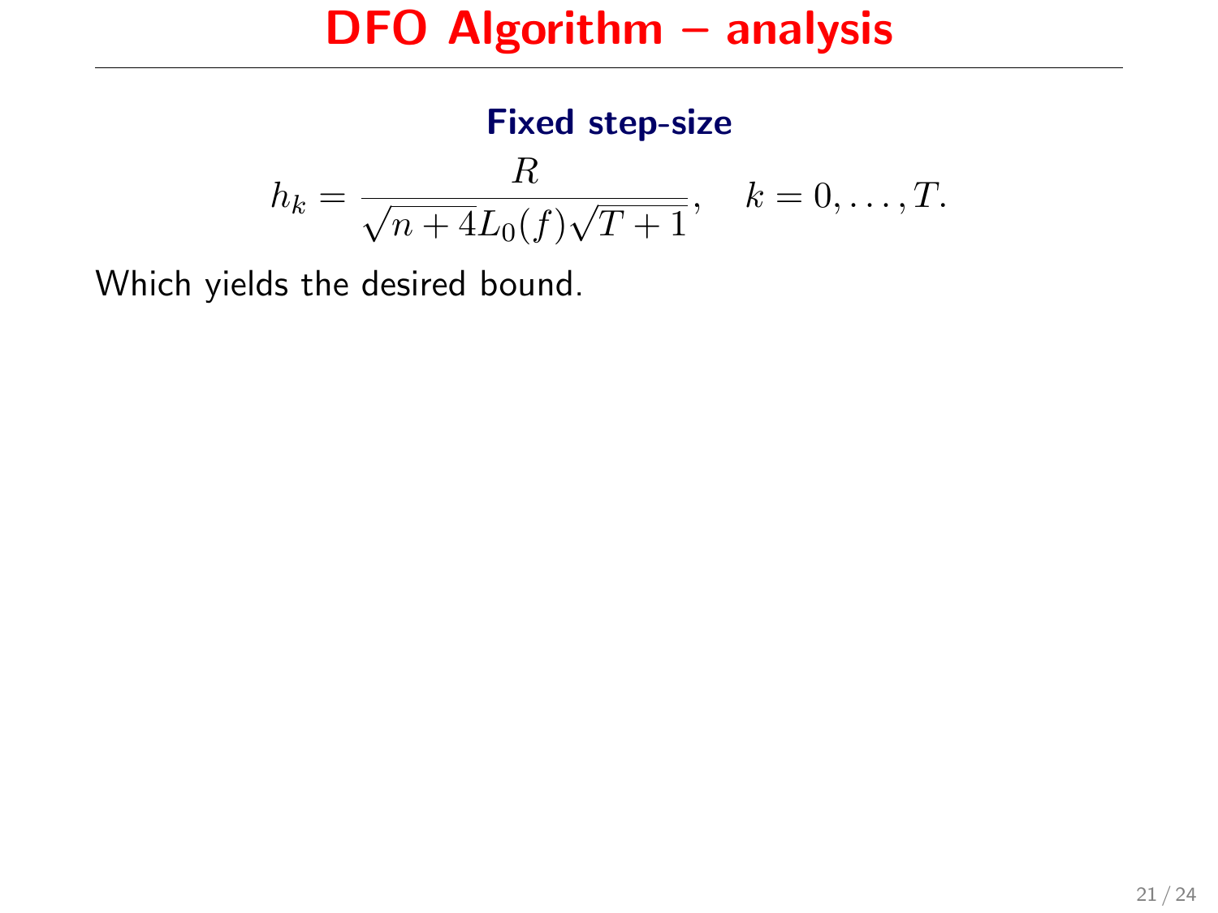# DFO Algorithm – analysis

### Fixed step-size

$$h_k = \frac{R}{\sqrt{n+4}L_0(f)\sqrt{T+1}}, \quad k = 0, \ldots, T.$$

Which yields the desired bound.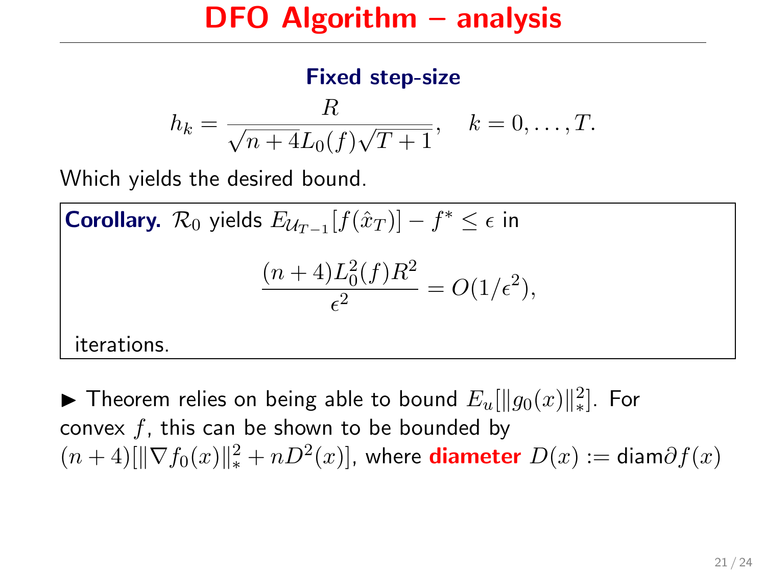# DFO Algorithm – analysis

**Fixed step-size**

$$h_k = \frac{R}{\sqrt{n+4}L_0(f)\sqrt{T+1}}, \quad k = 0, \ldots, T.$$

Which yields the desired bound.

**Corollary.** $\mathcal{R}_0$ yields $E_{\mathcal{U}_{T-1}}[f(\hat{x}_T)] - f^* \leq \epsilon$ in

$$\frac{(n+4)L_0^2(f)R^2}{\epsilon^2} = O(1/\epsilon^2),$$

iterations.

- Theorem relies on being able to bound $E_u[\|g_0(x)\|_*^2]$. For convex $f$, this can be shown to be bounded by $(n+4)[\|\nabla f_0(x)\|_*^2 + nD^2(x)]$, where **diameter** $D(x) := \text{diam}\partial f(x)$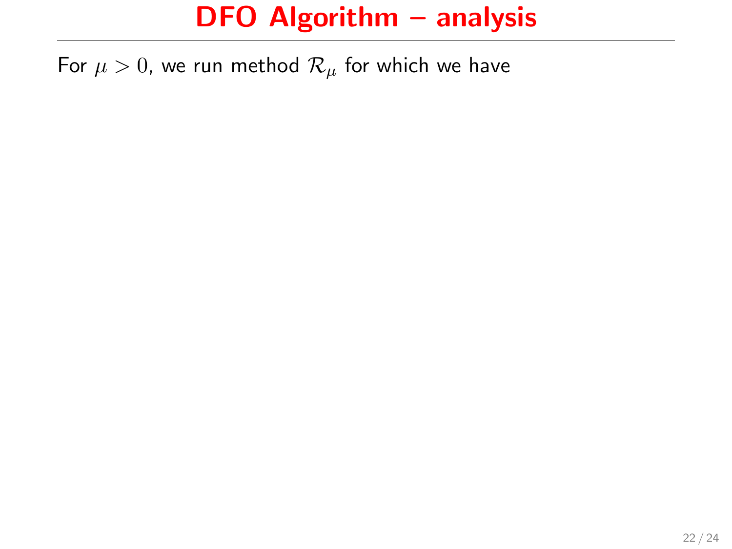# DFO Algorithm – analysis

For $\mu > 0$, we run method $\mathcal{R}_\mu$ for which we have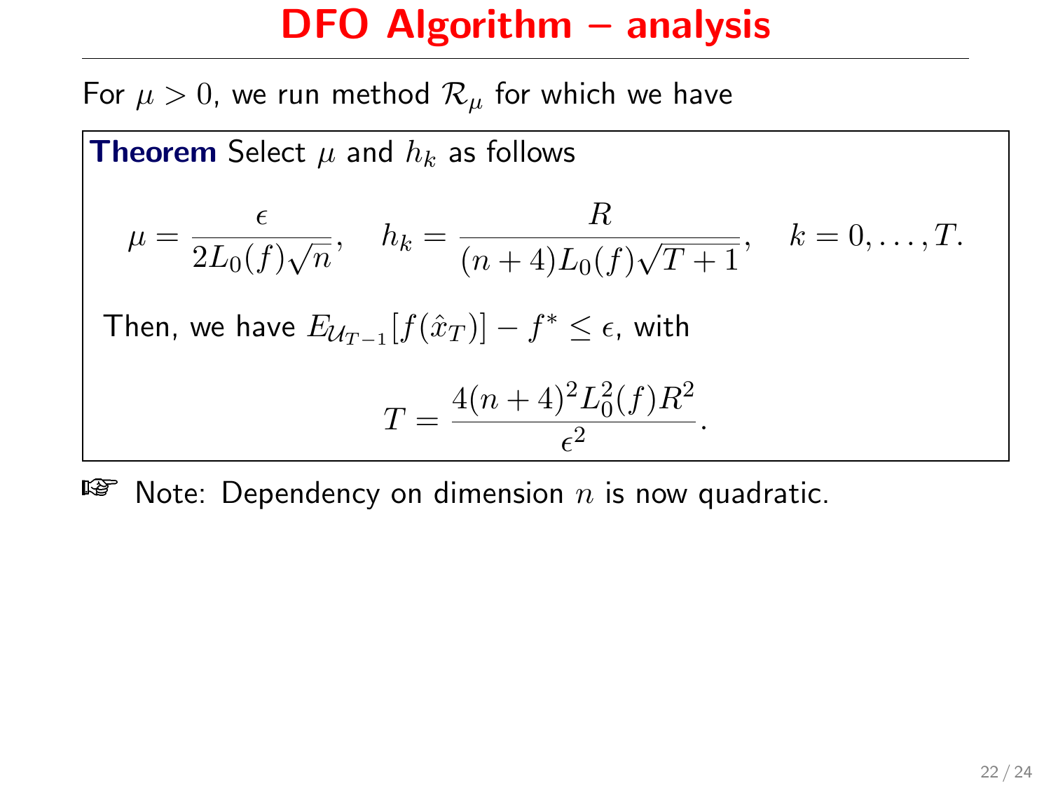# DFO Algorithm – analysis

For $\mu > 0$, we run method $\mathcal{R}_\mu$ for which we have

**Theorem** Select $\mu$ and $h_k$ as follows

$$\mu = \frac{\epsilon}{2L_0(f)\sqrt{n}}, \quad h_k = \frac{R}{(n+4)L_0(f)\sqrt{T+1}}, \quad k = 0, \ldots, T.$$

Then, we have $E_{\mathcal{U}_{T-1}}[f(\hat{x}_T)] - f^* \leq \epsilon$, with

$$T = \frac{4(n+4)^2 L_0^2(f) R^2}{\epsilon^2}.$$

☞ Note: Dependency on dimension $n$ is now quadratic.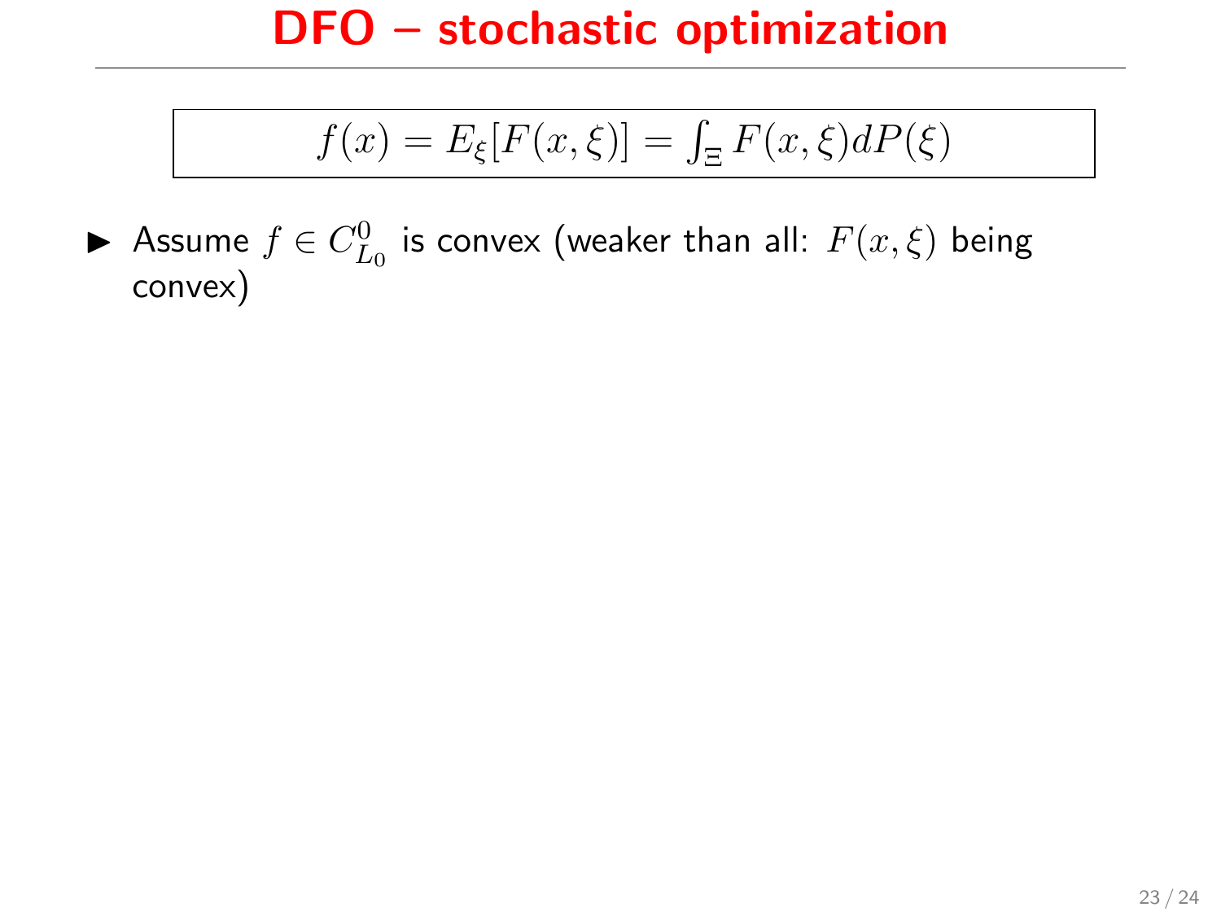# DFO – stochastic optimization

$$f(x) = E_\xi[F(x,\xi)] = \int_\Xi F(x,\xi) dP(\xi)$$

- Assume $f \in C^0_{L_0}$ is convex (weaker than all: $F(x,\xi)$ being convex)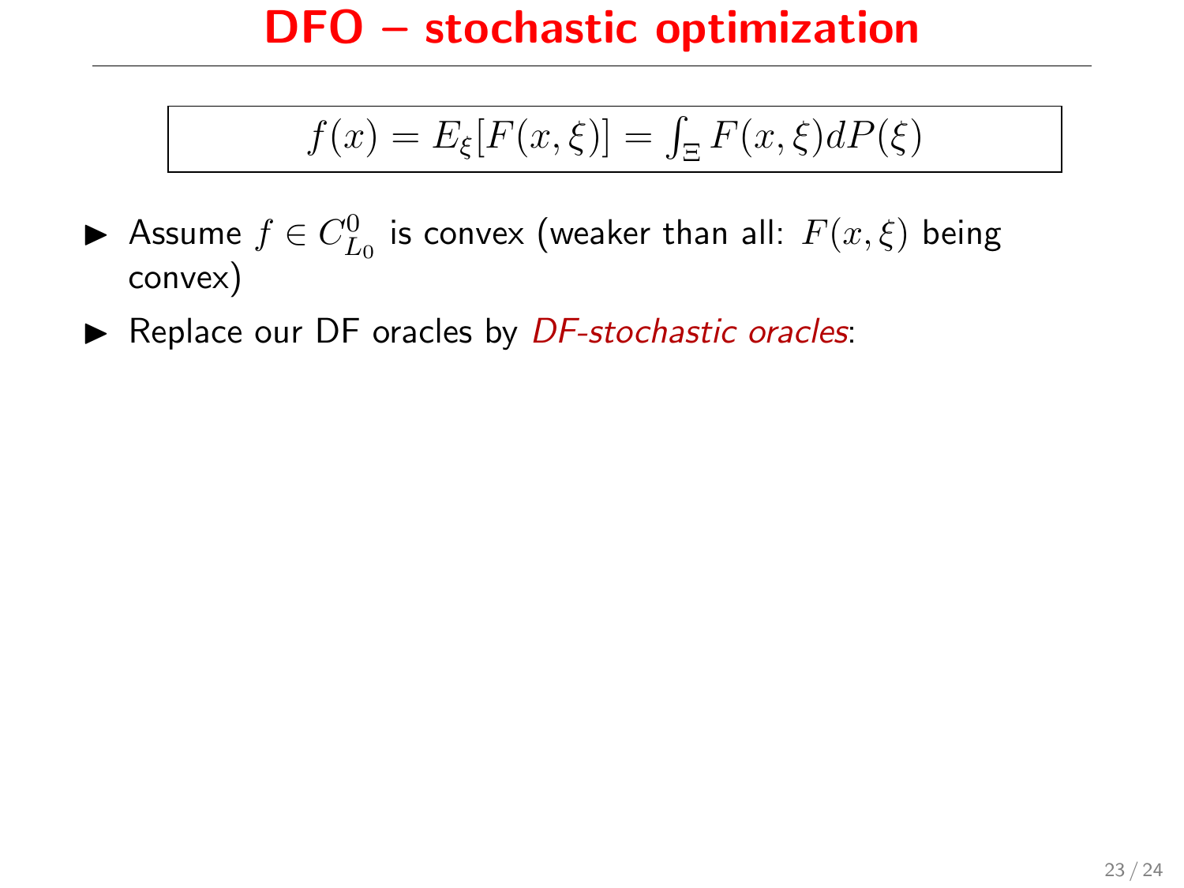# DFO – stochastic optimization

$$f(x) = E_\xi[F(x,\xi)] = \int_\Xi F(x,\xi)dP(\xi)$$

- Assume $f \in C^0_{L_0}$ is convex (weaker than all: $F(x,\xi)$ being convex)
- Replace our DF oracles by *DF-stochastic oracles*: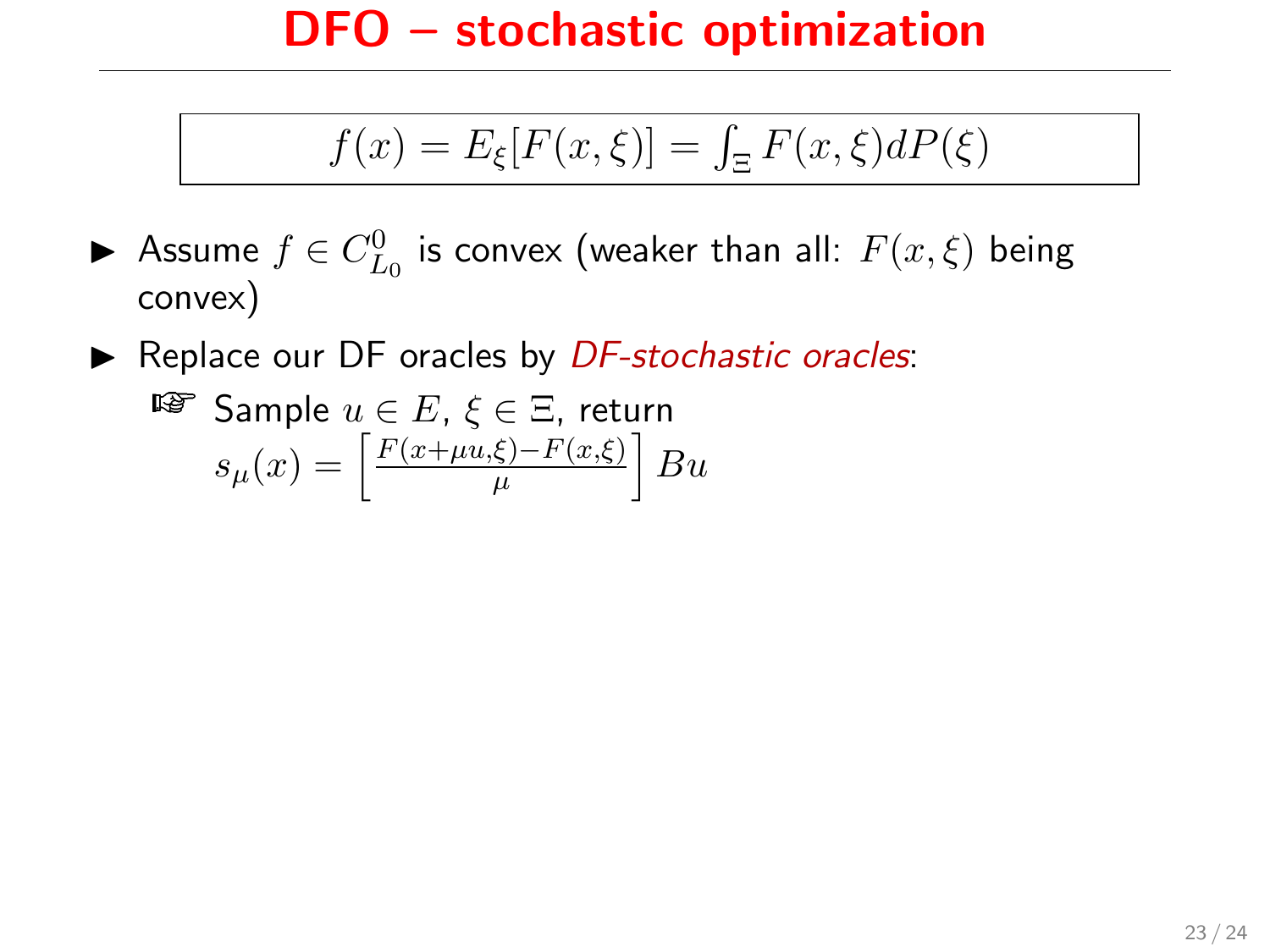# DFO – stochastic optimization

$$f(x) = E_{\xi}[F(x,\xi)] = \int_{\Xi} F(x,\xi) dP(\xi)$$

- Assume $f \in C^0_{L_0}$ is convex (weaker than all: $F(x,\xi)$ being convex)
- Replace our DF oracles by *DF-stochastic oracles*:
  - ☞ Sample $u \in E$, $\xi \in \Xi$, return $s_\mu(x) = \left[\frac{F(x+\mu u,\xi) - F(x,\xi)}{\mu}\right] Bu$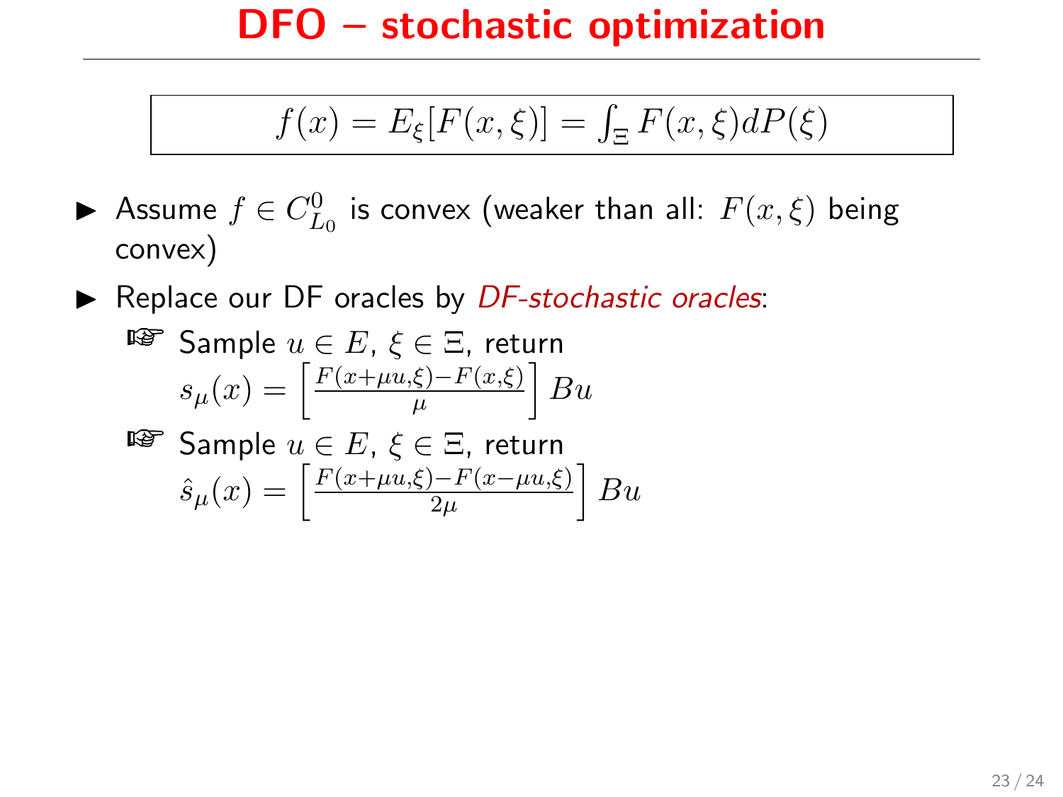# DFO – stochastic optimization

$$f(x) = E_\xi[F(x,\xi)] = \int_\Xi F(x,\xi) dP(\xi)$$

- Assume $f \in C^0_{L_0}$ is convex (weaker than all: $F(x,\xi)$ being convex)
- Replace our DF oracles by *DF-stochastic oracles*:
  - ☞ Sample $u \in E$, $\xi \in \Xi$, return
    $s_\mu(x) = \left[\frac{F(x+\mu u,\xi) - F(x,\xi)}{\mu}\right] Bu$
  - ☞ Sample $u \in E$, $\xi \in \Xi$, return
    $\hat{s}_\mu(x) = \left[\frac{F(x+\mu u,\xi) - F(x-\mu u,\xi)}{2\mu}\right] Bu$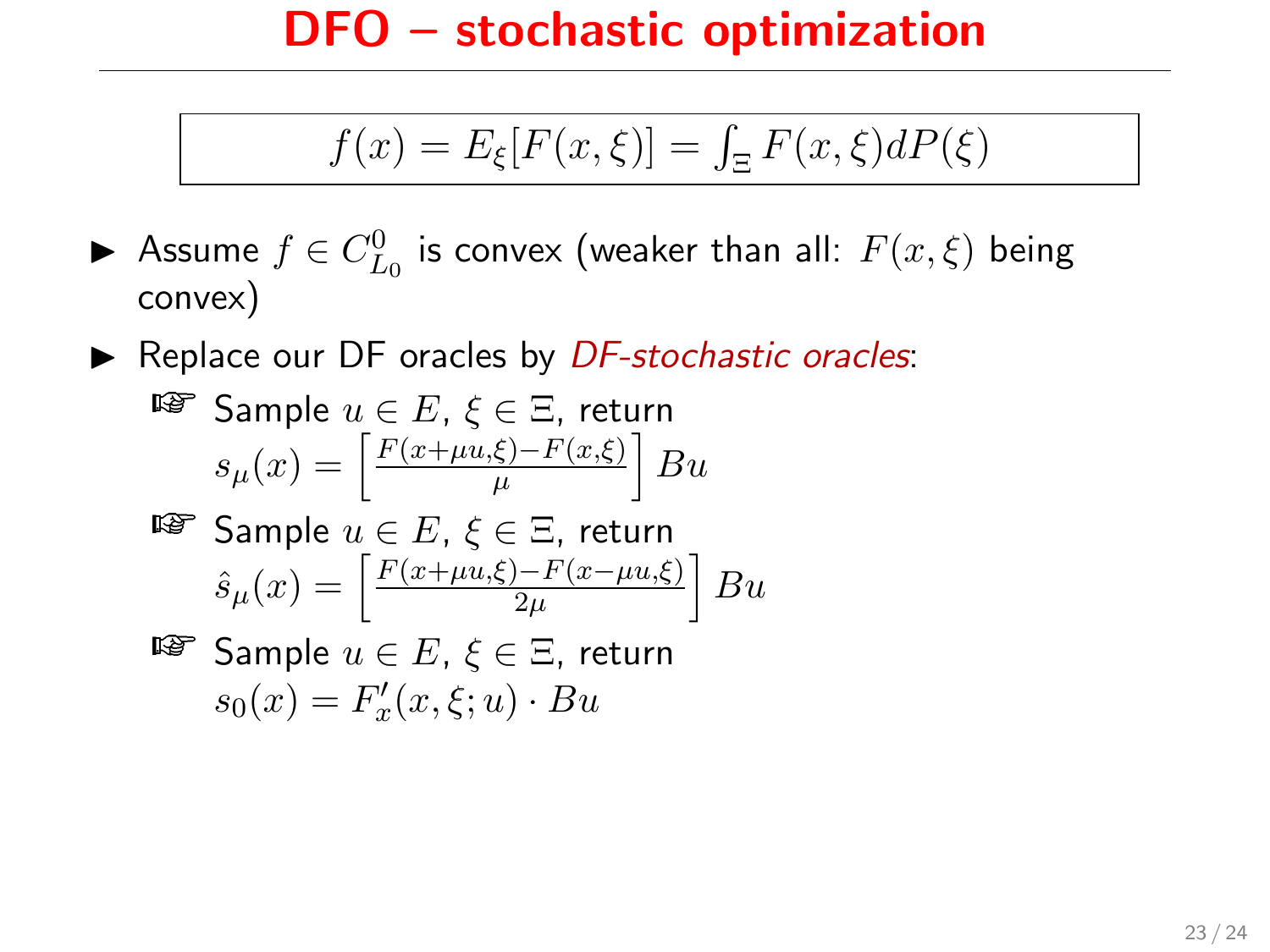# DFO – stochastic optimization

$$f(x) = E_\xi[F(x,\xi)] = \int_\Xi F(x,\xi)dP(\xi)$$

- Assume $f \in C^0_{L_0}$ is convex (weaker than all: $F(x,\xi)$ being convex)
- Replace our DF oracles by *DF-stochastic oracles*:
  - ☞ Sample $u \in E$, $\xi \in \Xi$, return
    $s_\mu(x) = \left[ \frac{F(x+\mu u,\xi) - F(x,\xi)}{\mu} \right] Bu$
  - ☞ Sample $u \in E$, $\xi \in \Xi$, return
    $\hat{s}_\mu(x) = \left[ \frac{F(x+\mu u,\xi) - F(x-\mu u,\xi)}{2\mu} \right] Bu$
  - ☞ Sample $u \in E$, $\xi \in \Xi$, return
    $s_0(x) = F'_x(x,\xi;u) \cdot Bu$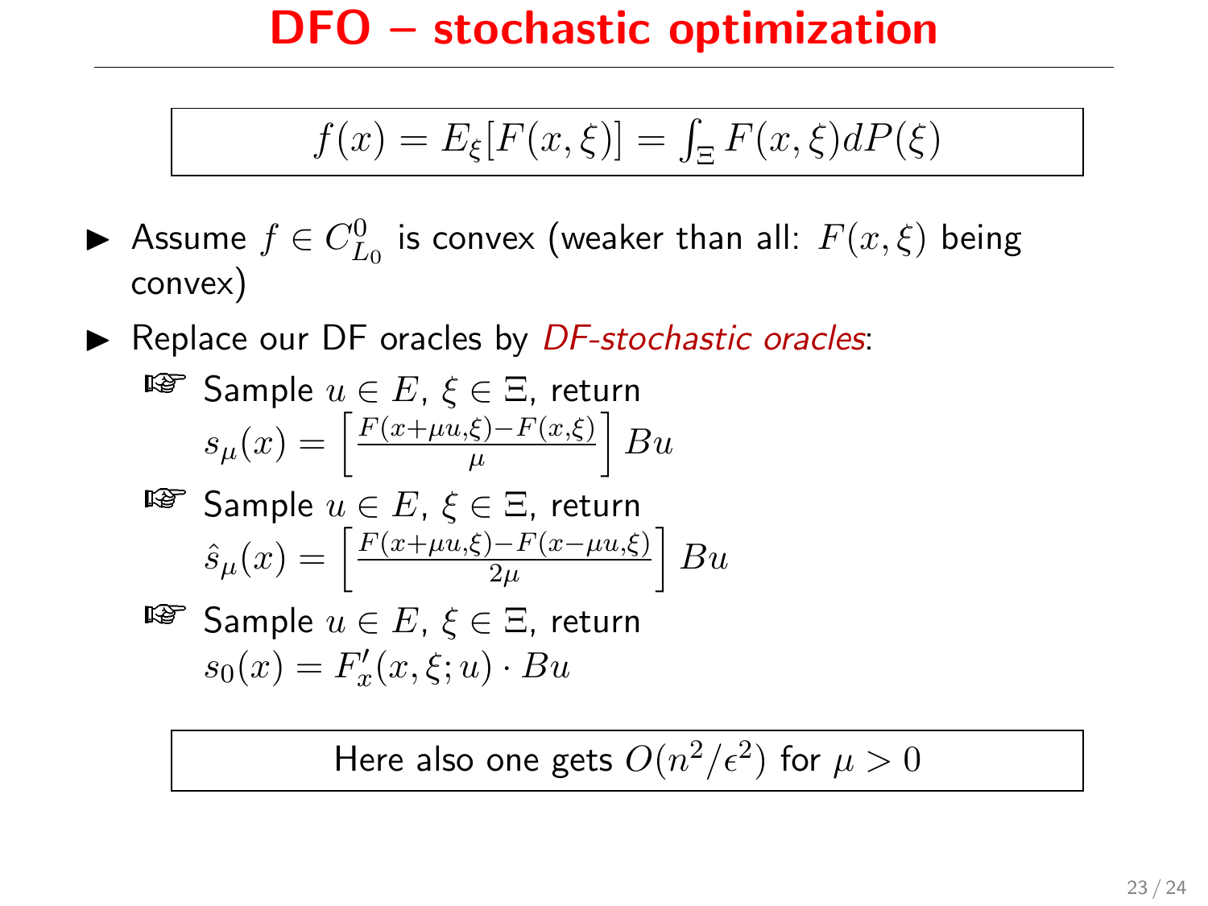# DFO – stochastic optimization

$$f(x) = E_\xi[F(x,\xi)] = \int_\Xi F(x,\xi)dP(\xi)$$

- Assume $f \in C^0_{L_0}$ is convex (weaker than all: $F(x,\xi)$ being convex)
- Replace our DF oracles by *DF-stochastic oracles*:
  - ☞ Sample $u \in E$, $\xi \in \Xi$, return $s_\mu(x) = \left[\frac{F(x+\mu u,\xi) - F(x,\xi)}{\mu}\right] Bu$
  - ☞ Sample $u \in E$, $\xi \in \Xi$, return $\hat{s}_\mu(x) = \left[\frac{F(x+\mu u,\xi) - F(x-\mu u,\xi)}{2\mu}\right] Bu$
  - ☞ Sample $u \in E$, $\xi \in \Xi$, return $s_0(x) = F'_x(x,\xi;u) \cdot Bu$

Here also one gets $O(n^2/\epsilon^2)$ for $\mu > 0$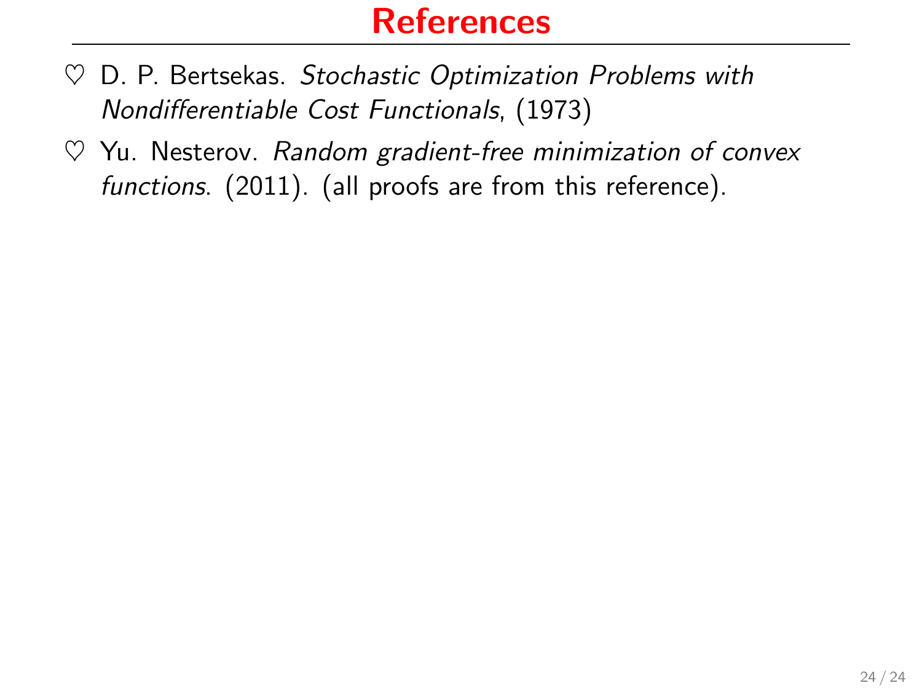# References

- ♡ D. P. Bertsekas. *Stochastic Optimization Problems with Nondifferentiable Cost Functionals*, (1973)
- ♡ Yu. Nesterov. *Random gradient-free minimization of convex functions*. (2011). (all proofs are from this reference).